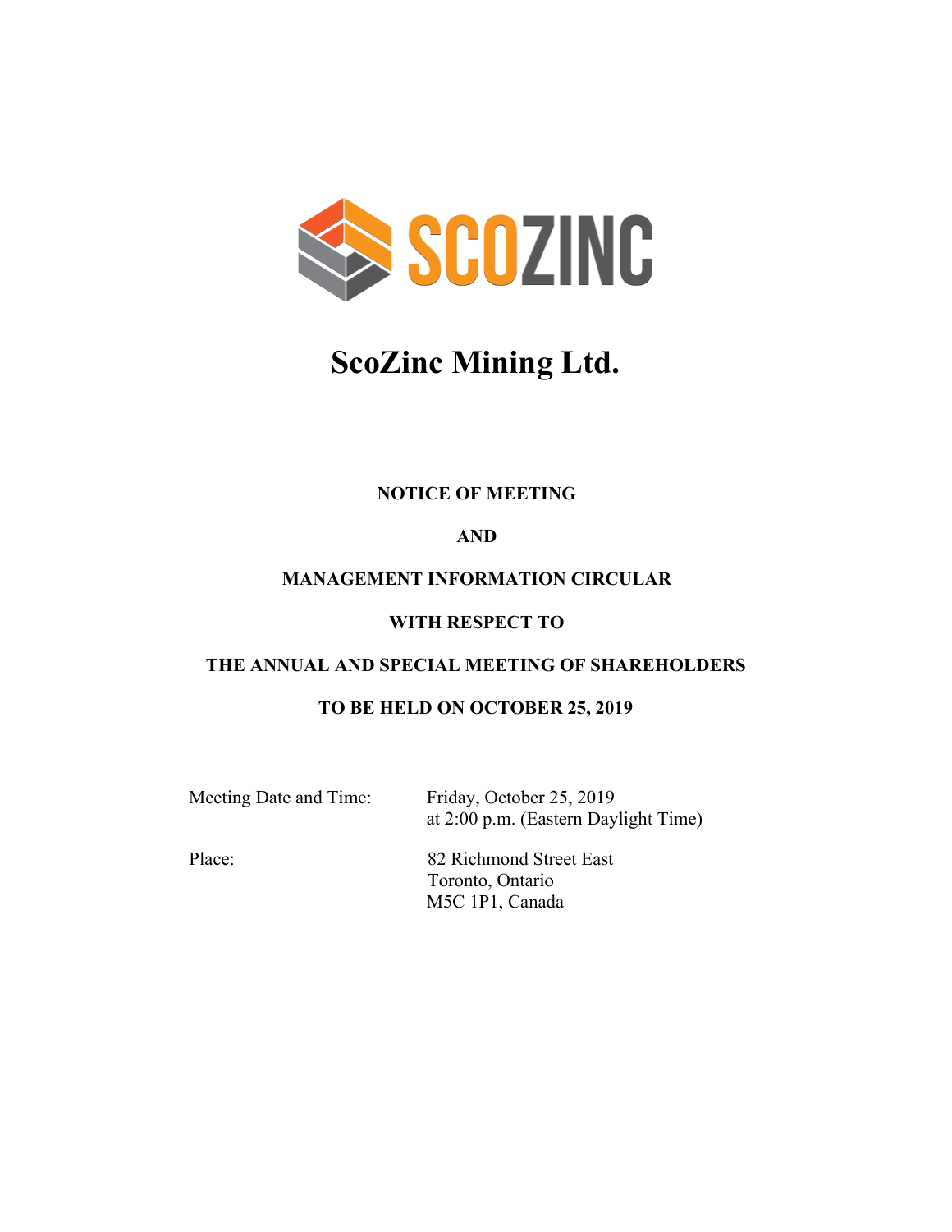# ScoZinc Mining Ltd.

**NOTICE OF MEETING**

**AND**

**MANAGEMENT INFORMATION CIRCULAR**

**WITH RESPECT TO**

**THE ANNUAL AND SPECIAL MEETING OF SHAREHOLDERS**

**TO BE HELD ON OCTOBER 25, 2019**

| | |
|---|---|
| Meeting Date and Time: | Friday, October 25, 2019<br>at 2:00 p.m. (Eastern Daylight Time) |
| Place: | 82 Richmond Street East<br>Toronto, Ontario<br>M5C 1P1, Canada |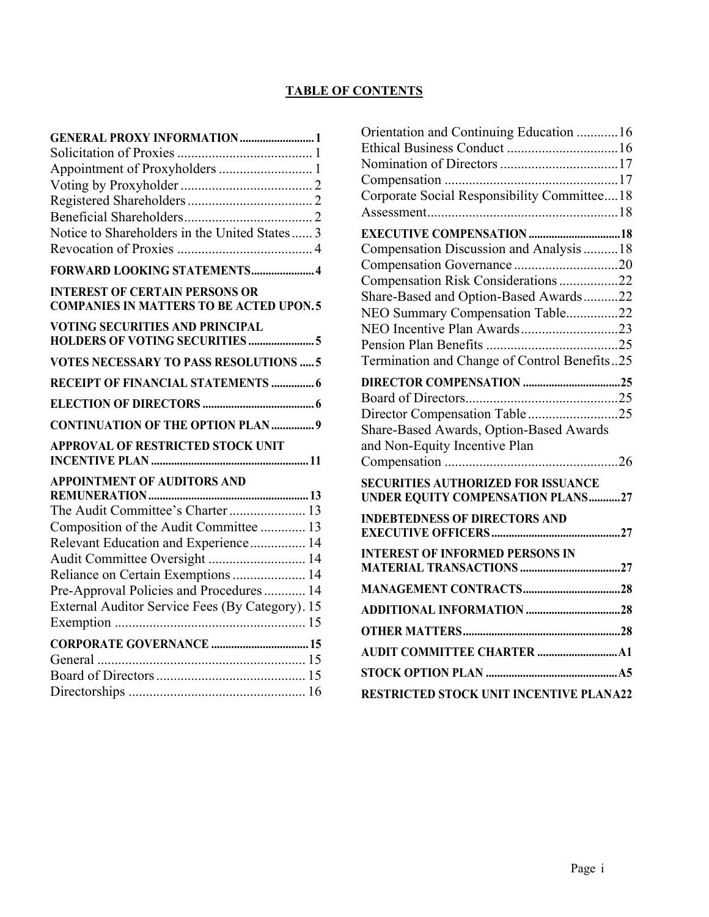**TABLE OF CONTENTS**

**GENERAL PROXY INFORMATION** 1
Solicitation of Proxies 1
Appointment of Proxyholders 1
Voting by Proxyholder 2
Registered Shareholders 2
Beneficial Shareholders 2
Notice to Shareholders in the United States 3
Revocation of Proxies 4

**FORWARD LOOKING STATEMENTS** 4

**INTEREST OF CERTAIN PERSONS OR COMPANIES IN MATTERS TO BE ACTED UPON** 5

**VOTING SECURITIES AND PRINCIPAL HOLDERS OF VOTING SECURITIES** 5

**VOTES NECESSARY TO PASS RESOLUTIONS** 5

**RECEIPT OF FINANCIAL STATEMENTS** 6

**ELECTION OF DIRECTORS** 6

**CONTINUATION OF THE OPTION PLAN** 9

**APPROVAL OF RESTRICTED STOCK UNIT INCENTIVE PLAN** 11

**APPOINTMENT OF AUDITORS AND REMUNERATION** 13
The Audit Committee's Charter 13
Composition of the Audit Committee 13
Relevant Education and Experience 14
Audit Committee Oversight 14
Reliance on Certain Exemptions 14
Pre-Approval Policies and Procedures 14
External Auditor Service Fees (By Category) 15
Exemption 15

**CORPORATE GOVERNANCE** 15
General 15
Board of Directors 15
Directorships 16
Orientation and Continuing Education 16
Ethical Business Conduct 16
Nomination of Directors 17
Compensation 17
Corporate Social Responsibility Committee 18
Assessment 18

**EXECUTIVE COMPENSATION** 18
Compensation Discussion and Analysis 18
Compensation Governance 20
Compensation Risk Considerations 22
Share-Based and Option-Based Awards 22
NEO Summary Compensation Table 22
NEO Incentive Plan Awards 23
Pension Plan Benefits 25
Termination and Change of Control Benefits 25

**DIRECTOR COMPENSATION** 25
Board of Directors 25
Director Compensation Table 25
Share-Based Awards, Option-Based Awards and Non-Equity Incentive Plan Compensation 26

**SECURITIES AUTHORIZED FOR ISSUANCE UNDER EQUITY COMPENSATION PLANS** 27

**INDEBTEDNESS OF DIRECTORS AND EXECUTIVE OFFICERS** 27

**INTEREST OF INFORMED PERSONS IN MATERIAL TRANSACTIONS** 27

**MANAGEMENT CONTRACTS** 28

**ADDITIONAL INFORMATION** 28

**OTHER MATTERS** 28

**AUDIT COMMITTEE CHARTER** A1

**STOCK OPTION PLAN** A5

**RESTRICTED STOCK UNIT INCENTIVE PLAN** A22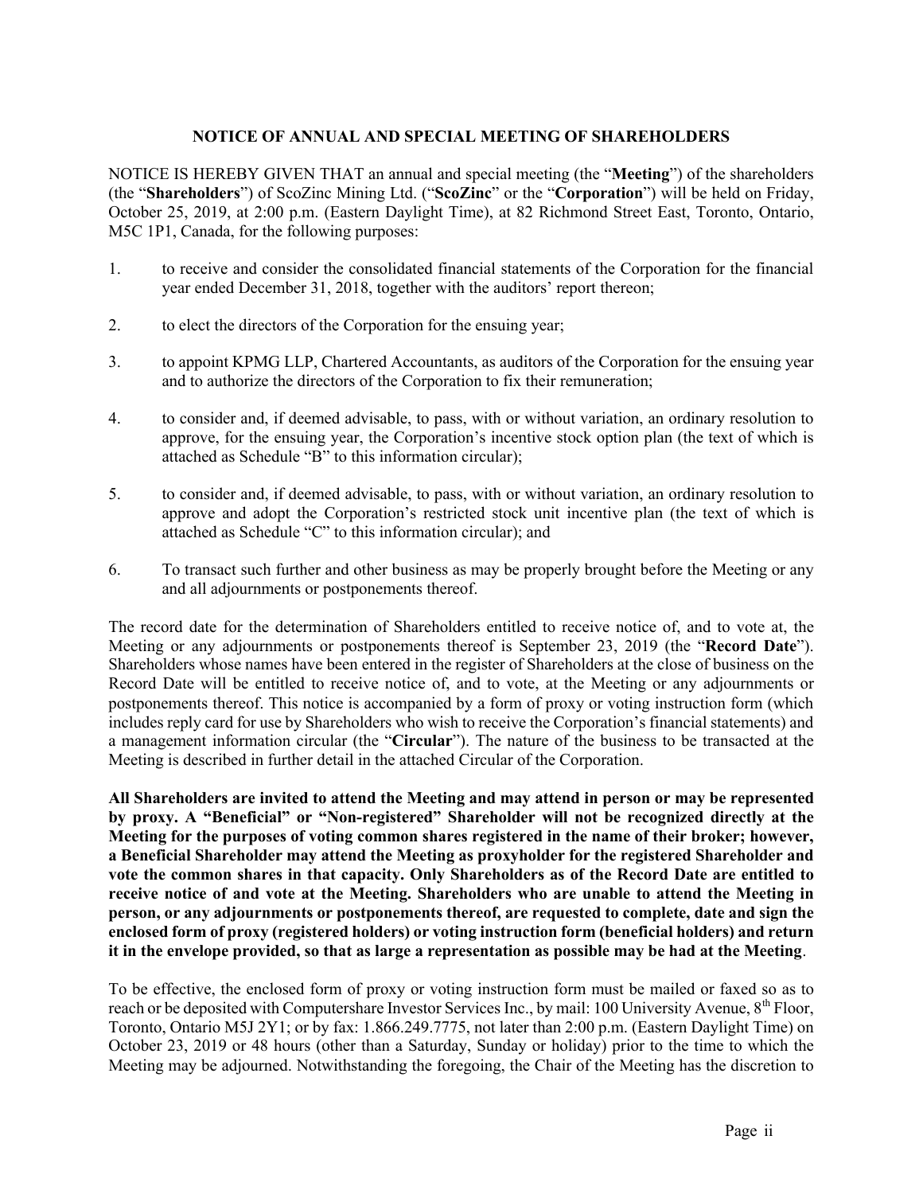## NOTICE OF ANNUAL AND SPECIAL MEETING OF SHAREHOLDERS

NOTICE IS HEREBY GIVEN THAT an annual and special meeting (the "**Meeting**") of the shareholders (the "**Shareholders**") of ScoZinc Mining Ltd. ("**ScoZinc**" or the "**Corporation**") will be held on Friday, October 25, 2019, at 2:00 p.m. (Eastern Daylight Time), at 82 Richmond Street East, Toronto, Ontario, M5C 1P1, Canada, for the following purposes:

1. to receive and consider the consolidated financial statements of the Corporation for the financial year ended December 31, 2018, together with the auditors' report thereon;

2. to elect the directors of the Corporation for the ensuing year;

3. to appoint KPMG LLP, Chartered Accountants, as auditors of the Corporation for the ensuing year and to authorize the directors of the Corporation to fix their remuneration;

4. to consider and, if deemed advisable, to pass, with or without variation, an ordinary resolution to approve, for the ensuing year, the Corporation's incentive stock option plan (the text of which is attached as Schedule "B" to this information circular);

5. to consider and, if deemed advisable, to pass, with or without variation, an ordinary resolution to approve and adopt the Corporation's restricted stock unit incentive plan (the text of which is attached as Schedule "C" to this information circular); and

6. To transact such further and other business as may be properly brought before the Meeting or any and all adjournments or postponements thereof.

The record date for the determination of Shareholders entitled to receive notice of, and to vote at, the Meeting or any adjournments or postponements thereof is September 23, 2019 (the "**Record Date**"). Shareholders whose names have been entered in the register of Shareholders at the close of business on the Record Date will be entitled to receive notice of, and to vote, at the Meeting or any adjournments or postponements thereof. This notice is accompanied by a form of proxy or voting instruction form (which includes reply card for use by Shareholders who wish to receive the Corporation's financial statements) and a management information circular (the "**Circular**"). The nature of the business to be transacted at the Meeting is described in further detail in the attached Circular of the Corporation.

**All Shareholders are invited to attend the Meeting and may attend in person or may be represented by proxy. A "Beneficial" or "Non-registered" Shareholder will not be recognized directly at the Meeting for the purposes of voting common shares registered in the name of their broker; however, a Beneficial Shareholder may attend the Meeting as proxyholder for the registered Shareholder and vote the common shares in that capacity. Only Shareholders as of the Record Date are entitled to receive notice of and vote at the Meeting. Shareholders who are unable to attend the Meeting in person, or any adjournments or postponements thereof, are requested to complete, date and sign the enclosed form of proxy (registered holders) or voting instruction form (beneficial holders) and return it in the envelope provided, so that as large a representation as possible may be had at the Meeting**.

To be effective, the enclosed form of proxy or voting instruction form must be mailed or faxed so as to reach or be deposited with Computershare Investor Services Inc., by mail: 100 University Avenue, 8th Floor, Toronto, Ontario M5J 2Y1; or by fax: 1.866.249.7775, not later than 2:00 p.m. (Eastern Daylight Time) on October 23, 2019 or 48 hours (other than a Saturday, Sunday or holiday) prior to the time to which the Meeting may be adjourned. Notwithstanding the foregoing, the Chair of the Meeting has the discretion to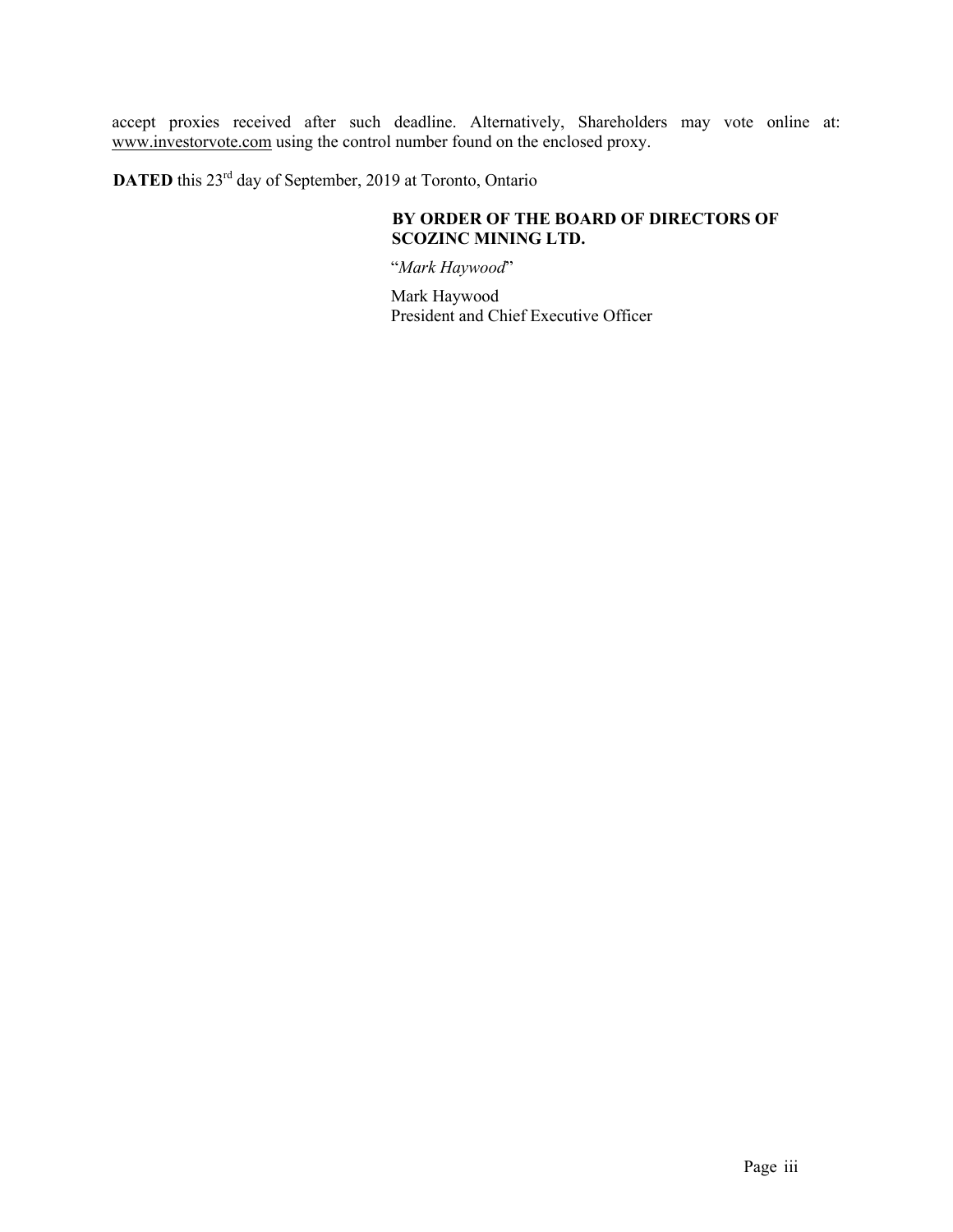accept proxies received after such deadline. Alternatively, Shareholders may vote online at: www.investorvote.com using the control number found on the enclosed proxy.

**DATED** this 23rd day of September, 2019 at Toronto, Ontario

**BY ORDER OF THE BOARD OF DIRECTORS OF SCOZINC MINING LTD.**

"*Mark Haywood*"

Mark Haywood  
President and Chief Executive Officer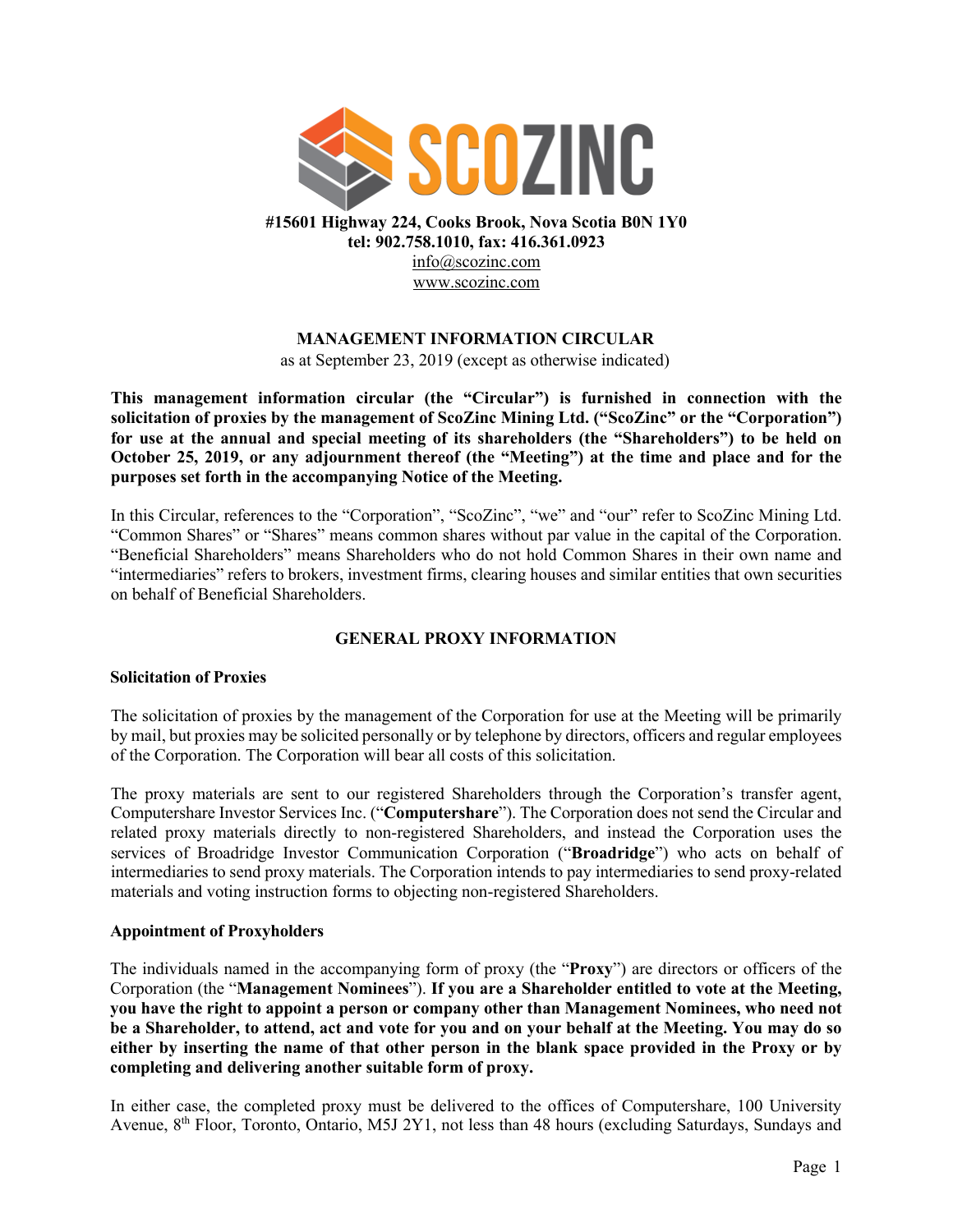**#15601 Highway 224, Cooks Brook, Nova Scotia B0N 1Y0**
**tel: 902.758.1010, fax: 416.361.0923**
info@scozinc.com
www.scozinc.com

# MANAGEMENT INFORMATION CIRCULAR

as at September 23, 2019 (except as otherwise indicated)

**This management information circular (the "Circular") is furnished in connection with the solicitation of proxies by the management of ScoZinc Mining Ltd. ("ScoZinc" or the "Corporation") for use at the annual and special meeting of its shareholders (the "Shareholders") to be held on October 25, 2019, or any adjournment thereof (the "Meeting") at the time and place and for the purposes set forth in the accompanying Notice of the Meeting.**

In this Circular, references to the "Corporation", "ScoZinc", "we" and "our" refer to ScoZinc Mining Ltd. "Common Shares" or "Shares" means common shares without par value in the capital of the Corporation. "Beneficial Shareholders" means Shareholders who do not hold Common Shares in their own name and "intermediaries" refers to brokers, investment firms, clearing houses and similar entities that own securities on behalf of Beneficial Shareholders.

## GENERAL PROXY INFORMATION

### Solicitation of Proxies

The solicitation of proxies by the management of the Corporation for use at the Meeting will be primarily by mail, but proxies may be solicited personally or by telephone by directors, officers and regular employees of the Corporation. The Corporation will bear all costs of this solicitation.

The proxy materials are sent to our registered Shareholders through the Corporation's transfer agent, Computershare Investor Services Inc. ("**Computershare**"). The Corporation does not send the Circular and related proxy materials directly to non-registered Shareholders, and instead the Corporation uses the services of Broadridge Investor Communication Corporation ("**Broadridge**") who acts on behalf of intermediaries to send proxy materials. The Corporation intends to pay intermediaries to send proxy-related materials and voting instruction forms to objecting non-registered Shareholders.

### Appointment of Proxyholders

The individuals named in the accompanying form of proxy (the "**Proxy**") are directors or officers of the Corporation (the "**Management Nominees**"). **If you are a Shareholder entitled to vote at the Meeting, you have the right to appoint a person or company other than Management Nominees, who need not be a Shareholder, to attend, act and vote for you and on your behalf at the Meeting. You may do so either by inserting the name of that other person in the blank space provided in the Proxy or by completing and delivering another suitable form of proxy.**

In either case, the completed proxy must be delivered to the offices of Computershare, 100 University Avenue, 8th Floor, Toronto, Ontario, M5J 2Y1, not less than 48 hours (excluding Saturdays, Sundays and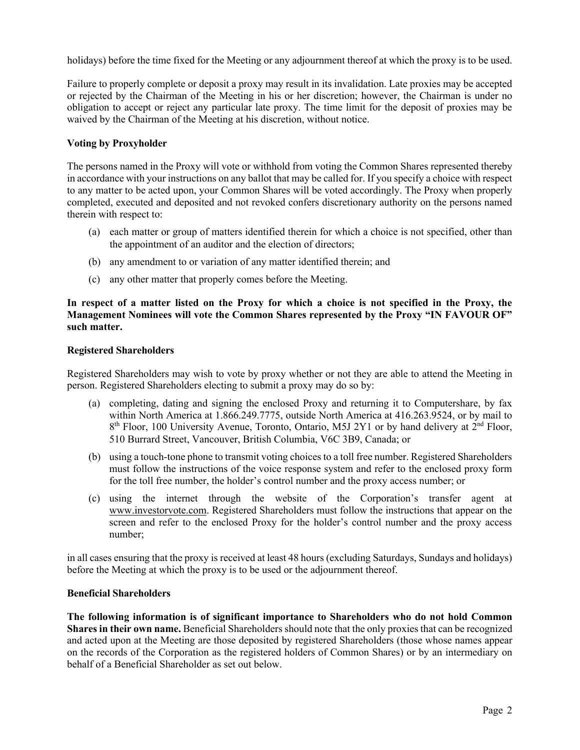holidays) before the time fixed for the Meeting or any adjournment thereof at which the proxy is to be used.

Failure to properly complete or deposit a proxy may result in its invalidation. Late proxies may be accepted or rejected by the Chairman of the Meeting in his or her discretion; however, the Chairman is under no obligation to accept or reject any particular late proxy. The time limit for the deposit of proxies may be waived by the Chairman of the Meeting at his discretion, without notice.

**Voting by Proxyholder**

The persons named in the Proxy will vote or withhold from voting the Common Shares represented thereby in accordance with your instructions on any ballot that may be called for. If you specify a choice with respect to any matter to be acted upon, your Common Shares will be voted accordingly. The Proxy when properly completed, executed and deposited and not revoked confers discretionary authority on the persons named therein with respect to:

(a) each matter or group of matters identified therein for which a choice is not specified, other than the appointment of an auditor and the election of directors;

(b) any amendment to or variation of any matter identified therein; and

(c) any other matter that properly comes before the Meeting.

**In respect of a matter listed on the Proxy for which a choice is not specified in the Proxy, the Management Nominees will vote the Common Shares represented by the Proxy "IN FAVOUR OF" such matter.**

**Registered Shareholders**

Registered Shareholders may wish to vote by proxy whether or not they are able to attend the Meeting in person. Registered Shareholders electing to submit a proxy may do so by:

(a) completing, dating and signing the enclosed Proxy and returning it to Computershare, by fax within North America at 1.866.249.7775, outside North America at 416.263.9524, or by mail to 8th Floor, 100 University Avenue, Toronto, Ontario, M5J 2Y1 or by hand delivery at 2nd Floor, 510 Burrard Street, Vancouver, British Columbia, V6C 3B9, Canada; or

(b) using a touch-tone phone to transmit voting choices to a toll free number. Registered Shareholders must follow the instructions of the voice response system and refer to the enclosed proxy form for the toll free number, the holder's control number and the proxy access number; or

(c) using the internet through the website of the Corporation's transfer agent at www.investorvote.com. Registered Shareholders must follow the instructions that appear on the screen and refer to the enclosed Proxy for the holder's control number and the proxy access number;

in all cases ensuring that the proxy is received at least 48 hours (excluding Saturdays, Sundays and holidays) before the Meeting at which the proxy is to be used or the adjournment thereof.

**Beneficial Shareholders**

**The following information is of significant importance to Shareholders who do not hold Common Shares in their own name.** Beneficial Shareholders should note that the only proxies that can be recognized and acted upon at the Meeting are those deposited by registered Shareholders (those whose names appear on the records of the Corporation as the registered holders of Common Shares) or by an intermediary on behalf of a Beneficial Shareholder as set out below.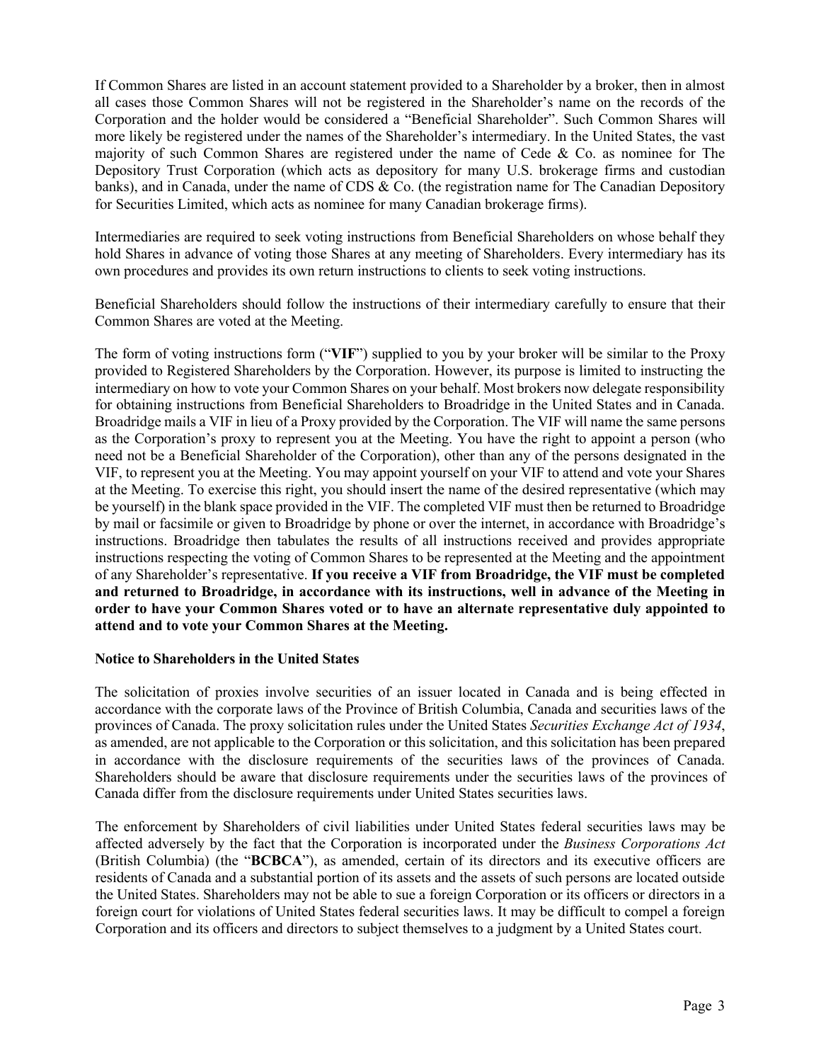If Common Shares are listed in an account statement provided to a Shareholder by a broker, then in almost all cases those Common Shares will not be registered in the Shareholder's name on the records of the Corporation and the holder would be considered a "Beneficial Shareholder". Such Common Shares will more likely be registered under the names of the Shareholder's intermediary. In the United States, the vast majority of such Common Shares are registered under the name of Cede & Co. as nominee for The Depository Trust Corporation (which acts as depository for many U.S. brokerage firms and custodian banks), and in Canada, under the name of CDS & Co. (the registration name for The Canadian Depository for Securities Limited, which acts as nominee for many Canadian brokerage firms).

Intermediaries are required to seek voting instructions from Beneficial Shareholders on whose behalf they hold Shares in advance of voting those Shares at any meeting of Shareholders. Every intermediary has its own procedures and provides its own return instructions to clients to seek voting instructions.

Beneficial Shareholders should follow the instructions of their intermediary carefully to ensure that their Common Shares are voted at the Meeting.

The form of voting instructions form ("**VIF**") supplied to you by your broker will be similar to the Proxy provided to Registered Shareholders by the Corporation. However, its purpose is limited to instructing the intermediary on how to vote your Common Shares on your behalf. Most brokers now delegate responsibility for obtaining instructions from Beneficial Shareholders to Broadridge in the United States and in Canada. Broadridge mails a VIF in lieu of a Proxy provided by the Corporation. The VIF will name the same persons as the Corporation's proxy to represent you at the Meeting. You have the right to appoint a person (who need not be a Beneficial Shareholder of the Corporation), other than any of the persons designated in the VIF, to represent you at the Meeting. You may appoint yourself on your VIF to attend and vote your Shares at the Meeting. To exercise this right, you should insert the name of the desired representative (which may be yourself) in the blank space provided in the VIF. The completed VIF must then be returned to Broadridge by mail or facsimile or given to Broadridge by phone or over the internet, in accordance with Broadridge's instructions. Broadridge then tabulates the results of all instructions received and provides appropriate instructions respecting the voting of Common Shares to be represented at the Meeting and the appointment of any Shareholder's representative. **If you receive a VIF from Broadridge, the VIF must be completed and returned to Broadridge, in accordance with its instructions, well in advance of the Meeting in order to have your Common Shares voted or to have an alternate representative duly appointed to attend and to vote your Common Shares at the Meeting.**

**Notice to Shareholders in the United States**

The solicitation of proxies involve securities of an issuer located in Canada and is being effected in accordance with the corporate laws of the Province of British Columbia, Canada and securities laws of the provinces of Canada. The proxy solicitation rules under the United States *Securities Exchange Act of 1934*, as amended, are not applicable to the Corporation or this solicitation, and this solicitation has been prepared in accordance with the disclosure requirements of the securities laws of the provinces of Canada. Shareholders should be aware that disclosure requirements under the securities laws of the provinces of Canada differ from the disclosure requirements under United States securities laws.

The enforcement by Shareholders of civil liabilities under United States federal securities laws may be affected adversely by the fact that the Corporation is incorporated under the *Business Corporations Act* (British Columbia) (the "**BCBCA**"), as amended, certain of its directors and its executive officers are residents of Canada and a substantial portion of its assets and the assets of such persons are located outside the United States. Shareholders may not be able to sue a foreign Corporation or its officers or directors in a foreign court for violations of United States federal securities laws. It may be difficult to compel a foreign Corporation and its officers and directors to subject themselves to a judgment by a United States court.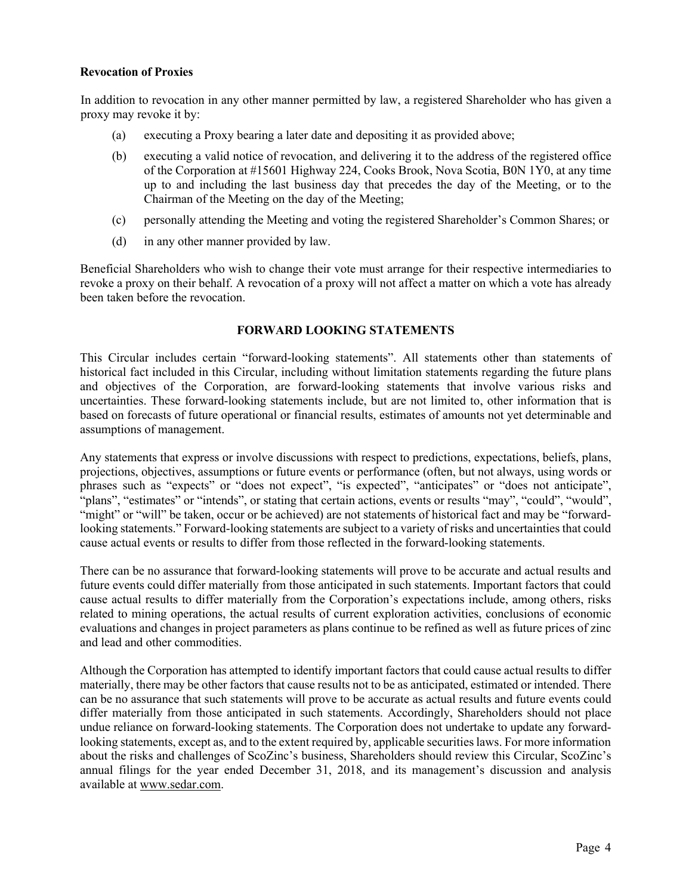**Revocation of Proxies**

In addition to revocation in any other manner permitted by law, a registered Shareholder who has given a proxy may revoke it by:

(a) executing a Proxy bearing a later date and depositing it as provided above;

(b) executing a valid notice of revocation, and delivering it to the address of the registered office of the Corporation at #15601 Highway 224, Cooks Brook, Nova Scotia, B0N 1Y0, at any time up to and including the last business day that precedes the day of the Meeting, or to the Chairman of the Meeting on the day of the Meeting;

(c) personally attending the Meeting and voting the registered Shareholder's Common Shares; or

(d) in any other manner provided by law.

Beneficial Shareholders who wish to change their vote must arrange for their respective intermediaries to revoke a proxy on their behalf. A revocation of a proxy will not affect a matter on which a vote has already been taken before the revocation.

## FORWARD LOOKING STATEMENTS

This Circular includes certain "forward-looking statements". All statements other than statements of historical fact included in this Circular, including without limitation statements regarding the future plans and objectives of the Corporation, are forward-looking statements that involve various risks and uncertainties. These forward-looking statements include, but are not limited to, other information that is based on forecasts of future operational or financial results, estimates of amounts not yet determinable and assumptions of management.

Any statements that express or involve discussions with respect to predictions, expectations, beliefs, plans, projections, objectives, assumptions or future events or performance (often, but not always, using words or phrases such as "expects" or "does not expect", "is expected", "anticipates" or "does not anticipate", "plans", "estimates" or "intends", or stating that certain actions, events or results "may", "could", "would", "might" or "will" be taken, occur or be achieved) are not statements of historical fact and may be "forward-looking statements." Forward-looking statements are subject to a variety of risks and uncertainties that could cause actual events or results to differ from those reflected in the forward-looking statements.

There can be no assurance that forward-looking statements will prove to be accurate and actual results and future events could differ materially from those anticipated in such statements. Important factors that could cause actual results to differ materially from the Corporation's expectations include, among others, risks related to mining operations, the actual results of current exploration activities, conclusions of economic evaluations and changes in project parameters as plans continue to be refined as well as future prices of zinc and lead and other commodities.

Although the Corporation has attempted to identify important factors that could cause actual results to differ materially, there may be other factors that cause results not to be as anticipated, estimated or intended. There can be no assurance that such statements will prove to be accurate as actual results and future events could differ materially from those anticipated in such statements. Accordingly, Shareholders should not place undue reliance on forward-looking statements. The Corporation does not undertake to update any forward-looking statements, except as, and to the extent required by, applicable securities laws. For more information about the risks and challenges of ScoZinc's business, Shareholders should review this Circular, ScoZinc's annual filings for the year ended December 31, 2018, and its management's discussion and analysis available at www.sedar.com.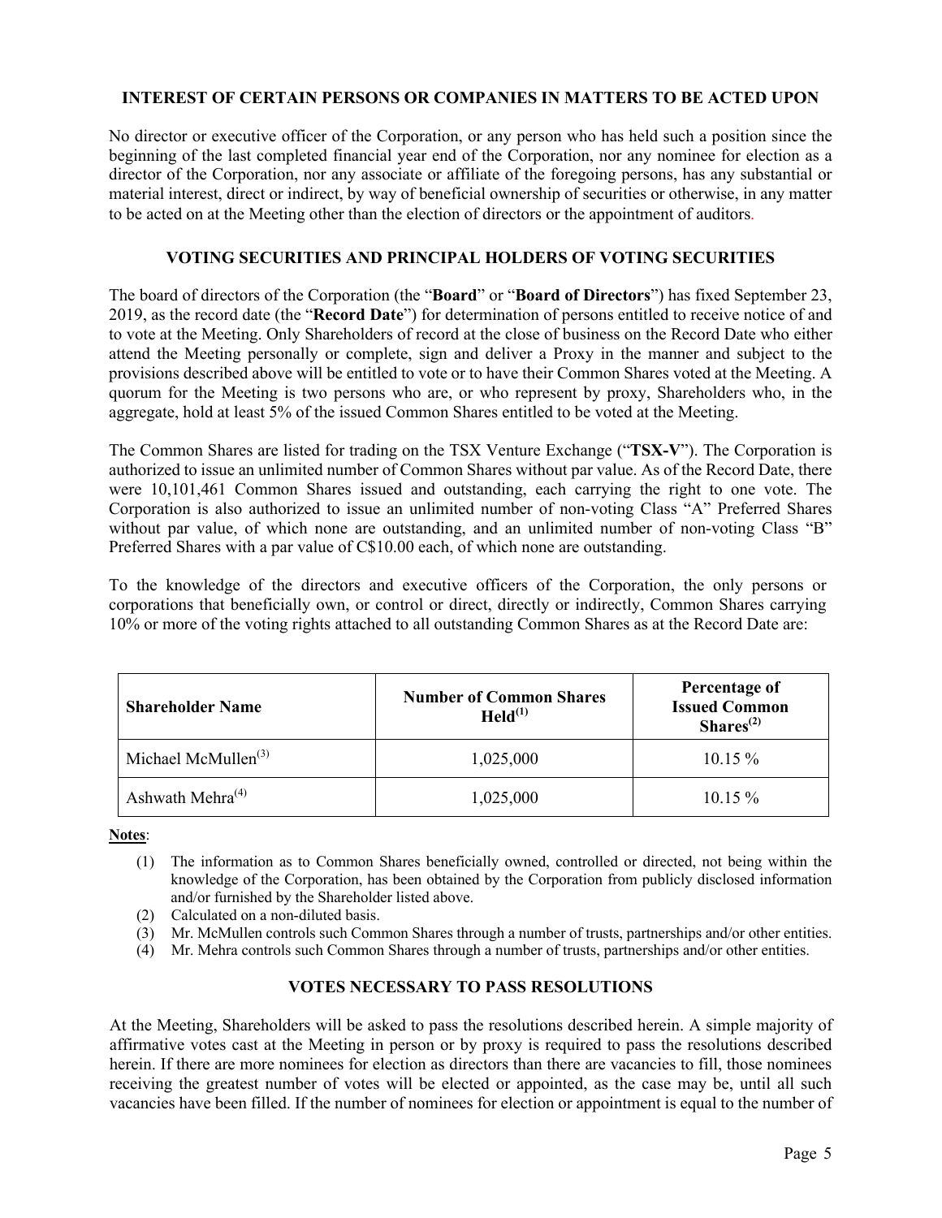## INTEREST OF CERTAIN PERSONS OR COMPANIES IN MATTERS TO BE ACTED UPON

No director or executive officer of the Corporation, or any person who has held such a position since the beginning of the last completed financial year end of the Corporation, nor any nominee for election as a director of the Corporation, nor any associate or affiliate of the foregoing persons, has any substantial or material interest, direct or indirect, by way of beneficial ownership of securities or otherwise, in any matter to be acted on at the Meeting other than the election of directors or the appointment of auditors.

## VOTING SECURITIES AND PRINCIPAL HOLDERS OF VOTING SECURITIES

The board of directors of the Corporation (the "**Board**" or "**Board of Directors**") has fixed September 23, 2019, as the record date (the "**Record Date**") for determination of persons entitled to receive notice of and to vote at the Meeting. Only Shareholders of record at the close of business on the Record Date who either attend the Meeting personally or complete, sign and deliver a Proxy in the manner and subject to the provisions described above will be entitled to vote or to have their Common Shares voted at the Meeting. A quorum for the Meeting is two persons who are, or who represent by proxy, Shareholders who, in the aggregate, hold at least 5% of the issued Common Shares entitled to be voted at the Meeting.

The Common Shares are listed for trading on the TSX Venture Exchange ("**TSX-V**"). The Corporation is authorized to issue an unlimited number of Common Shares without par value. As of the Record Date, there were 10,101,461 Common Shares issued and outstanding, each carrying the right to one vote. The Corporation is also authorized to issue an unlimited number of non-voting Class "A" Preferred Shares without par value, of which none are outstanding, and an unlimited number of non-voting Class "B" Preferred Shares with a par value of C$10.00 each, of which none are outstanding.

To the knowledge of the directors and executive officers of the Corporation, the only persons or corporations that beneficially own, or control or direct, directly or indirectly, Common Shares carrying 10% or more of the voting rights attached to all outstanding Common Shares as at the Record Date are:

| Shareholder Name | Number of Common Shares Held(1) | Percentage of Issued Common Shares(2) |
|---|---|---|
| Michael McMullen(3) | 1,025,000 | 10.15 % |
| Ashwath Mehra(4) | 1,025,000 | 10.15 % |

**Notes**:

(1) The information as to Common Shares beneficially owned, controlled or directed, not being within the knowledge of the Corporation, has been obtained by the Corporation from publicly disclosed information and/or furnished by the Shareholder listed above.
(2) Calculated on a non-diluted basis.
(3) Mr. McMullen controls such Common Shares through a number of trusts, partnerships and/or other entities.
(4) Mr. Mehra controls such Common Shares through a number of trusts, partnerships and/or other entities.

## VOTES NECESSARY TO PASS RESOLUTIONS

At the Meeting, Shareholders will be asked to pass the resolutions described herein. A simple majority of affirmative votes cast at the Meeting in person or by proxy is required to pass the resolutions described herein. If there are more nominees for election as directors than there are vacancies to fill, those nominees receiving the greatest number of votes will be elected or appointed, as the case may be, until all such vacancies have been filled. If the number of nominees for election or appointment is equal to the number of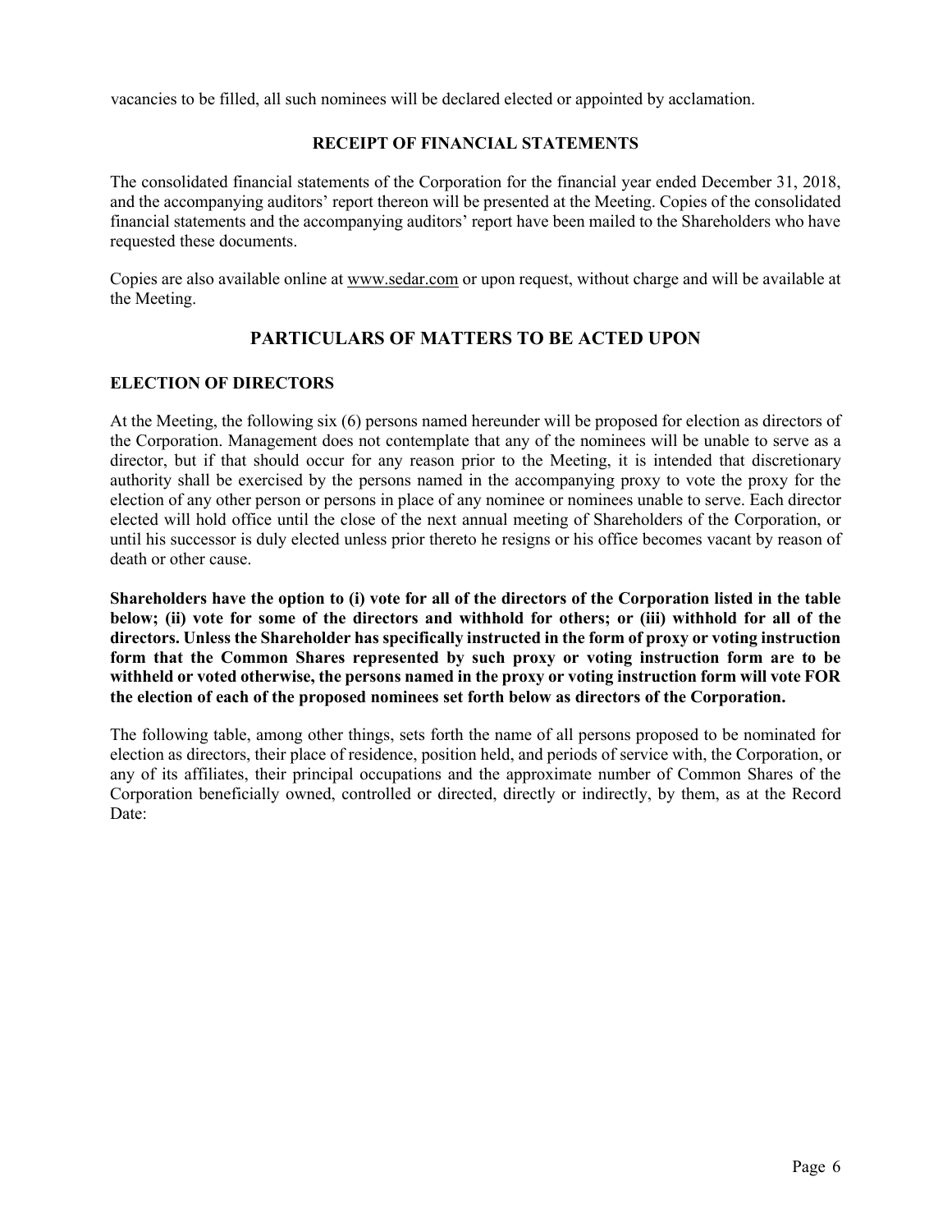vacancies to be filled, all such nominees will be declared elected or appointed by acclamation.

### RECEIPT OF FINANCIAL STATEMENTS

The consolidated financial statements of the Corporation for the financial year ended December 31, 2018, and the accompanying auditors' report thereon will be presented at the Meeting. Copies of the consolidated financial statements and the accompanying auditors' report have been mailed to the Shareholders who have requested these documents.

Copies are also available online at www.sedar.com or upon request, without charge and will be available at the Meeting.

## PARTICULARS OF MATTERS TO BE ACTED UPON

### ELECTION OF DIRECTORS

At the Meeting, the following six (6) persons named hereunder will be proposed for election as directors of the Corporation. Management does not contemplate that any of the nominees will be unable to serve as a director, but if that should occur for any reason prior to the Meeting, it is intended that discretionary authority shall be exercised by the persons named in the accompanying proxy to vote the proxy for the election of any other person or persons in place of any nominee or nominees unable to serve. Each director elected will hold office until the close of the next annual meeting of Shareholders of the Corporation, or until his successor is duly elected unless prior thereto he resigns or his office becomes vacant by reason of death or other cause.

**Shareholders have the option to (i) vote for all of the directors of the Corporation listed in the table below; (ii) vote for some of the directors and withhold for others; or (iii) withhold for all of the directors. Unless the Shareholder has specifically instructed in the form of proxy or voting instruction form that the Common Shares represented by such proxy or voting instruction form are to be withheld or voted otherwise, the persons named in the proxy or voting instruction form will vote FOR the election of each of the proposed nominees set forth below as directors of the Corporation.**

The following table, among other things, sets forth the name of all persons proposed to be nominated for election as directors, their place of residence, position held, and periods of service with, the Corporation, or any of its affiliates, their principal occupations and the approximate number of Common Shares of the Corporation beneficially owned, controlled or directed, directly or indirectly, by them, as at the Record Date: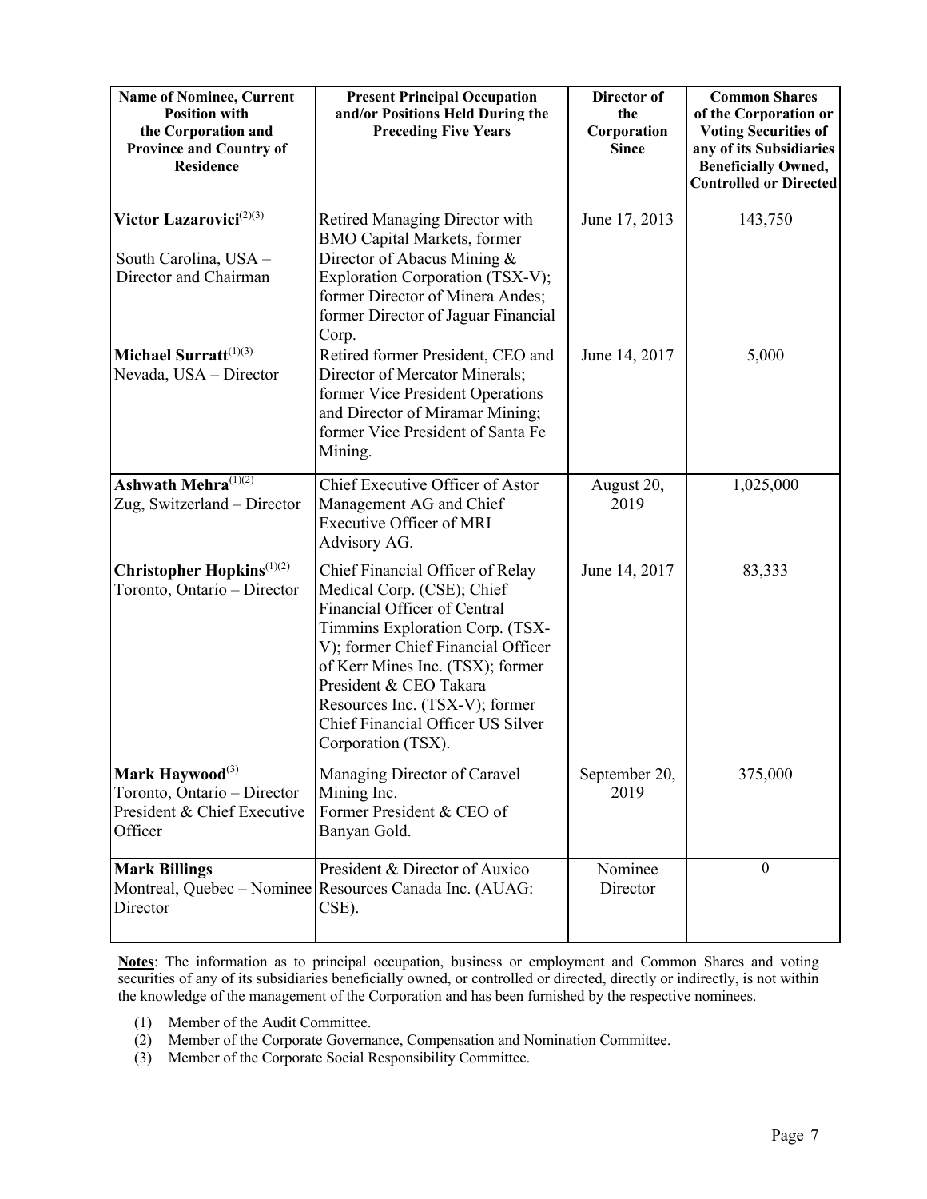| Name of Nominee, Current Position with the Corporation and Province and Country of Residence | Present Principal Occupation and/or Positions Held During the Preceding Five Years | Director of the Corporation Since | Common Shares of the Corporation or Voting Securities of any of its Subsidiaries Beneficially Owned, Controlled or Directed |
|---|---|---|---|
| **Victor Lazarovici**(2)(3)<br><br>South Carolina, USA – Director and Chairman | Retired Managing Director with BMO Capital Markets, former Director of Abacus Mining & Exploration Corporation (TSX-V); former Director of Minera Andes; former Director of Jaguar Financial Corp. | June 17, 2013 | 143,750 |
| **Michael Surratt**(1)(3)<br>Nevada, USA – Director | Retired former President, CEO and Director of Mercator Minerals; former Vice President Operations and Director of Miramar Mining; former Vice President of Santa Fe Mining. | June 14, 2017 | 5,000 |
| **Ashwath Mehra**(1)(2)<br>Zug, Switzerland – Director | Chief Executive Officer of Astor Management AG and Chief Executive Officer of MRI Advisory AG. | August 20, 2019 | 1,025,000 |
| **Christopher Hopkins**(1)(2)<br>Toronto, Ontario – Director | Chief Financial Officer of Relay Medical Corp. (CSE); Chief Financial Officer of Central Timmins Exploration Corp. (TSX-V); former Chief Financial Officer of Kerr Mines Inc. (TSX); former President & CEO Takara Resources Inc. (TSX-V); former Chief Financial Officer US Silver Corporation (TSX). | June 14, 2017 | 83,333 |
| **Mark Haywood**(3)<br>Toronto, Ontario – Director President & Chief Executive Officer | Managing Director of Caravel Mining Inc.<br>Former President & CEO of Banyan Gold. | September 20, 2019 | 375,000 |
| **Mark Billings**<br>Montreal, Quebec – Nominee Director | President & Director of Auxico Resources Canada Inc. (AUAG: CSE). | Nominee Director | 0 |

**Notes**: The information as to principal occupation, business or employment and Common Shares and voting securities of any of its subsidiaries beneficially owned, or controlled or directed, directly or indirectly, is not within the knowledge of the management of the Corporation and has been furnished by the respective nominees.

(1) Member of the Audit Committee.
(2) Member of the Corporate Governance, Compensation and Nomination Committee.
(3) Member of the Corporate Social Responsibility Committee.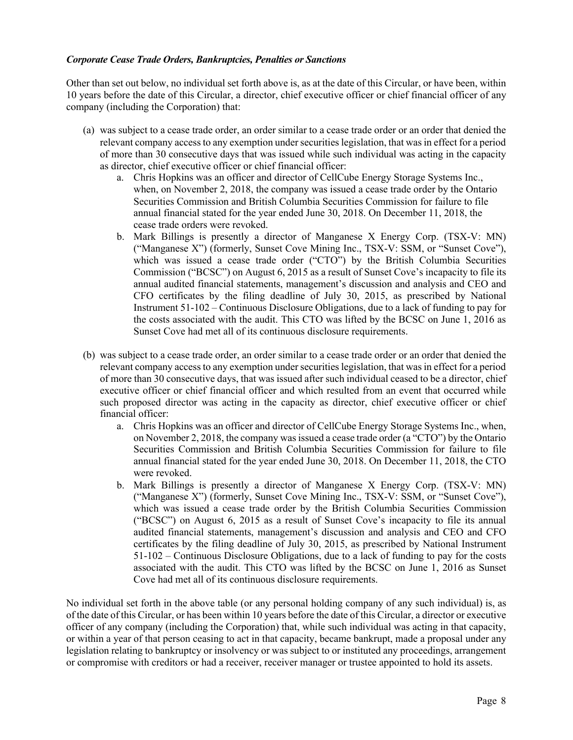***Corporate Cease Trade Orders, Bankruptcies, Penalties or Sanctions***

Other than set out below, no individual set forth above is, as at the date of this Circular, or have been, within 10 years before the date of this Circular, a director, chief executive officer or chief financial officer of any company (including the Corporation) that:

(a) was subject to a cease trade order, an order similar to a cease trade order or an order that denied the relevant company access to any exemption under securities legislation, that was in effect for a period of more than 30 consecutive days that was issued while such individual was acting in the capacity as director, chief executive officer or chief financial officer:

   a. Chris Hopkins was an officer and director of CellCube Energy Storage Systems Inc., when, on November 2, 2018, the company was issued a cease trade order by the Ontario Securities Commission and British Columbia Securities Commission for failure to file annual financial stated for the year ended June 30, 2018. On December 11, 2018, the cease trade orders were revoked.

   b. Mark Billings is presently a director of Manganese X Energy Corp. (TSX-V: MN) ("Manganese X") (formerly, Sunset Cove Mining Inc., TSX-V: SSM, or "Sunset Cove"), which was issued a cease trade order ("CTO") by the British Columbia Securities Commission ("BCSC") on August 6, 2015 as a result of Sunset Cove's incapacity to file its annual audited financial statements, management's discussion and analysis and CEO and CFO certificates by the filing deadline of July 30, 2015, as prescribed by National Instrument 51-102 – Continuous Disclosure Obligations, due to a lack of funding to pay for the costs associated with the audit. This CTO was lifted by the BCSC on June 1, 2016 as Sunset Cove had met all of its continuous disclosure requirements.

(b) was subject to a cease trade order, an order similar to a cease trade order or an order that denied the relevant company access to any exemption under securities legislation, that was in effect for a period of more than 30 consecutive days, that was issued after such individual ceased to be a director, chief executive officer or chief financial officer and which resulted from an event that occurred while such proposed director was acting in the capacity as director, chief executive officer or chief financial officer:

   a. Chris Hopkins was an officer and director of CellCube Energy Storage Systems Inc., when, on November 2, 2018, the company was issued a cease trade order (a "CTO") by the Ontario Securities Commission and British Columbia Securities Commission for failure to file annual financial stated for the year ended June 30, 2018. On December 11, 2018, the CTO were revoked.

   b. Mark Billings is presently a director of Manganese X Energy Corp. (TSX-V: MN) ("Manganese X") (formerly, Sunset Cove Mining Inc., TSX-V: SSM, or "Sunset Cove"), which was issued a cease trade order by the British Columbia Securities Commission ("BCSC") on August 6, 2015 as a result of Sunset Cove's incapacity to file its annual audited financial statements, management's discussion and analysis and CEO and CFO certificates by the filing deadline of July 30, 2015, as prescribed by National Instrument 51-102 – Continuous Disclosure Obligations, due to a lack of funding to pay for the costs associated with the audit. This CTO was lifted by the BCSC on June 1, 2016 as Sunset Cove had met all of its continuous disclosure requirements.

No individual set forth in the above table (or any personal holding company of any such individual) is, as of the date of this Circular, or has been within 10 years before the date of this Circular, a director or executive officer of any company (including the Corporation) that, while such individual was acting in that capacity, or within a year of that person ceasing to act in that capacity, became bankrupt, made a proposal under any legislation relating to bankruptcy or insolvency or was subject to or instituted any proceedings, arrangement or compromise with creditors or had a receiver, receiver manager or trustee appointed to hold its assets.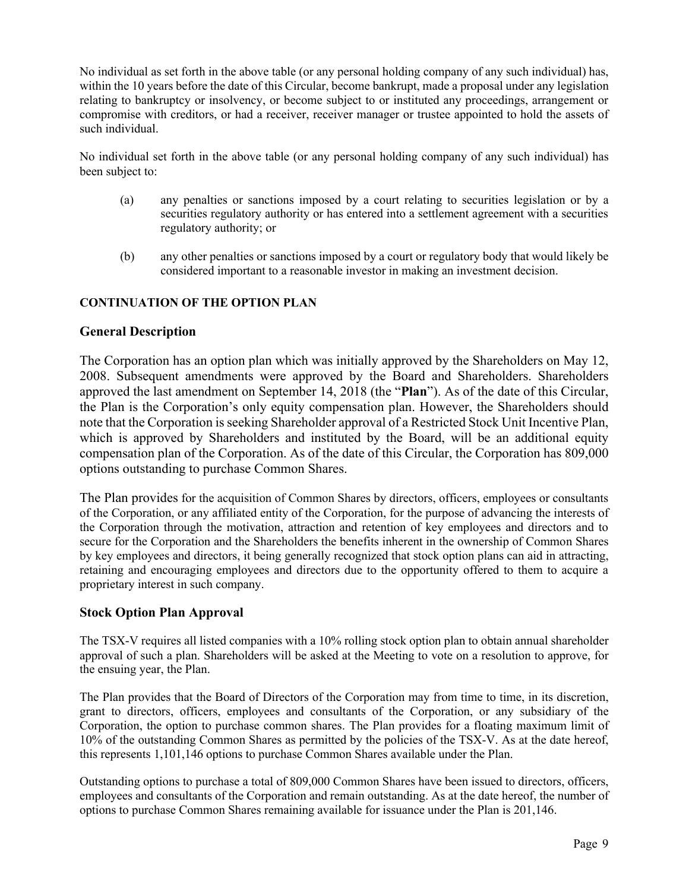No individual as set forth in the above table (or any personal holding company of any such individual) has, within the 10 years before the date of this Circular, become bankrupt, made a proposal under any legislation relating to bankruptcy or insolvency, or become subject to or instituted any proceedings, arrangement or compromise with creditors, or had a receiver, receiver manager or trustee appointed to hold the assets of such individual.

No individual set forth in the above table (or any personal holding company of any such individual) has been subject to:

(a) any penalties or sanctions imposed by a court relating to securities legislation or by a securities regulatory authority or has entered into a settlement agreement with a securities regulatory authority; or

(b) any other penalties or sanctions imposed by a court or regulatory body that would likely be considered important to a reasonable investor in making an investment decision.

**CONTINUATION OF THE OPTION PLAN**

## General Description

The Corporation has an option plan which was initially approved by the Shareholders on May 12, 2008. Subsequent amendments were approved by the Board and Shareholders. Shareholders approved the last amendment on September 14, 2018 (the "**Plan**"). As of the date of this Circular, the Plan is the Corporation's only equity compensation plan. However, the Shareholders should note that the Corporation is seeking Shareholder approval of a Restricted Stock Unit Incentive Plan, which is approved by Shareholders and instituted by the Board, will be an additional equity compensation plan of the Corporation. As of the date of this Circular, the Corporation has 809,000 options outstanding to purchase Common Shares.

The Plan provides for the acquisition of Common Shares by directors, officers, employees or consultants of the Corporation, or any affiliated entity of the Corporation, for the purpose of advancing the interests of the Corporation through the motivation, attraction and retention of key employees and directors and to secure for the Corporation and the Shareholders the benefits inherent in the ownership of Common Shares by key employees and directors, it being generally recognized that stock option plans can aid in attracting, retaining and encouraging employees and directors due to the opportunity offered to them to acquire a proprietary interest in such company.

## Stock Option Plan Approval

The TSX-V requires all listed companies with a 10% rolling stock option plan to obtain annual shareholder approval of such a plan. Shareholders will be asked at the Meeting to vote on a resolution to approve, for the ensuing year, the Plan.

The Plan provides that the Board of Directors of the Corporation may from time to time, in its discretion, grant to directors, officers, employees and consultants of the Corporation, or any subsidiary of the Corporation, the option to purchase common shares. The Plan provides for a floating maximum limit of 10% of the outstanding Common Shares as permitted by the policies of the TSX-V. As at the date hereof, this represents 1,101,146 options to purchase Common Shares available under the Plan.

Outstanding options to purchase a total of 809,000 Common Shares have been issued to directors, officers, employees and consultants of the Corporation and remain outstanding. As at the date hereof, the number of options to purchase Common Shares remaining available for issuance under the Plan is 201,146.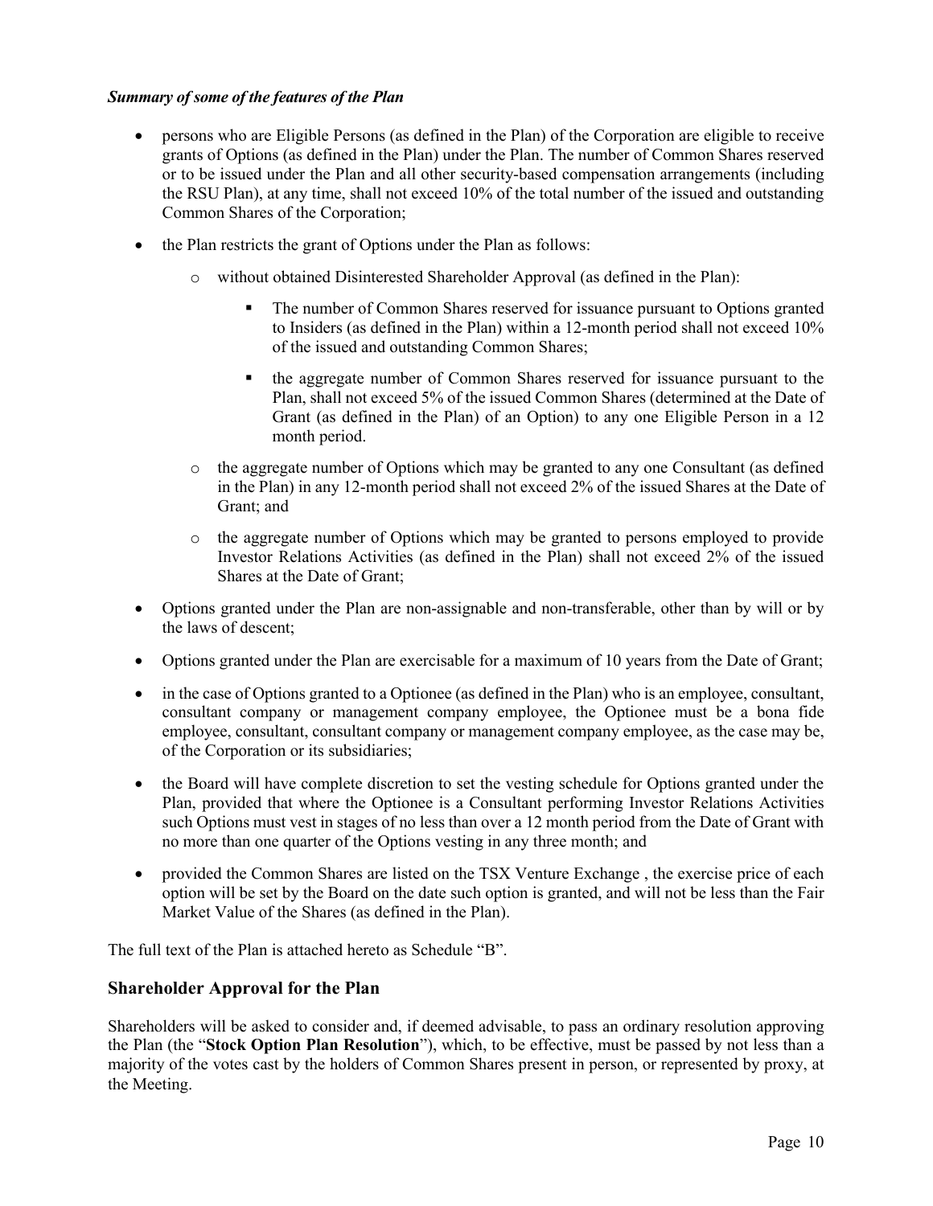***Summary of some of the features of the Plan***

- persons who are Eligible Persons (as defined in the Plan) of the Corporation are eligible to receive grants of Options (as defined in the Plan) under the Plan. The number of Common Shares reserved or to be issued under the Plan and all other security-based compensation arrangements (including the RSU Plan), at any time, shall not exceed 10% of the total number of the issued and outstanding Common Shares of the Corporation;
- the Plan restricts the grant of Options under the Plan as follows:
  - without obtained Disinterested Shareholder Approval (as defined in the Plan):
    - The number of Common Shares reserved for issuance pursuant to Options granted to Insiders (as defined in the Plan) within a 12-month period shall not exceed 10% of the issued and outstanding Common Shares;
    - the aggregate number of Common Shares reserved for issuance pursuant to the Plan, shall not exceed 5% of the issued Common Shares (determined at the Date of Grant (as defined in the Plan) of an Option) to any one Eligible Person in a 12 month period.
  - the aggregate number of Options which may be granted to any one Consultant (as defined in the Plan) in any 12-month period shall not exceed 2% of the issued Shares at the Date of Grant; and
  - the aggregate number of Options which may be granted to persons employed to provide Investor Relations Activities (as defined in the Plan) shall not exceed 2% of the issued Shares at the Date of Grant;
- Options granted under the Plan are non-assignable and non-transferable, other than by will or by the laws of descent;
- Options granted under the Plan are exercisable for a maximum of 10 years from the Date of Grant;
- in the case of Options granted to a Optionee (as defined in the Plan) who is an employee, consultant, consultant company or management company employee, the Optionee must be a bona fide employee, consultant, consultant company or management company employee, as the case may be, of the Corporation or its subsidiaries;
- the Board will have complete discretion to set the vesting schedule for Options granted under the Plan, provided that where the Optionee is a Consultant performing Investor Relations Activities such Options must vest in stages of no less than over a 12 month period from the Date of Grant with no more than one quarter of the Options vesting in any three month; and
- provided the Common Shares are listed on the TSX Venture Exchange , the exercise price of each option will be set by the Board on the date such option is granted, and will not be less than the Fair Market Value of the Shares (as defined in the Plan).

The full text of the Plan is attached hereto as Schedule "B".

## Shareholder Approval for the Plan

Shareholders will be asked to consider and, if deemed advisable, to pass an ordinary resolution approving the Plan (the "**Stock Option Plan Resolution**"), which, to be effective, must be passed by not less than a majority of the votes cast by the holders of Common Shares present in person, or represented by proxy, at the Meeting.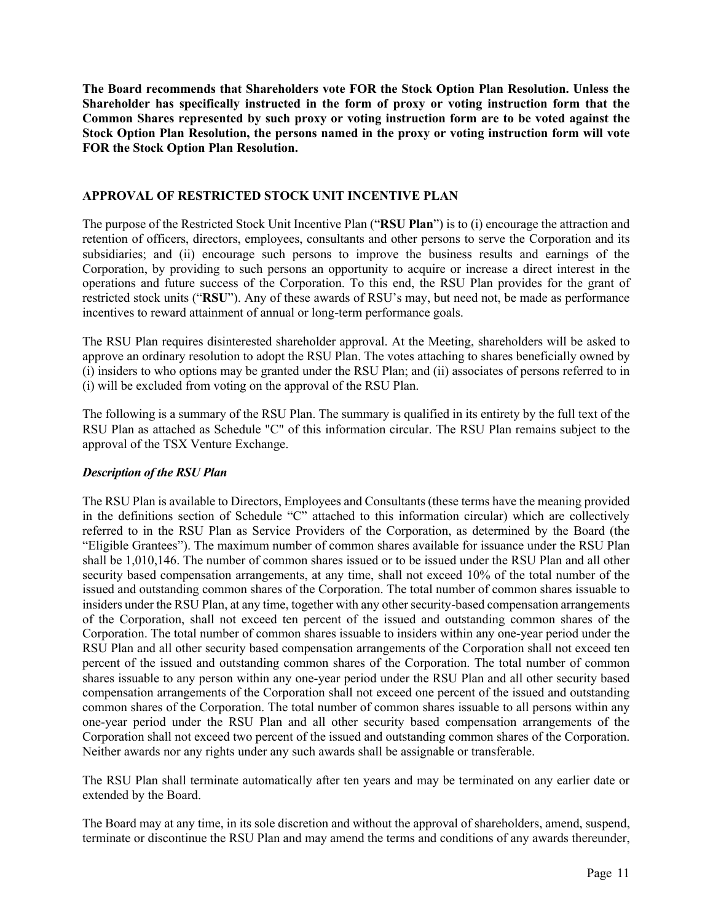**The Board recommends that Shareholders vote FOR the Stock Option Plan Resolution. Unless the Shareholder has specifically instructed in the form of proxy or voting instruction form that the Common Shares represented by such proxy or voting instruction form are to be voted against the Stock Option Plan Resolution, the persons named in the proxy or voting instruction form will vote FOR the Stock Option Plan Resolution.**

## APPROVAL OF RESTRICTED STOCK UNIT INCENTIVE PLAN

The purpose of the Restricted Stock Unit Incentive Plan ("**RSU Plan**") is to (i) encourage the attraction and retention of officers, directors, employees, consultants and other persons to serve the Corporation and its subsidiaries; and (ii) encourage such persons to improve the business results and earnings of the Corporation, by providing to such persons an opportunity to acquire or increase a direct interest in the operations and future success of the Corporation. To this end, the RSU Plan provides for the grant of restricted stock units ("**RSU**"). Any of these awards of RSU's may, but need not, be made as performance incentives to reward attainment of annual or long-term performance goals.

The RSU Plan requires disinterested shareholder approval. At the Meeting, shareholders will be asked to approve an ordinary resolution to adopt the RSU Plan. The votes attaching to shares beneficially owned by (i) insiders to who options may be granted under the RSU Plan; and (ii) associates of persons referred to in (i) will be excluded from voting on the approval of the RSU Plan.

The following is a summary of the RSU Plan. The summary is qualified in its entirety by the full text of the RSU Plan as attached as Schedule "C" of this information circular. The RSU Plan remains subject to the approval of the TSX Venture Exchange.

### *Description of the RSU Plan*

The RSU Plan is available to Directors, Employees and Consultants (these terms have the meaning provided in the definitions section of Schedule "C" attached to this information circular) which are collectively referred to in the RSU Plan as Service Providers of the Corporation, as determined by the Board (the "Eligible Grantees"). The maximum number of common shares available for issuance under the RSU Plan shall be 1,010,146. The number of common shares issued or to be issued under the RSU Plan and all other security based compensation arrangements, at any time, shall not exceed 10% of the total number of the issued and outstanding common shares of the Corporation. The total number of common shares issuable to insiders under the RSU Plan, at any time, together with any other security-based compensation arrangements of the Corporation, shall not exceed ten percent of the issued and outstanding common shares of the Corporation. The total number of common shares issuable to insiders within any one-year period under the RSU Plan and all other security based compensation arrangements of the Corporation shall not exceed ten percent of the issued and outstanding common shares of the Corporation. The total number of common shares issuable to any person within any one-year period under the RSU Plan and all other security based compensation arrangements of the Corporation shall not exceed one percent of the issued and outstanding common shares of the Corporation. The total number of common shares issuable to all persons within any one-year period under the RSU Plan and all other security based compensation arrangements of the Corporation shall not exceed two percent of the issued and outstanding common shares of the Corporation. Neither awards nor any rights under any such awards shall be assignable or transferable.

The RSU Plan shall terminate automatically after ten years and may be terminated on any earlier date or extended by the Board.

The Board may at any time, in its sole discretion and without the approval of shareholders, amend, suspend, terminate or discontinue the RSU Plan and may amend the terms and conditions of any awards thereunder,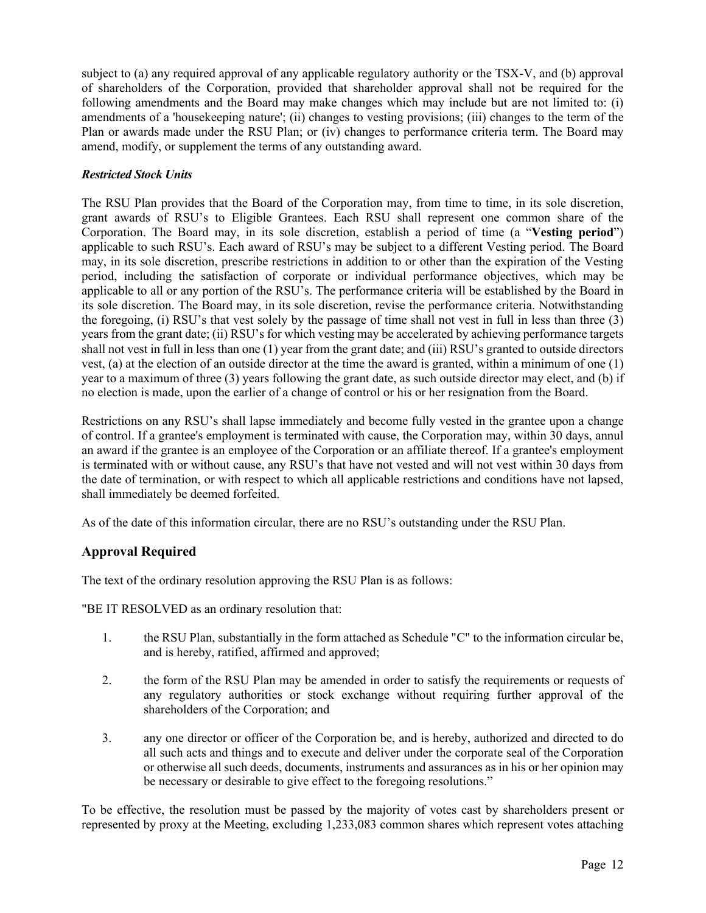subject to (a) any required approval of any applicable regulatory authority or the TSX-V, and (b) approval of shareholders of the Corporation, provided that shareholder approval shall not be required for the following amendments and the Board may make changes which may include but are not limited to: (i) amendments of a 'housekeeping nature'; (ii) changes to vesting provisions; (iii) changes to the term of the Plan or awards made under the RSU Plan; or (iv) changes to performance criteria term. The Board may amend, modify, or supplement the terms of any outstanding award.

***Restricted Stock Units***

The RSU Plan provides that the Board of the Corporation may, from time to time, in its sole discretion, grant awards of RSU's to Eligible Grantees. Each RSU shall represent one common share of the Corporation. The Board may, in its sole discretion, establish a period of time (a "**Vesting period**") applicable to such RSU's. Each award of RSU's may be subject to a different Vesting period. The Board may, in its sole discretion, prescribe restrictions in addition to or other than the expiration of the Vesting period, including the satisfaction of corporate or individual performance objectives, which may be applicable to all or any portion of the RSU's. The performance criteria will be established by the Board in its sole discretion. The Board may, in its sole discretion, revise the performance criteria. Notwithstanding the foregoing, (i) RSU's that vest solely by the passage of time shall not vest in full in less than three (3) years from the grant date; (ii) RSU's for which vesting may be accelerated by achieving performance targets shall not vest in full in less than one (1) year from the grant date; and (iii) RSU's granted to outside directors vest, (a) at the election of an outside director at the time the award is granted, within a minimum of one (1) year to a maximum of three (3) years following the grant date, as such outside director may elect, and (b) if no election is made, upon the earlier of a change of control or his or her resignation from the Board.

Restrictions on any RSU's shall lapse immediately and become fully vested in the grantee upon a change of control. If a grantee's employment is terminated with cause, the Corporation may, within 30 days, annul an award if the grantee is an employee of the Corporation or an affiliate thereof. If a grantee's employment is terminated with or without cause, any RSU's that have not vested and will not vest within 30 days from the date of termination, or with respect to which all applicable restrictions and conditions have not lapsed, shall immediately be deemed forfeited.

As of the date of this information circular, there are no RSU's outstanding under the RSU Plan.

## Approval Required

The text of the ordinary resolution approving the RSU Plan is as follows:

"BE IT RESOLVED as an ordinary resolution that:

1. the RSU Plan, substantially in the form attached as Schedule "C" to the information circular be, and is hereby, ratified, affirmed and approved;
2. the form of the RSU Plan may be amended in order to satisfy the requirements or requests of any regulatory authorities or stock exchange without requiring further approval of the shareholders of the Corporation; and
3. any one director or officer of the Corporation be, and is hereby, authorized and directed to do all such acts and things and to execute and deliver under the corporate seal of the Corporation or otherwise all such deeds, documents, instruments and assurances as in his or her opinion may be necessary or desirable to give effect to the foregoing resolutions."

To be effective, the resolution must be passed by the majority of votes cast by shareholders present or represented by proxy at the Meeting, excluding 1,233,083 common shares which represent votes attaching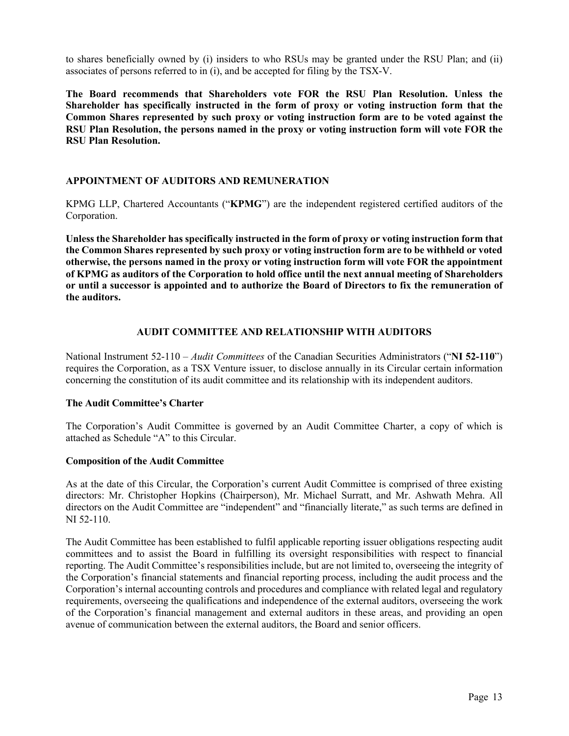to shares beneficially owned by (i) insiders to who RSUs may be granted under the RSU Plan; and (ii) associates of persons referred to in (i), and be accepted for filing by the TSX-V.

**The Board recommends that Shareholders vote FOR the RSU Plan Resolution. Unless the Shareholder has specifically instructed in the form of proxy or voting instruction form that the Common Shares represented by such proxy or voting instruction form are to be voted against the RSU Plan Resolution, the persons named in the proxy or voting instruction form will vote FOR the RSU Plan Resolution.**

## APPOINTMENT OF AUDITORS AND REMUNERATION

KPMG LLP, Chartered Accountants ("**KPMG**") are the independent registered certified auditors of the Corporation.

**Unless the Shareholder has specifically instructed in the form of proxy or voting instruction form that the Common Shares represented by such proxy or voting instruction form are to be withheld or voted otherwise, the persons named in the proxy or voting instruction form will vote FOR the appointment of KPMG as auditors of the Corporation to hold office until the next annual meeting of Shareholders or until a successor is appointed and to authorize the Board of Directors to fix the remuneration of the auditors.**

## AUDIT COMMITTEE AND RELATIONSHIP WITH AUDITORS

National Instrument 52-110 – *Audit Committees* of the Canadian Securities Administrators ("**NI 52-110**") requires the Corporation, as a TSX Venture issuer, to disclose annually in its Circular certain information concerning the constitution of its audit committee and its relationship with its independent auditors.

### The Audit Committee's Charter

The Corporation's Audit Committee is governed by an Audit Committee Charter, a copy of which is attached as Schedule "A" to this Circular.

### Composition of the Audit Committee

As at the date of this Circular, the Corporation's current Audit Committee is comprised of three existing directors: Mr. Christopher Hopkins (Chairperson), Mr. Michael Surratt, and Mr. Ashwath Mehra. All directors on the Audit Committee are "independent" and "financially literate," as such terms are defined in NI 52-110.

The Audit Committee has been established to fulfil applicable reporting issuer obligations respecting audit committees and to assist the Board in fulfilling its oversight responsibilities with respect to financial reporting. The Audit Committee's responsibilities include, but are not limited to, overseeing the integrity of the Corporation's financial statements and financial reporting process, including the audit process and the Corporation's internal accounting controls and procedures and compliance with related legal and regulatory requirements, overseeing the qualifications and independence of the external auditors, overseeing the work of the Corporation's financial management and external auditors in these areas, and providing an open avenue of communication between the external auditors, the Board and senior officers.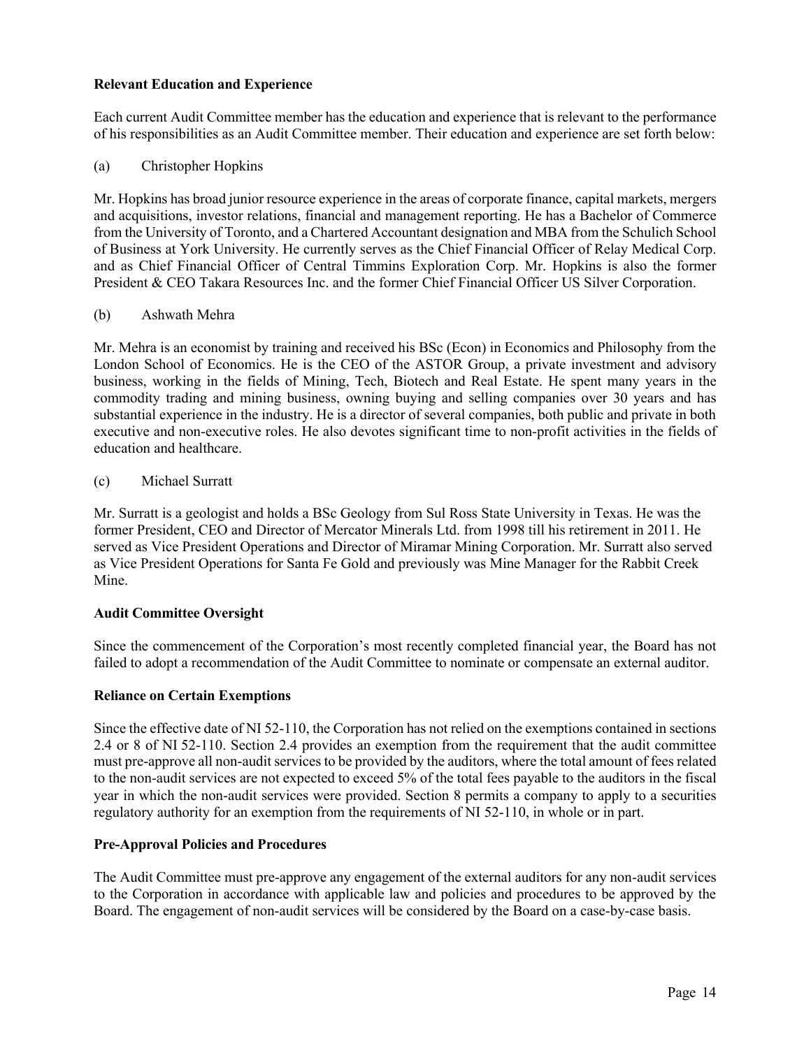**Relevant Education and Experience**

Each current Audit Committee member has the education and experience that is relevant to the performance of his responsibilities as an Audit Committee member. Their education and experience are set forth below:

(a) Christopher Hopkins

Mr. Hopkins has broad junior resource experience in the areas of corporate finance, capital markets, mergers and acquisitions, investor relations, financial and management reporting. He has a Bachelor of Commerce from the University of Toronto, and a Chartered Accountant designation and MBA from the Schulich School of Business at York University. He currently serves as the Chief Financial Officer of Relay Medical Corp. and as Chief Financial Officer of Central Timmins Exploration Corp. Mr. Hopkins is also the former President & CEO Takara Resources Inc. and the former Chief Financial Officer US Silver Corporation.

(b) Ashwath Mehra

Mr. Mehra is an economist by training and received his BSc (Econ) in Economics and Philosophy from the London School of Economics. He is the CEO of the ASTOR Group, a private investment and advisory business, working in the fields of Mining, Tech, Biotech and Real Estate. He spent many years in the commodity trading and mining business, owning buying and selling companies over 30 years and has substantial experience in the industry. He is a director of several companies, both public and private in both executive and non-executive roles. He also devotes significant time to non-profit activities in the fields of education and healthcare.

(c) Michael Surratt

Mr. Surratt is a geologist and holds a BSc Geology from Sul Ross State University in Texas. He was the former President, CEO and Director of Mercator Minerals Ltd. from 1998 till his retirement in 2011. He served as Vice President Operations and Director of Miramar Mining Corporation. Mr. Surratt also served as Vice President Operations for Santa Fe Gold and previously was Mine Manager for the Rabbit Creek Mine.

**Audit Committee Oversight**

Since the commencement of the Corporation's most recently completed financial year, the Board has not failed to adopt a recommendation of the Audit Committee to nominate or compensate an external auditor.

**Reliance on Certain Exemptions**

Since the effective date of NI 52-110, the Corporation has not relied on the exemptions contained in sections 2.4 or 8 of NI 52-110. Section 2.4 provides an exemption from the requirement that the audit committee must pre-approve all non-audit services to be provided by the auditors, where the total amount of fees related to the non-audit services are not expected to exceed 5% of the total fees payable to the auditors in the fiscal year in which the non-audit services were provided. Section 8 permits a company to apply to a securities regulatory authority for an exemption from the requirements of NI 52-110, in whole or in part.

**Pre-Approval Policies and Procedures**

The Audit Committee must pre-approve any engagement of the external auditors for any non-audit services to the Corporation in accordance with applicable law and policies and procedures to be approved by the Board. The engagement of non-audit services will be considered by the Board on a case-by-case basis.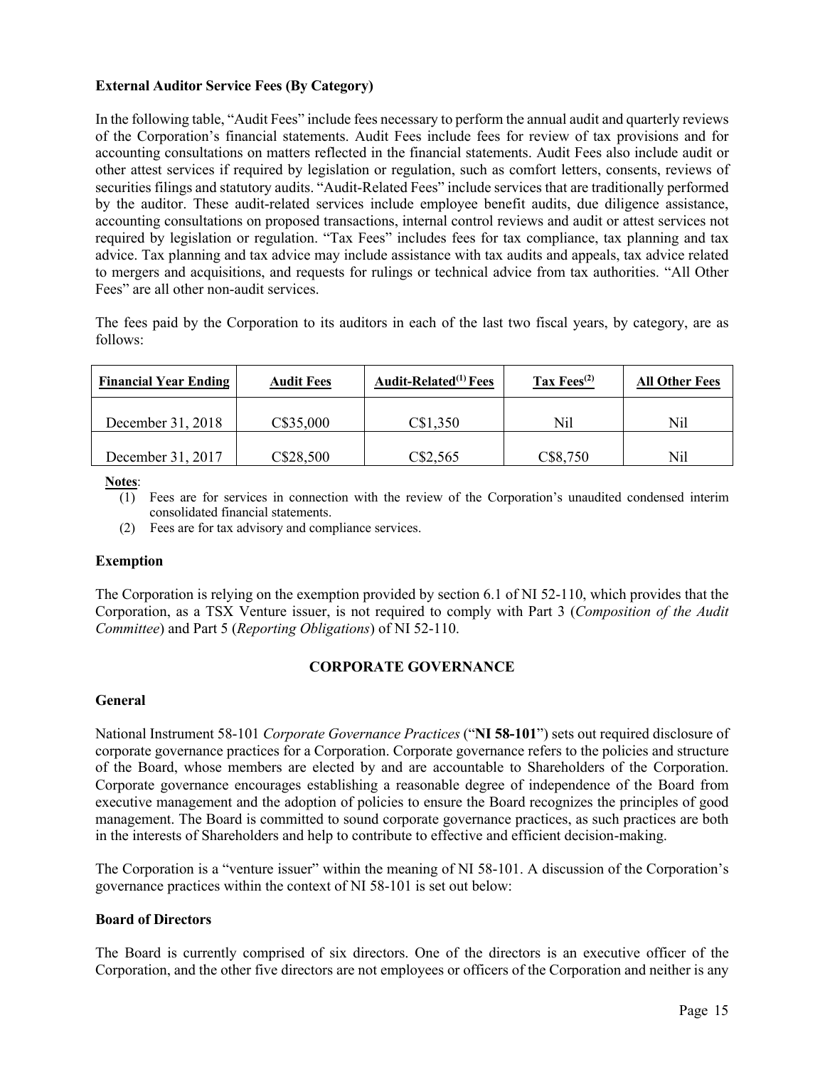**External Auditor Service Fees (By Category)**

In the following table, "Audit Fees" include fees necessary to perform the annual audit and quarterly reviews of the Corporation's financial statements. Audit Fees include fees for review of tax provisions and for accounting consultations on matters reflected in the financial statements. Audit Fees also include audit or other attest services if required by legislation or regulation, such as comfort letters, consents, reviews of securities filings and statutory audits. "Audit-Related Fees" include services that are traditionally performed by the auditor. These audit-related services include employee benefit audits, due diligence assistance, accounting consultations on proposed transactions, internal control reviews and audit or attest services not required by legislation or regulation. "Tax Fees" includes fees for tax compliance, tax planning and tax advice. Tax planning and tax advice may include assistance with tax audits and appeals, tax advice related to mergers and acquisitions, and requests for rulings or technical advice from tax authorities. "All Other Fees" are all other non-audit services.

The fees paid by the Corporation to its auditors in each of the last two fiscal years, by category, are as follows:

| Financial Year Ending | Audit Fees | Audit-Related[(1)] Fees | Tax Fees[(2)] | All Other Fees |
|---|---|---|---|---|
| December 31, 2018 | C$35,000 | C$1,350 | Nil | Nil |
| December 31, 2017 | C$28,500 | C$2,565 | C$8,750 | Nil |

**Notes**:

(1) Fees are for services in connection with the review of the Corporation's unaudited condensed interim consolidated financial statements.

(2) Fees are for tax advisory and compliance services.

**Exemption**

The Corporation is relying on the exemption provided by section 6.1 of NI 52-110, which provides that the Corporation, as a TSX Venture issuer, is not required to comply with Part 3 (*Composition of the Audit Committee*) and Part 5 (*Reporting Obligations*) of NI 52-110.

## CORPORATE GOVERNANCE

**General**

National Instrument 58-101 *Corporate Governance Practices* ("**NI 58-101**") sets out required disclosure of corporate governance practices for a Corporation. Corporate governance refers to the policies and structure of the Board, whose members are elected by and are accountable to Shareholders of the Corporation. Corporate governance encourages establishing a reasonable degree of independence of the Board from executive management and the adoption of policies to ensure the Board recognizes the principles of good management. The Board is committed to sound corporate governance practices, as such practices are both in the interests of Shareholders and help to contribute to effective and efficient decision-making.

The Corporation is a "venture issuer" within the meaning of NI 58-101. A discussion of the Corporation's governance practices within the context of NI 58-101 is set out below:

**Board of Directors**

The Board is currently comprised of six directors. One of the directors is an executive officer of the Corporation, and the other five directors are not employees or officers of the Corporation and neither is any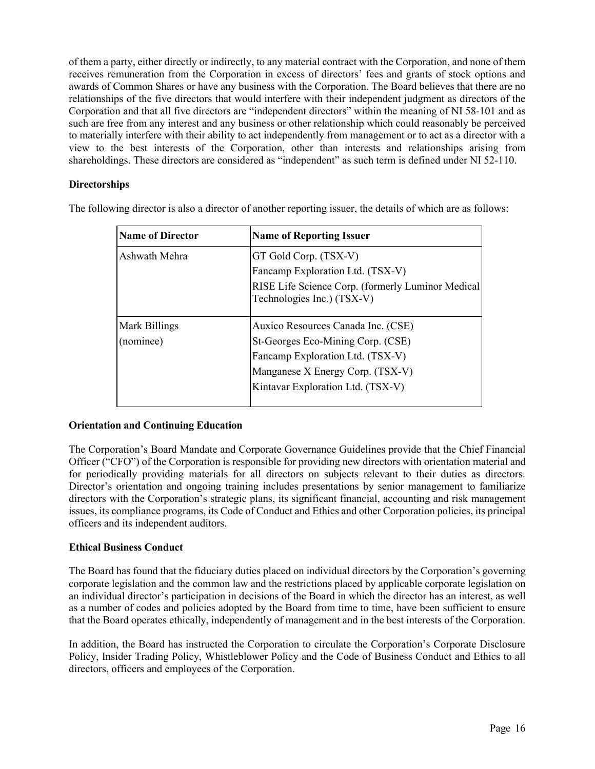of them a party, either directly or indirectly, to any material contract with the Corporation, and none of them receives remuneration from the Corporation in excess of directors' fees and grants of stock options and awards of Common Shares or have any business with the Corporation. The Board believes that there are no relationships of the five directors that would interfere with their independent judgment as directors of the Corporation and that all five directors are "independent directors" within the meaning of NI 58-101 and as such are free from any interest and any business or other relationship which could reasonably be perceived to materially interfere with their ability to act independently from management or to act as a director with a view to the best interests of the Corporation, other than interests and relationships arising from shareholdings. These directors are considered as "independent" as such term is defined under NI 52-110.

**Directorships**

The following director is also a director of another reporting issuer, the details of which are as follows:

| **Name of Director** | **Name of Reporting Issuer** |
|---|---|
| Ashwath Mehra | GT Gold Corp. (TSX-V)<br>Fancamp Exploration Ltd. (TSX-V)<br>RISE Life Science Corp. (formerly Luminor Medical Technologies Inc.) (TSX-V) |
| Mark Billings<br>(nominee) | Auxico Resources Canada Inc. (CSE)<br>St-Georges Eco-Mining Corp. (CSE)<br>Fancamp Exploration Ltd. (TSX-V)<br>Manganese X Energy Corp. (TSX-V)<br>Kintavar Exploration Ltd. (TSX-V) |

**Orientation and Continuing Education**

The Corporation's Board Mandate and Corporate Governance Guidelines provide that the Chief Financial Officer ("CFO") of the Corporation is responsible for providing new directors with orientation material and for periodically providing materials for all directors on subjects relevant to their duties as directors. Director's orientation and ongoing training includes presentations by senior management to familiarize directors with the Corporation's strategic plans, its significant financial, accounting and risk management issues, its compliance programs, its Code of Conduct and Ethics and other Corporation policies, its principal officers and its independent auditors.

**Ethical Business Conduct**

The Board has found that the fiduciary duties placed on individual directors by the Corporation's governing corporate legislation and the common law and the restrictions placed by applicable corporate legislation on an individual director's participation in decisions of the Board in which the director has an interest, as well as a number of codes and policies adopted by the Board from time to time, have been sufficient to ensure that the Board operates ethically, independently of management and in the best interests of the Corporation.

In addition, the Board has instructed the Corporation to circulate the Corporation's Corporate Disclosure Policy, Insider Trading Policy, Whistleblower Policy and the Code of Business Conduct and Ethics to all directors, officers and employees of the Corporation.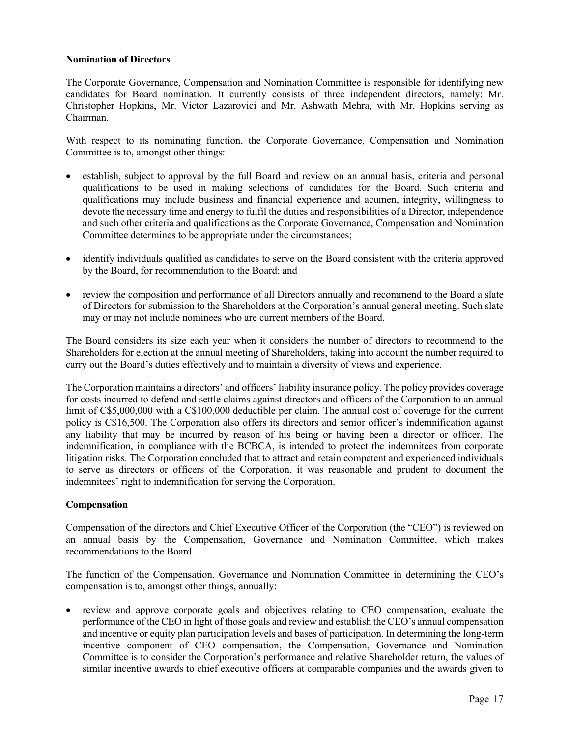**Nomination of Directors**

The Corporate Governance, Compensation and Nomination Committee is responsible for identifying new candidates for Board nomination. It currently consists of three independent directors, namely: Mr. Christopher Hopkins, Mr. Victor Lazarovici and Mr. Ashwath Mehra, with Mr. Hopkins serving as Chairman.

With respect to its nominating function, the Corporate Governance, Compensation and Nomination Committee is to, amongst other things:

- establish, subject to approval by the full Board and review on an annual basis, criteria and personal qualifications to be used in making selections of candidates for the Board. Such criteria and qualifications may include business and financial experience and acumen, integrity, willingness to devote the necessary time and energy to fulfil the duties and responsibilities of a Director, independence and such other criteria and qualifications as the Corporate Governance, Compensation and Nomination Committee determines to be appropriate under the circumstances;
- identify individuals qualified as candidates to serve on the Board consistent with the criteria approved by the Board, for recommendation to the Board; and
- review the composition and performance of all Directors annually and recommend to the Board a slate of Directors for submission to the Shareholders at the Corporation's annual general meeting. Such slate may or may not include nominees who are current members of the Board.

The Board considers its size each year when it considers the number of directors to recommend to the Shareholders for election at the annual meeting of Shareholders, taking into account the number required to carry out the Board's duties effectively and to maintain a diversity of views and experience.

The Corporation maintains a directors' and officers' liability insurance policy. The policy provides coverage for costs incurred to defend and settle claims against directors and officers of the Corporation to an annual limit of C$5,000,000 with a C$100,000 deductible per claim. The annual cost of coverage for the current policy is C$16,500. The Corporation also offers its directors and senior officer's indemnification against any liability that may be incurred by reason of his being or having been a director or officer. The indemnification, in compliance with the BCBCA, is intended to protect the indemnitees from corporate litigation risks. The Corporation concluded that to attract and retain competent and experienced individuals to serve as directors or officers of the Corporation, it was reasonable and prudent to document the indemnitees' right to indemnification for serving the Corporation.

**Compensation**

Compensation of the directors and Chief Executive Officer of the Corporation (the "CEO") is reviewed on an annual basis by the Compensation, Governance and Nomination Committee, which makes recommendations to the Board.

The function of the Compensation, Governance and Nomination Committee in determining the CEO's compensation is to, amongst other things, annually:

- review and approve corporate goals and objectives relating to CEO compensation, evaluate the performance of the CEO in light of those goals and review and establish the CEO's annual compensation and incentive or equity plan participation levels and bases of participation. In determining the long-term incentive component of CEO compensation, the Compensation, Governance and Nomination Committee is to consider the Corporation's performance and relative Shareholder return, the values of similar incentive awards to chief executive officers at comparable companies and the awards given to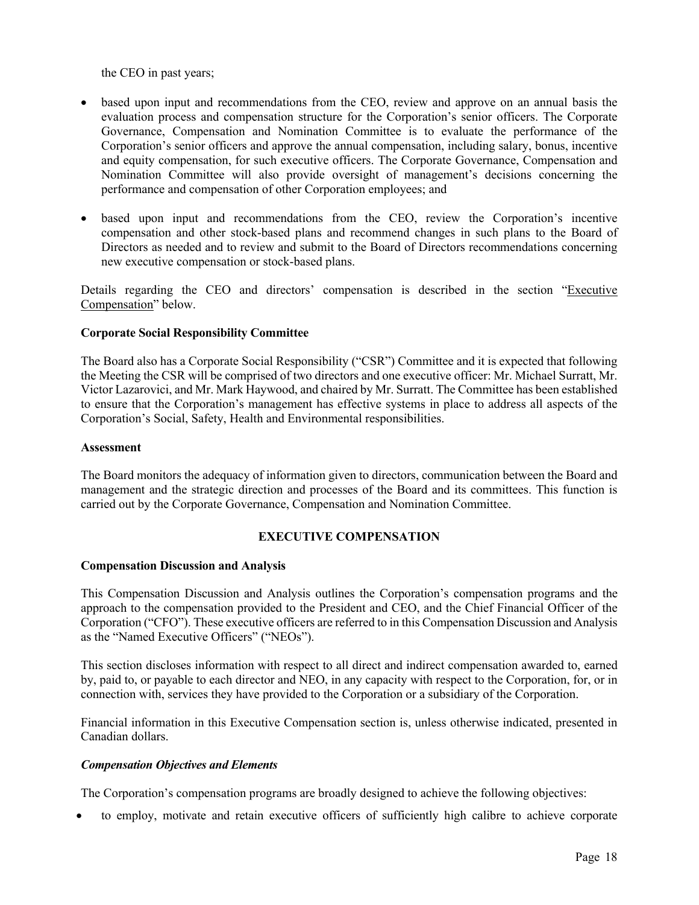the CEO in past years;

- based upon input and recommendations from the CEO, review and approve on an annual basis the evaluation process and compensation structure for the Corporation's senior officers. The Corporate Governance, Compensation and Nomination Committee is to evaluate the performance of the Corporation's senior officers and approve the annual compensation, including salary, bonus, incentive and equity compensation, for such executive officers. The Corporate Governance, Compensation and Nomination Committee will also provide oversight of management's decisions concerning the performance and compensation of other Corporation employees; and
- based upon input and recommendations from the CEO, review the Corporation's incentive compensation and other stock-based plans and recommend changes in such plans to the Board of Directors as needed and to review and submit to the Board of Directors recommendations concerning new executive compensation or stock-based plans.

Details regarding the CEO and directors' compensation is described in the section "Executive Compensation" below.

**Corporate Social Responsibility Committee**

The Board also has a Corporate Social Responsibility ("CSR") Committee and it is expected that following the Meeting the CSR will be comprised of two directors and one executive officer: Mr. Michael Surratt, Mr. Victor Lazarovici, and Mr. Mark Haywood, and chaired by Mr. Surratt. The Committee has been established to ensure that the Corporation's management has effective systems in place to address all aspects of the Corporation's Social, Safety, Health and Environmental responsibilities.

**Assessment**

The Board monitors the adequacy of information given to directors, communication between the Board and management and the strategic direction and processes of the Board and its committees. This function is carried out by the Corporate Governance, Compensation and Nomination Committee.

## EXECUTIVE COMPENSATION

**Compensation Discussion and Analysis**

This Compensation Discussion and Analysis outlines the Corporation's compensation programs and the approach to the compensation provided to the President and CEO, and the Chief Financial Officer of the Corporation ("CFO"). These executive officers are referred to in this Compensation Discussion and Analysis as the "Named Executive Officers" ("NEOs").

This section discloses information with respect to all direct and indirect compensation awarded to, earned by, paid to, or payable to each director and NEO, in any capacity with respect to the Corporation, for, or in connection with, services they have provided to the Corporation or a subsidiary of the Corporation.

Financial information in this Executive Compensation section is, unless otherwise indicated, presented in Canadian dollars.

***Compensation Objectives and Elements***

The Corporation's compensation programs are broadly designed to achieve the following objectives:

- to employ, motivate and retain executive officers of sufficiently high calibre to achieve corporate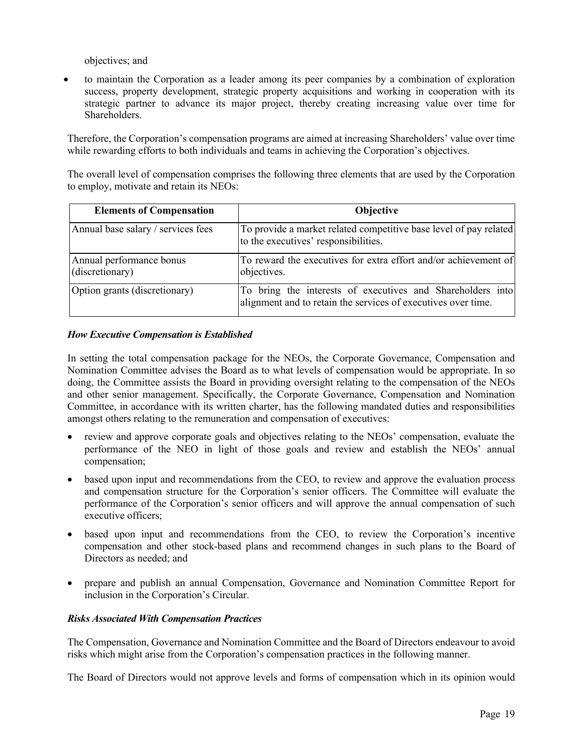objectives; and

- to maintain the Corporation as a leader among its peer companies by a combination of exploration success, property development, strategic property acquisitions and working in cooperation with its strategic partner to advance its major project, thereby creating increasing value over time for Shareholders.

Therefore, the Corporation's compensation programs are aimed at increasing Shareholders' value over time while rewarding efforts to both individuals and teams in achieving the Corporation's objectives.

The overall level of compensation comprises the following three elements that are used by the Corporation to employ, motivate and retain its NEOs:

| Elements of Compensation | Objective |
|---|---|
| Annual base salary / services fees | To provide a market related competitive base level of pay related to the executives' responsibilities. |
| Annual performance bonus (discretionary) | To reward the executives for extra effort and/or achievement of objectives. |
| Option grants (discretionary) | To bring the interests of executives and Shareholders into alignment and to retain the services of executives over time. |

***How Executive Compensation is Established***

In setting the total compensation package for the NEOs, the Corporate Governance, Compensation and Nomination Committee advises the Board as to what levels of compensation would be appropriate. In so doing, the Committee assists the Board in providing oversight relating to the compensation of the NEOs and other senior management. Specifically, the Corporate Governance, Compensation and Nomination Committee, in accordance with its written charter, has the following mandated duties and responsibilities amongst others relating to the remuneration and compensation of executives:

- review and approve corporate goals and objectives relating to the NEOs' compensation, evaluate the performance of the NEO in light of those goals and review and establish the NEOs' annual compensation;
- based upon input and recommendations from the CEO, to review and approve the evaluation process and compensation structure for the Corporation's senior officers. The Committee will evaluate the performance of the Corporation's senior officers and will approve the annual compensation of such executive officers;
- based upon input and recommendations from the CEO, to review the Corporation's incentive compensation and other stock-based plans and recommend changes in such plans to the Board of Directors as needed; and
- prepare and publish an annual Compensation, Governance and Nomination Committee Report for inclusion in the Corporation's Circular.

***Risks Associated With Compensation Practices***

The Compensation, Governance and Nomination Committee and the Board of Directors endeavour to avoid risks which might arise from the Corporation's compensation practices in the following manner.

The Board of Directors would not approve levels and forms of compensation which in its opinion would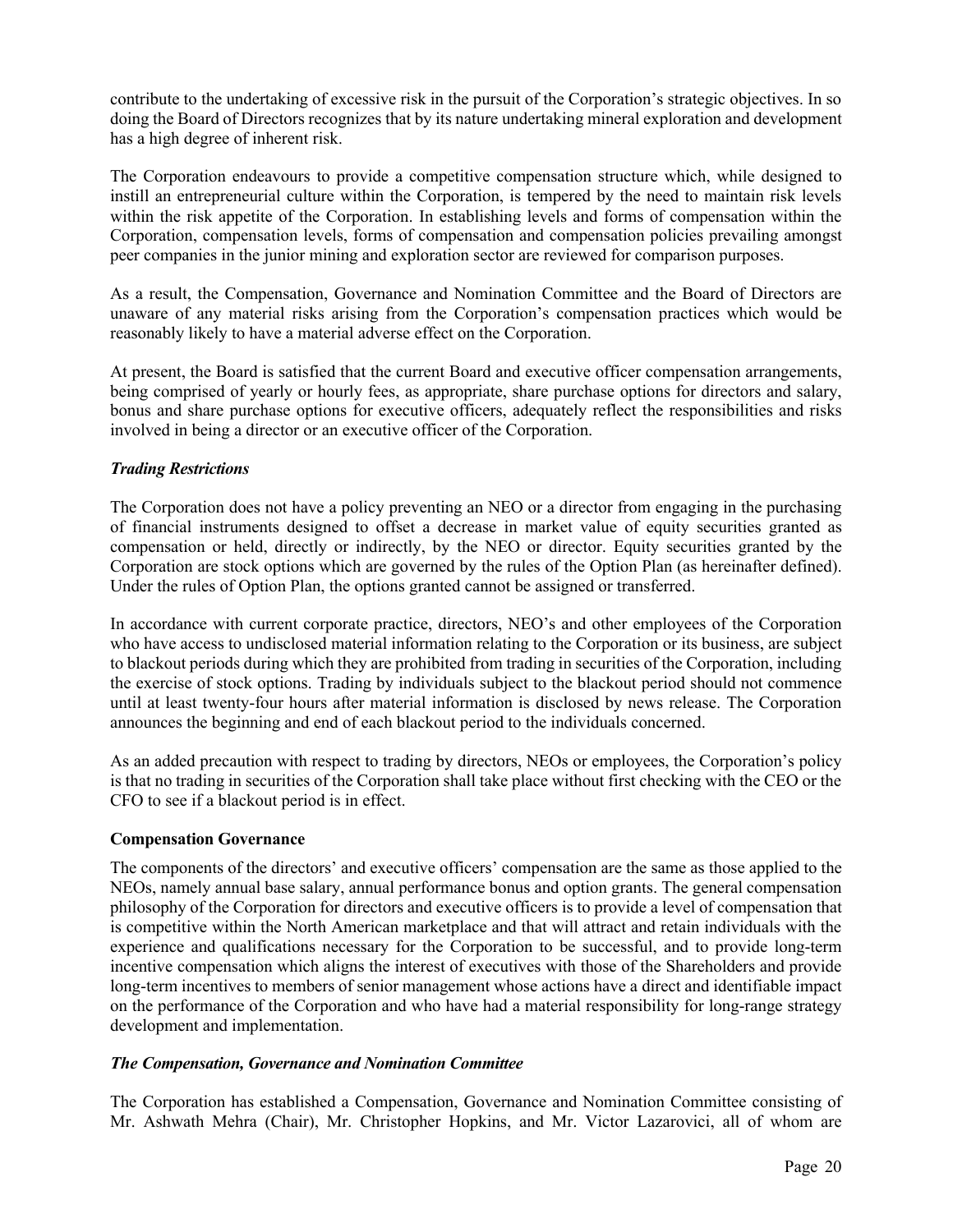contribute to the undertaking of excessive risk in the pursuit of the Corporation's strategic objectives. In so doing the Board of Directors recognizes that by its nature undertaking mineral exploration and development has a high degree of inherent risk.

The Corporation endeavours to provide a competitive compensation structure which, while designed to instill an entrepreneurial culture within the Corporation, is tempered by the need to maintain risk levels within the risk appetite of the Corporation. In establishing levels and forms of compensation within the Corporation, compensation levels, forms of compensation and compensation policies prevailing amongst peer companies in the junior mining and exploration sector are reviewed for comparison purposes.

As a result, the Compensation, Governance and Nomination Committee and the Board of Directors are unaware of any material risks arising from the Corporation's compensation practices which would be reasonably likely to have a material adverse effect on the Corporation.

At present, the Board is satisfied that the current Board and executive officer compensation arrangements, being comprised of yearly or hourly fees, as appropriate, share purchase options for directors and salary, bonus and share purchase options for executive officers, adequately reflect the responsibilities and risks involved in being a director or an executive officer of the Corporation.

***Trading Restrictions***

The Corporation does not have a policy preventing an NEO or a director from engaging in the purchasing of financial instruments designed to offset a decrease in market value of equity securities granted as compensation or held, directly or indirectly, by the NEO or director. Equity securities granted by the Corporation are stock options which are governed by the rules of the Option Plan (as hereinafter defined). Under the rules of Option Plan, the options granted cannot be assigned or transferred.

In accordance with current corporate practice, directors, NEO's and other employees of the Corporation who have access to undisclosed material information relating to the Corporation or its business, are subject to blackout periods during which they are prohibited from trading in securities of the Corporation, including the exercise of stock options. Trading by individuals subject to the blackout period should not commence until at least twenty-four hours after material information is disclosed by news release. The Corporation announces the beginning and end of each blackout period to the individuals concerned.

As an added precaution with respect to trading by directors, NEOs or employees, the Corporation's policy is that no trading in securities of the Corporation shall take place without first checking with the CEO or the CFO to see if a blackout period is in effect.

**Compensation Governance**

The components of the directors' and executive officers' compensation are the same as those applied to the NEOs, namely annual base salary, annual performance bonus and option grants. The general compensation philosophy of the Corporation for directors and executive officers is to provide a level of compensation that is competitive within the North American marketplace and that will attract and retain individuals with the experience and qualifications necessary for the Corporation to be successful, and to provide long-term incentive compensation which aligns the interest of executives with those of the Shareholders and provide long-term incentives to members of senior management whose actions have a direct and identifiable impact on the performance of the Corporation and who have had a material responsibility for long-range strategy development and implementation.

***The Compensation, Governance and Nomination Committee***

The Corporation has established a Compensation, Governance and Nomination Committee consisting of Mr. Ashwath Mehra (Chair), Mr. Christopher Hopkins, and Mr. Victor Lazarovici, all of whom are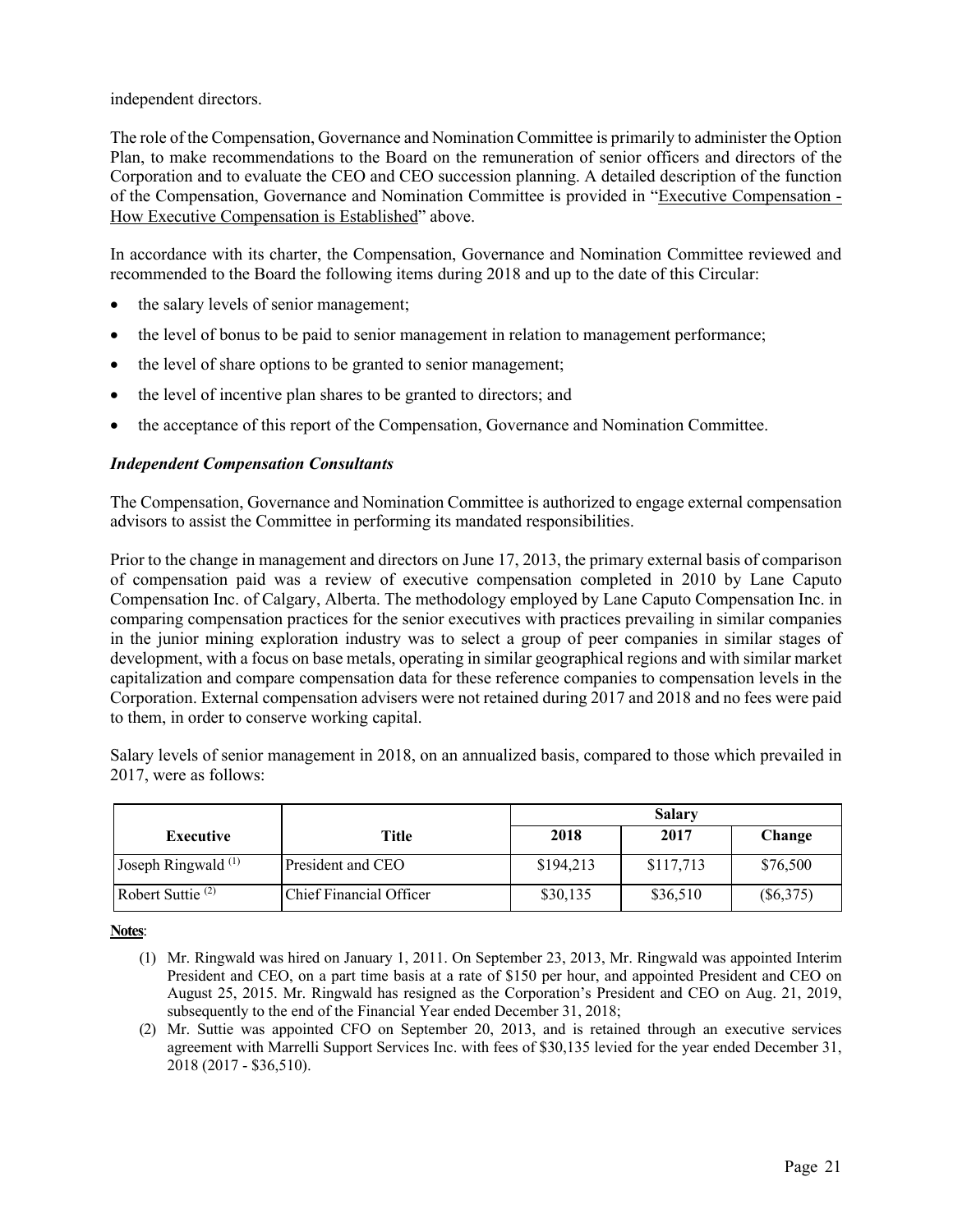independent directors.

The role of the Compensation, Governance and Nomination Committee is primarily to administer the Option Plan, to make recommendations to the Board on the remuneration of senior officers and directors of the Corporation and to evaluate the CEO and CEO succession planning. A detailed description of the function of the Compensation, Governance and Nomination Committee is provided in "Executive Compensation - How Executive Compensation is Established" above.

In accordance with its charter, the Compensation, Governance and Nomination Committee reviewed and recommended to the Board the following items during 2018 and up to the date of this Circular:

- the salary levels of senior management;
- the level of bonus to be paid to senior management in relation to management performance;
- the level of share options to be granted to senior management;
- the level of incentive plan shares to be granted to directors; and
- the acceptance of this report of the Compensation, Governance and Nomination Committee.

***Independent Compensation Consultants***

The Compensation, Governance and Nomination Committee is authorized to engage external compensation advisors to assist the Committee in performing its mandated responsibilities.

Prior to the change in management and directors on June 17, 2013, the primary external basis of comparison of compensation paid was a review of executive compensation completed in 2010 by Lane Caputo Compensation Inc. of Calgary, Alberta. The methodology employed by Lane Caputo Compensation Inc. in comparing compensation practices for the senior executives with practices prevailing in similar companies in the junior mining exploration industry was to select a group of peer companies in similar stages of development, with a focus on base metals, operating in similar geographical regions and with similar market capitalization and compare compensation data for these reference companies to compensation levels in the Corporation. External compensation advisers were not retained during 2017 and 2018 and no fees were paid to them, in order to conserve working capital.

Salary levels of senior management in 2018, on an annualized basis, compared to those which prevailed in 2017, were as follows:

| Executive | Title | Salary | | |
|---|---|---|---|---|
| | | 2018 | 2017 | Change |
| Joseph Ringwald (1) | President and CEO | $194,213 | $117,713 | $76,500 |
| Robert Suttie (2) | Chief Financial Officer | $30,135 | $36,510 | ($6,375) |

**Notes**:

(1) Mr. Ringwald was hired on January 1, 2011. On September 23, 2013, Mr. Ringwald was appointed Interim President and CEO, on a part time basis at a rate of $150 per hour, and appointed President and CEO on August 25, 2015. Mr. Ringwald has resigned as the Corporation's President and CEO on Aug. 21, 2019, subsequently to the end of the Financial Year ended December 31, 2018;

(2) Mr. Suttie was appointed CFO on September 20, 2013, and is retained through an executive services agreement with Marrelli Support Services Inc. with fees of $30,135 levied for the year ended December 31, 2018 (2017 - $36,510).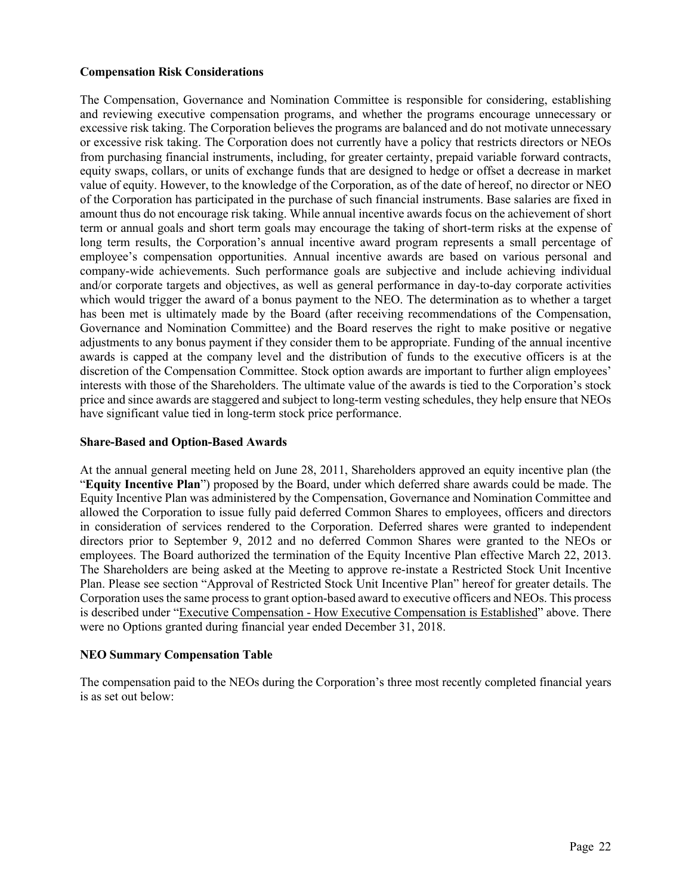**Compensation Risk Considerations**

The Compensation, Governance and Nomination Committee is responsible for considering, establishing and reviewing executive compensation programs, and whether the programs encourage unnecessary or excessive risk taking. The Corporation believes the programs are balanced and do not motivate unnecessary or excessive risk taking. The Corporation does not currently have a policy that restricts directors or NEOs from purchasing financial instruments, including, for greater certainty, prepaid variable forward contracts, equity swaps, collars, or units of exchange funds that are designed to hedge or offset a decrease in market value of equity. However, to the knowledge of the Corporation, as of the date of hereof, no director or NEO of the Corporation has participated in the purchase of such financial instruments. Base salaries are fixed in amount thus do not encourage risk taking. While annual incentive awards focus on the achievement of short term or annual goals and short term goals may encourage the taking of short-term risks at the expense of long term results, the Corporation's annual incentive award program represents a small percentage of employee's compensation opportunities. Annual incentive awards are based on various personal and company-wide achievements. Such performance goals are subjective and include achieving individual and/or corporate targets and objectives, as well as general performance in day-to-day corporate activities which would trigger the award of a bonus payment to the NEO. The determination as to whether a target has been met is ultimately made by the Board (after receiving recommendations of the Compensation, Governance and Nomination Committee) and the Board reserves the right to make positive or negative adjustments to any bonus payment if they consider them to be appropriate. Funding of the annual incentive awards is capped at the company level and the distribution of funds to the executive officers is at the discretion of the Compensation Committee. Stock option awards are important to further align employees' interests with those of the Shareholders. The ultimate value of the awards is tied to the Corporation's stock price and since awards are staggered and subject to long-term vesting schedules, they help ensure that NEOs have significant value tied in long-term stock price performance.

**Share-Based and Option-Based Awards**

At the annual general meeting held on June 28, 2011, Shareholders approved an equity incentive plan (the "**Equity Incentive Plan**") proposed by the Board, under which deferred share awards could be made. The Equity Incentive Plan was administered by the Compensation, Governance and Nomination Committee and allowed the Corporation to issue fully paid deferred Common Shares to employees, officers and directors in consideration of services rendered to the Corporation. Deferred shares were granted to independent directors prior to September 9, 2012 and no deferred Common Shares were granted to the NEOs or employees. The Board authorized the termination of the Equity Incentive Plan effective March 22, 2013. The Shareholders are being asked at the Meeting to approve re-instate a Restricted Stock Unit Incentive Plan. Please see section "Approval of Restricted Stock Unit Incentive Plan" hereof for greater details. The Corporation uses the same process to grant option-based award to executive officers and NEOs. This process is described under "Executive Compensation - How Executive Compensation is Established" above. There were no Options granted during financial year ended December 31, 2018.

**NEO Summary Compensation Table**

The compensation paid to the NEOs during the Corporation's three most recently completed financial years is as set out below: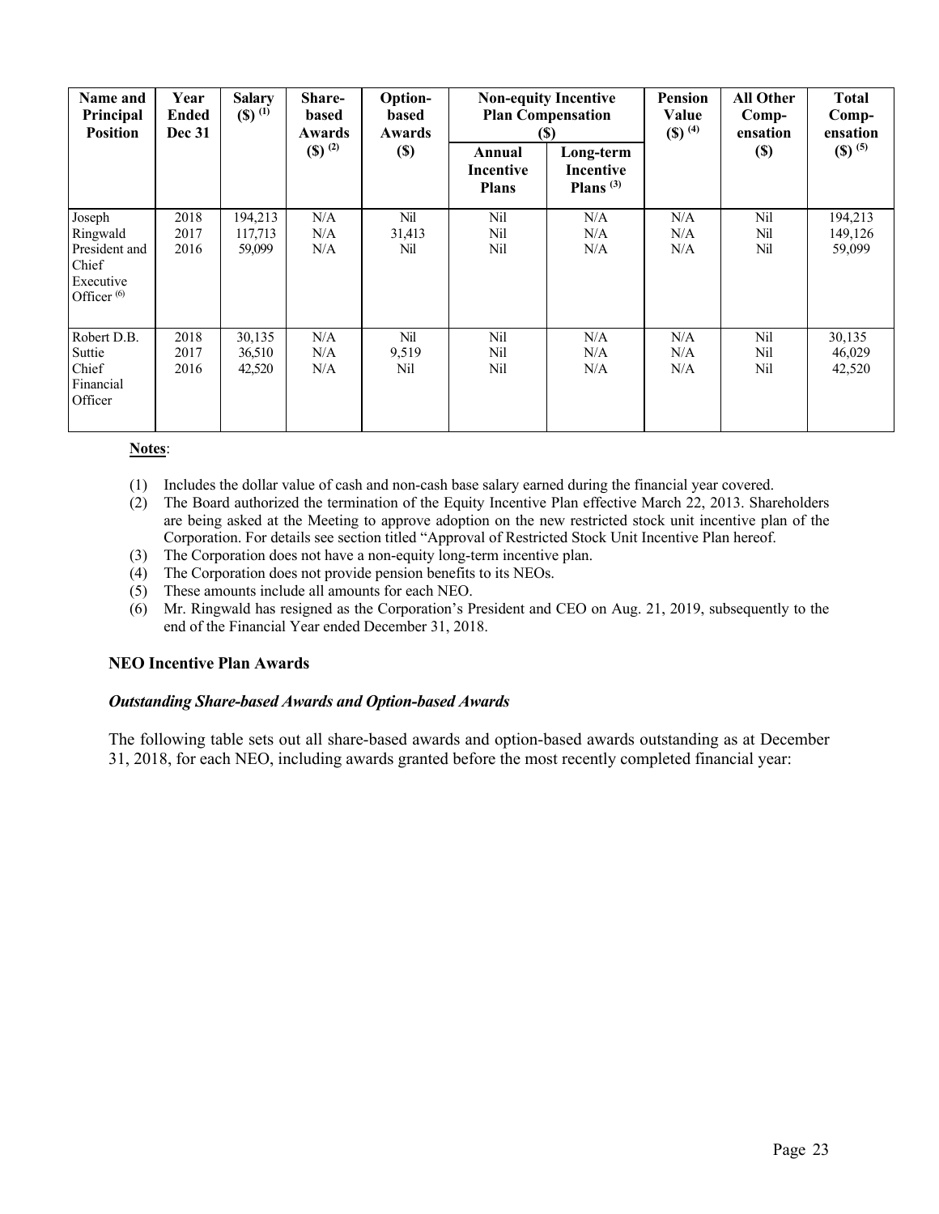| Name and Principal Position | Year Ended Dec 31 | Salary ($) [1] | Share-based Awards ($) [2] | Option-based Awards ($) | Non-equity Incentive Plan Compensation ($) | | Pension Value ($) [4] | All Other Compensation ($) | Total Compensation ($) [5] |
|---|---|---|---|---|---|---|---|---|---|
| | | | | | Annual Incentive Plans | Long-term Incentive Plans [3] | | | |
| Joseph Ringwald President and Chief Executive Officer [6] | 2018<br>2017<br>2016 | 194,213<br>117,713<br>59,099 | N/A<br>N/A<br>N/A | Nil<br>31,413<br>Nil | Nil<br>Nil<br>Nil | N/A<br>N/A<br>N/A | N/A<br>N/A<br>N/A | Nil<br>Nil<br>Nil | 194,213<br>149,126<br>59,099 |
| Robert D.B. Suttie Chief Financial Officer | 2018<br>2017<br>2016 | 30,135<br>36,510<br>42,520 | N/A<br>N/A<br>N/A | Nil<br>9,519<br>Nil | Nil<br>Nil<br>Nil | N/A<br>N/A<br>N/A | N/A<br>N/A<br>N/A | Nil<br>Nil<br>Nil | 30,135<br>46,029<br>42,520 |

**Notes**:

(1) Includes the dollar value of cash and non-cash base salary earned during the financial year covered.
(2) The Board authorized the termination of the Equity Incentive Plan effective March 22, 2013. Shareholders are being asked at the Meeting to approve adoption on the new restricted stock unit incentive plan of the Corporation. For details see section titled "Approval of Restricted Stock Unit Incentive Plan hereof.
(3) The Corporation does not have a non-equity long-term incentive plan.
(4) The Corporation does not provide pension benefits to its NEOs.
(5) These amounts include all amounts for each NEO.
(6) Mr. Ringwald has resigned as the Corporation's President and CEO on Aug. 21, 2019, subsequently to the end of the Financial Year ended December 31, 2018.

### NEO Incentive Plan Awards

#### *Outstanding Share-based Awards and Option-based Awards*

The following table sets out all share-based awards and option-based awards outstanding as at December 31, 2018, for each NEO, including awards granted before the most recently completed financial year: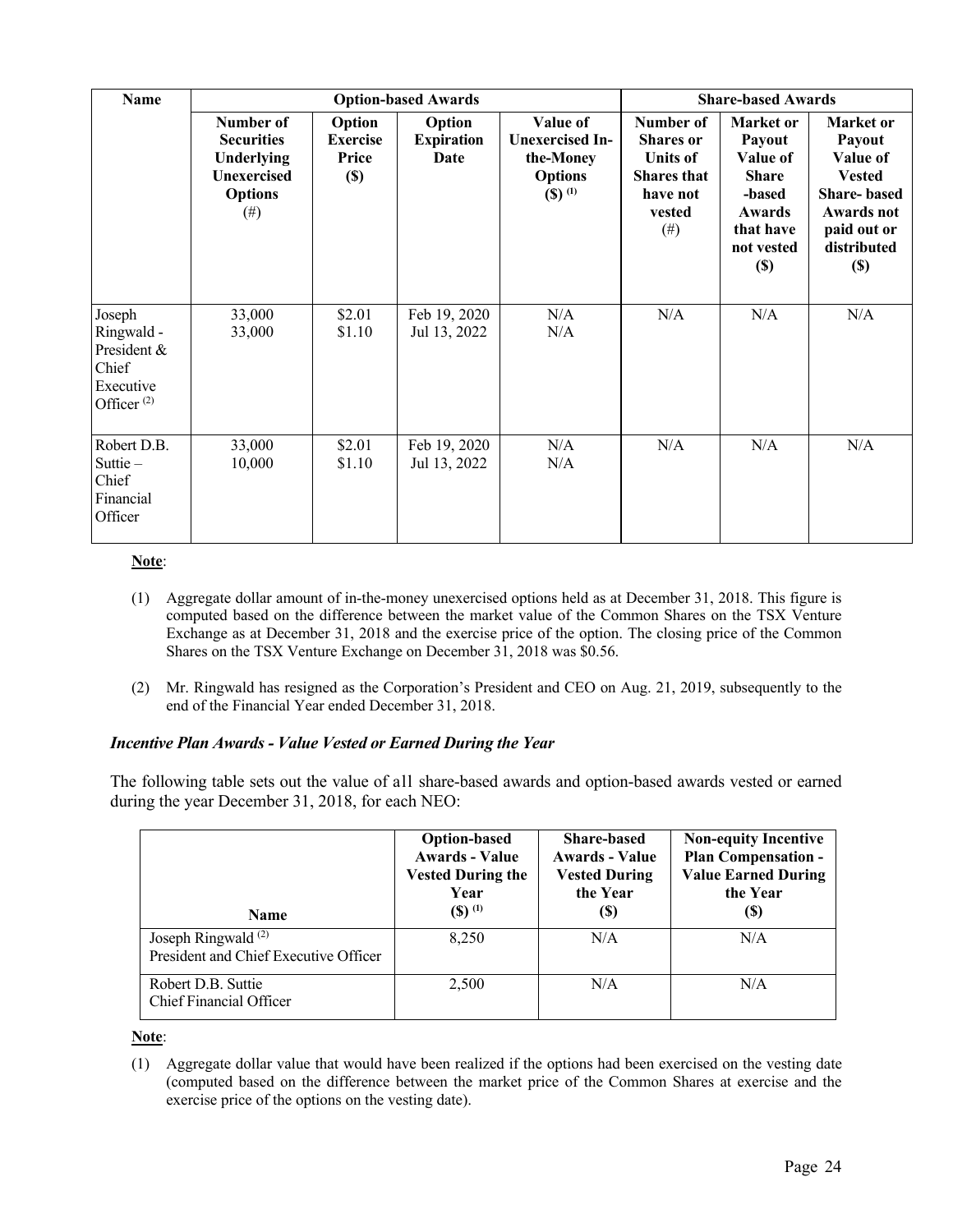| Name | Option-based Awards | | | | Share-based Awards | | |
|---|---|---|---|---|---|---|---|
| | Number of Securities Underlying Unexercised Options (#) | Option Exercise Price ($) | Option Expiration Date | Value of Unexercised In-the-Money Options ($) [(1)] | Number of Shares or Units of Shares that have not vested (#) | Market or Payout Value of Share -based Awards that have not vested ($) | Market or Payout Value of Vested Share- based Awards not paid out or distributed ($) |
| Joseph Ringwald - President & Chief Executive Officer [(2)] | 33,000<br>33,000 | $2.01<br>$1.10 | Feb 19, 2020<br>Jul 13, 2022 | N/A<br>N/A | N/A | N/A | N/A |
| Robert D.B. Suttie – Chief Financial Officer | 33,000<br>10,000 | $2.01<br>$1.10 | Feb 19, 2020<br>Jul 13, 2022 | N/A<br>N/A | N/A | N/A | N/A |

**Note**:

(1) Aggregate dollar amount of in-the-money unexercised options held as at December 31, 2018. This figure is computed based on the difference between the market value of the Common Shares on the TSX Venture Exchange as at December 31, 2018 and the exercise price of the option. The closing price of the Common Shares on the TSX Venture Exchange on December 31, 2018 was $0.56.

(2) Mr. Ringwald has resigned as the Corporation's President and CEO on Aug. 21, 2019, subsequently to the end of the Financial Year ended December 31, 2018.

### *Incentive Plan Awards - Value Vested or Earned During the Year*

The following table sets out the value of all share-based awards and option-based awards vested or earned during the year December 31, 2018, for each NEO:

| Name | Option-based Awards - Value Vested During the Year ($) [(1)] | Share-based Awards - Value Vested During the Year ($) | Non-equity Incentive Plan Compensation - Value Earned During the Year ($) |
|---|---|---|---|
| Joseph Ringwald [(2)]<br>President and Chief Executive Officer | 8,250 | N/A | N/A |
| Robert D.B. Suttie<br>Chief Financial Officer | 2,500 | N/A | N/A |

**Note**:

(1) Aggregate dollar value that would have been realized if the options had been exercised on the vesting date (computed based on the difference between the market price of the Common Shares at exercise and the exercise price of the options on the vesting date).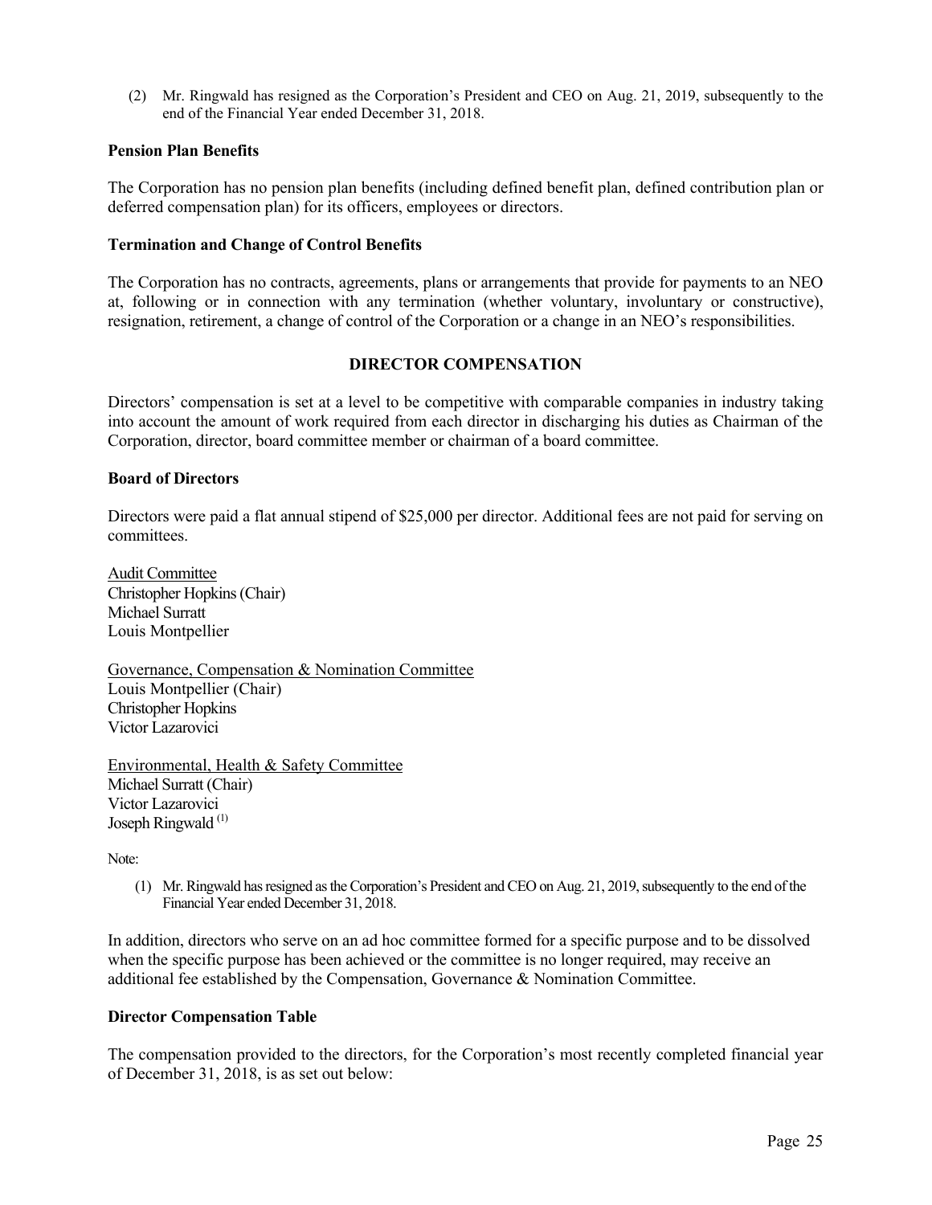(2) Mr. Ringwald has resigned as the Corporation's President and CEO on Aug. 21, 2019, subsequently to the end of the Financial Year ended December 31, 2018.

**Pension Plan Benefits**

The Corporation has no pension plan benefits (including defined benefit plan, defined contribution plan or deferred compensation plan) for its officers, employees or directors.

**Termination and Change of Control Benefits**

The Corporation has no contracts, agreements, plans or arrangements that provide for payments to an NEO at, following or in connection with any termination (whether voluntary, involuntary or constructive), resignation, retirement, a change of control of the Corporation or a change in an NEO's responsibilities.

## DIRECTOR COMPENSATION

Directors' compensation is set at a level to be competitive with comparable companies in industry taking into account the amount of work required from each director in discharging his duties as Chairman of the Corporation, director, board committee member or chairman of a board committee.

**Board of Directors**

Directors were paid a flat annual stipend of $25,000 per director. Additional fees are not paid for serving on committees.

<u>Audit Committee</u>
Christopher Hopkins (Chair)
Michael Surratt
Louis Montpellier

<u>Governance, Compensation & Nomination Committee</u>
Louis Montpellier (Chair)
Christopher Hopkins
Victor Lazarovici

<u>Environmental, Health & Safety Committee</u>
Michael Surratt (Chair)
Victor Lazarovici
Joseph Ringwald [1]

Note:

(1) Mr. Ringwald has resigned as the Corporation's President and CEO on Aug. 21, 2019, subsequently to the end of the Financial Year ended December 31, 2018.

In addition, directors who serve on an ad hoc committee formed for a specific purpose and to be dissolved when the specific purpose has been achieved or the committee is no longer required, may receive an additional fee established by the Compensation, Governance & Nomination Committee.

**Director Compensation Table**

The compensation provided to the directors, for the Corporation's most recently completed financial year of December 31, 2018, is as set out below: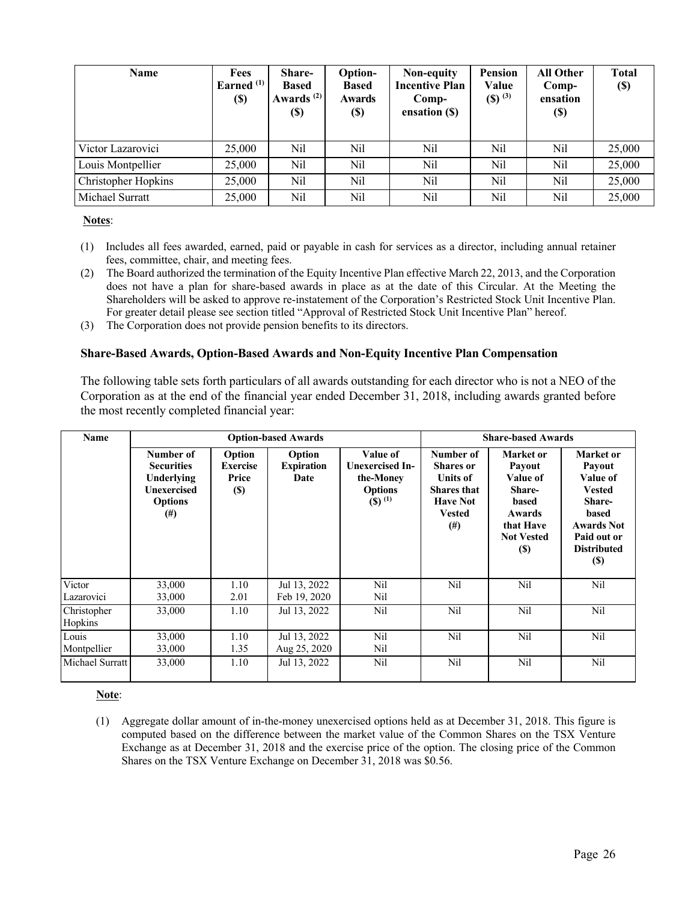| Name | Fees Earned [(1)] ($) | Share-Based Awards [(2)] ($) | Option-Based Awards ($) | Non-equity Incentive Plan Comp-ensation ($) | Pension Value ($) [(3)] | All Other Comp-ensation ($) | Total ($) |
|---|---|---|---|---|---|---|---|
| Victor Lazarovici | 25,000 | Nil | Nil | Nil | Nil | Nil | 25,000 |
| Louis Montpellier | 25,000 | Nil | Nil | Nil | Nil | Nil | 25,000 |
| Christopher Hopkins | 25,000 | Nil | Nil | Nil | Nil | Nil | 25,000 |
| Michael Surratt | 25,000 | Nil | Nil | Nil | Nil | Nil | 25,000 |

**Notes**:

(1) Includes all fees awarded, earned, paid or payable in cash for services as a director, including annual retainer fees, committee, chair, and meeting fees.

(2) The Board authorized the termination of the Equity Incentive Plan effective March 22, 2013, and the Corporation does not have a plan for share-based awards in place as at the date of this Circular. At the Meeting the Shareholders will be asked to approve re-instatement of the Corporation's Restricted Stock Unit Incentive Plan. For greater detail please see section titled "Approval of Restricted Stock Unit Incentive Plan" hereof.

(3) The Corporation does not provide pension benefits to its directors.

### Share-Based Awards, Option-Based Awards and Non-Equity Incentive Plan Compensation

The following table sets forth particulars of all awards outstanding for each director who is not a NEO of the Corporation as at the end of the financial year ended December 31, 2018, including awards granted before the most recently completed financial year:

| Name | Option-based Awards | | | | Share-based Awards | | |
|---|---|---|---|---|---|---|---|
| | Number of Securities Underlying Unexercised Options (#) | Option Exercise Price ($) | Option Expiration Date | Value of Unexercised In-the-Money Options ($) [(1)] | Number of Shares or Units of Shares that Have Not Vested (#) | Market or Payout Value of Share-based Awards that Have Not Vested ($) | Market or Payout Value of Vested Share-based Awards Not Paid out or Distributed ($) |
| Victor Lazarovici | 33,000<br>33,000 | 1.10<br>2.01 | Jul 13, 2022<br>Feb 19, 2020 | Nil<br>Nil | Nil | Nil | Nil |
| Christopher Hopkins | 33,000 | 1.10 | Jul 13, 2022 | Nil | Nil | Nil | Nil |
| Louis Montpellier | 33,000<br>33,000 | 1.10<br>1.35 | Jul 13, 2022<br>Aug 25, 2020 | Nil<br>Nil | Nil | Nil | Nil |
| Michael Surratt | 33,000 | 1.10 | Jul 13, 2022 | Nil | Nil | Nil | Nil |

**Note**:

(1) Aggregate dollar amount of in-the-money unexercised options held as at December 31, 2018. This figure is computed based on the difference between the market value of the Common Shares on the TSX Venture Exchange as at December 31, 2018 and the exercise price of the option. The closing price of the Common Shares on the TSX Venture Exchange on December 31, 2018 was $0.56.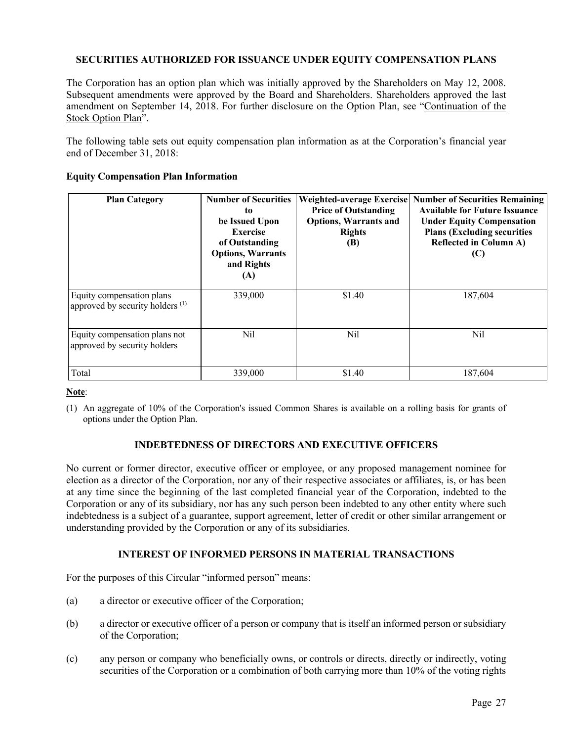## SECURITIES AUTHORIZED FOR ISSUANCE UNDER EQUITY COMPENSATION PLANS

The Corporation has an option plan which was initially approved by the Shareholders on May 12, 2008. Subsequent amendments were approved by the Board and Shareholders. Shareholders approved the last amendment on September 14, 2018. For further disclosure on the Option Plan, see "Continuation of the Stock Option Plan".

The following table sets out equity compensation plan information as at the Corporation's financial year end of December 31, 2018:

**Equity Compensation Plan Information**

| Plan Category | Number of Securities to be Issued Upon Exercise of Outstanding Options, Warrants and Rights (A) | Weighted-average Exercise Price of Outstanding Options, Warrants and Rights (B) | Number of Securities Remaining Available for Future Issuance Under Equity Compensation Plans (Excluding securities Reflected in Column A) (C) |
|---|---|---|---|
| Equity compensation plans approved by security holders [(1)] | 339,000 | $1.40 | 187,604 |
| Equity compensation plans not approved by security holders | Nil | Nil | Nil |
| Total | 339,000 | $1.40 | 187,604 |

**Note**:

(1) An aggregate of 10% of the Corporation's issued Common Shares is available on a rolling basis for grants of options under the Option Plan.

## INDEBTEDNESS OF DIRECTORS AND EXECUTIVE OFFICERS

No current or former director, executive officer or employee, or any proposed management nominee for election as a director of the Corporation, nor any of their respective associates or affiliates, is, or has been at any time since the beginning of the last completed financial year of the Corporation, indebted to the Corporation or any of its subsidiary, nor has any such person been indebted to any other entity where such indebtedness is a subject of a guarantee, support agreement, letter of credit or other similar arrangement or understanding provided by the Corporation or any of its subsidiaries.

## INTEREST OF INFORMED PERSONS IN MATERIAL TRANSACTIONS

For the purposes of this Circular "informed person" means:

(a) a director or executive officer of the Corporation;

(b) a director or executive officer of a person or company that is itself an informed person or subsidiary of the Corporation;

(c) any person or company who beneficially owns, or controls or directs, directly or indirectly, voting securities of the Corporation or a combination of both carrying more than 10% of the voting rights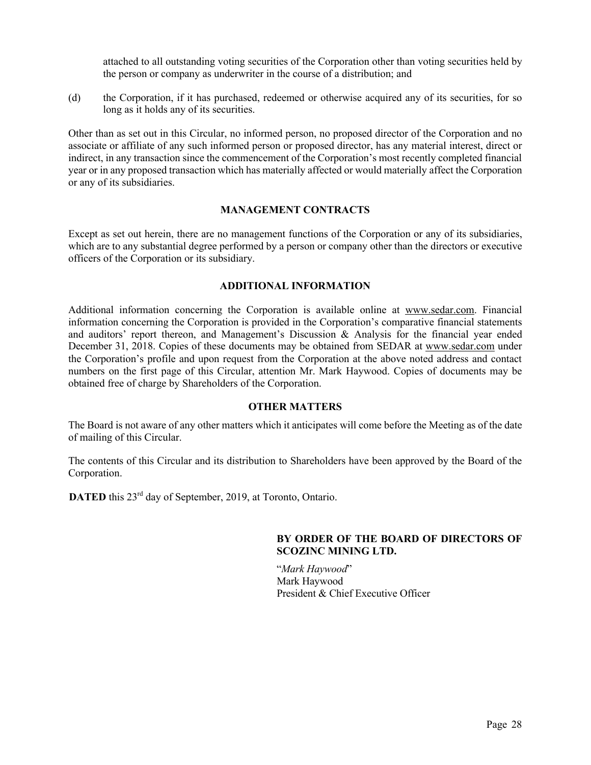attached to all outstanding voting securities of the Corporation other than voting securities held by the person or company as underwriter in the course of a distribution; and

(d) the Corporation, if it has purchased, redeemed or otherwise acquired any of its securities, for so long as it holds any of its securities.

Other than as set out in this Circular, no informed person, no proposed director of the Corporation and no associate or affiliate of any such informed person or proposed director, has any material interest, direct or indirect, in any transaction since the commencement of the Corporation's most recently completed financial year or in any proposed transaction which has materially affected or would materially affect the Corporation or any of its subsidiaries.

## MANAGEMENT CONTRACTS

Except as set out herein, there are no management functions of the Corporation or any of its subsidiaries, which are to any substantial degree performed by a person or company other than the directors or executive officers of the Corporation or its subsidiary.

## ADDITIONAL INFORMATION

Additional information concerning the Corporation is available online at www.sedar.com. Financial information concerning the Corporation is provided in the Corporation's comparative financial statements and auditors' report thereon, and Management's Discussion & Analysis for the financial year ended December 31, 2018. Copies of these documents may be obtained from SEDAR at www.sedar.com under the Corporation's profile and upon request from the Corporation at the above noted address and contact numbers on the first page of this Circular, attention Mr. Mark Haywood. Copies of documents may be obtained free of charge by Shareholders of the Corporation.

## OTHER MATTERS

The Board is not aware of any other matters which it anticipates will come before the Meeting as of the date of mailing of this Circular.

The contents of this Circular and its distribution to Shareholders have been approved by the Board of the Corporation.

**DATED** this 23rd day of September, 2019, at Toronto, Ontario.

**BY ORDER OF THE BOARD OF DIRECTORS OF SCOZINC MINING LTD.**

"*Mark Haywood*"
Mark Haywood
President & Chief Executive Officer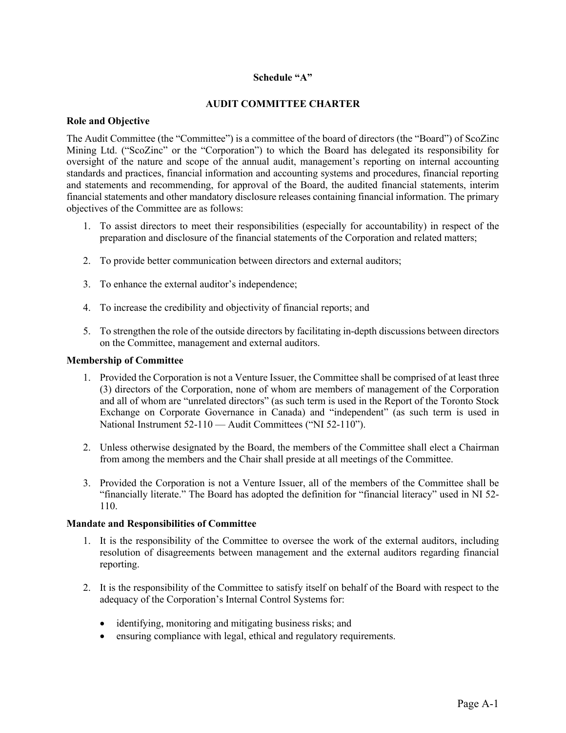## Schedule "A"

## AUDIT COMMITTEE CHARTER

### Role and Objective

The Audit Committee (the "Committee") is a committee of the board of directors (the "Board") of ScoZinc Mining Ltd. ("ScoZinc" or the "Corporation") to which the Board has delegated its responsibility for oversight of the nature and scope of the annual audit, management's reporting on internal accounting standards and practices, financial information and accounting systems and procedures, financial reporting and statements and recommending, for approval of the Board, the audited financial statements, interim financial statements and other mandatory disclosure releases containing financial information. The primary objectives of the Committee are as follows:

1. To assist directors to meet their responsibilities (especially for accountability) in respect of the preparation and disclosure of the financial statements of the Corporation and related matters;
2. To provide better communication between directors and external auditors;
3. To enhance the external auditor's independence;
4. To increase the credibility and objectivity of financial reports; and
5. To strengthen the role of the outside directors by facilitating in-depth discussions between directors on the Committee, management and external auditors.

### Membership of Committee

1. Provided the Corporation is not a Venture Issuer, the Committee shall be comprised of at least three (3) directors of the Corporation, none of whom are members of management of the Corporation and all of whom are "unrelated directors" (as such term is used in the Report of the Toronto Stock Exchange on Corporate Governance in Canada) and "independent" (as such term is used in National Instrument 52-110 — Audit Committees ("NI 52-110").
2. Unless otherwise designated by the Board, the members of the Committee shall elect a Chairman from among the members and the Chair shall preside at all meetings of the Committee.
3. Provided the Corporation is not a Venture Issuer, all of the members of the Committee shall be "financially literate." The Board has adopted the definition for "financial literacy" used in NI 52-110.

### Mandate and Responsibilities of Committee

1. It is the responsibility of the Committee to oversee the work of the external auditors, including resolution of disagreements between management and the external auditors regarding financial reporting.
2. It is the responsibility of the Committee to satisfy itself on behalf of the Board with respect to the adequacy of the Corporation's Internal Control Systems for:
   - identifying, monitoring and mitigating business risks; and
   - ensuring compliance with legal, ethical and regulatory requirements.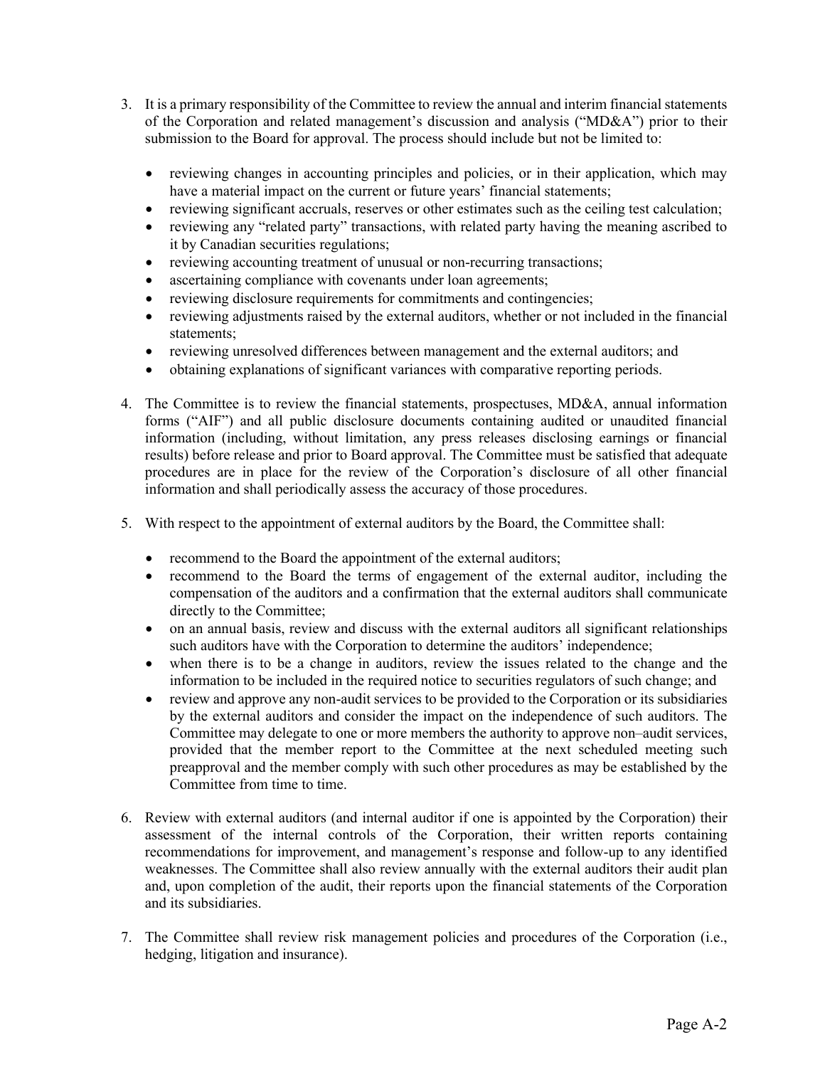3. It is a primary responsibility of the Committee to review the annual and interim financial statements of the Corporation and related management's discussion and analysis ("MD&A") prior to their submission to the Board for approval. The process should include but not be limited to:

   - reviewing changes in accounting principles and policies, or in their application, which may have a material impact on the current or future years' financial statements;
   - reviewing significant accruals, reserves or other estimates such as the ceiling test calculation;
   - reviewing any "related party" transactions, with related party having the meaning ascribed to it by Canadian securities regulations;
   - reviewing accounting treatment of unusual or non-recurring transactions;
   - ascertaining compliance with covenants under loan agreements;
   - reviewing disclosure requirements for commitments and contingencies;
   - reviewing adjustments raised by the external auditors, whether or not included in the financial statements;
   - reviewing unresolved differences between management and the external auditors; and
   - obtaining explanations of significant variances with comparative reporting periods.

4. The Committee is to review the financial statements, prospectuses, MD&A, annual information forms ("AIF") and all public disclosure documents containing audited or unaudited financial information (including, without limitation, any press releases disclosing earnings or financial results) before release and prior to Board approval. The Committee must be satisfied that adequate procedures are in place for the review of the Corporation's disclosure of all other financial information and shall periodically assess the accuracy of those procedures.

5. With respect to the appointment of external auditors by the Board, the Committee shall:

   - recommend to the Board the appointment of the external auditors;
   - recommend to the Board the terms of engagement of the external auditor, including the compensation of the auditors and a confirmation that the external auditors shall communicate directly to the Committee;
   - on an annual basis, review and discuss with the external auditors all significant relationships such auditors have with the Corporation to determine the auditors' independence;
   - when there is to be a change in auditors, review the issues related to the change and the information to be included in the required notice to securities regulators of such change; and
   - review and approve any non-audit services to be provided to the Corporation or its subsidiaries by the external auditors and consider the impact on the independence of such auditors. The Committee may delegate to one or more members the authority to approve non–audit services, provided that the member report to the Committee at the next scheduled meeting such preapproval and the member comply with such other procedures as may be established by the Committee from time to time.

6. Review with external auditors (and internal auditor if one is appointed by the Corporation) their assessment of the internal controls of the Corporation, their written reports containing recommendations for improvement, and management's response and follow-up to any identified weaknesses. The Committee shall also review annually with the external auditors their audit plan and, upon completion of the audit, their reports upon the financial statements of the Corporation and its subsidiaries.

7. The Committee shall review risk management policies and procedures of the Corporation (i.e., hedging, litigation and insurance).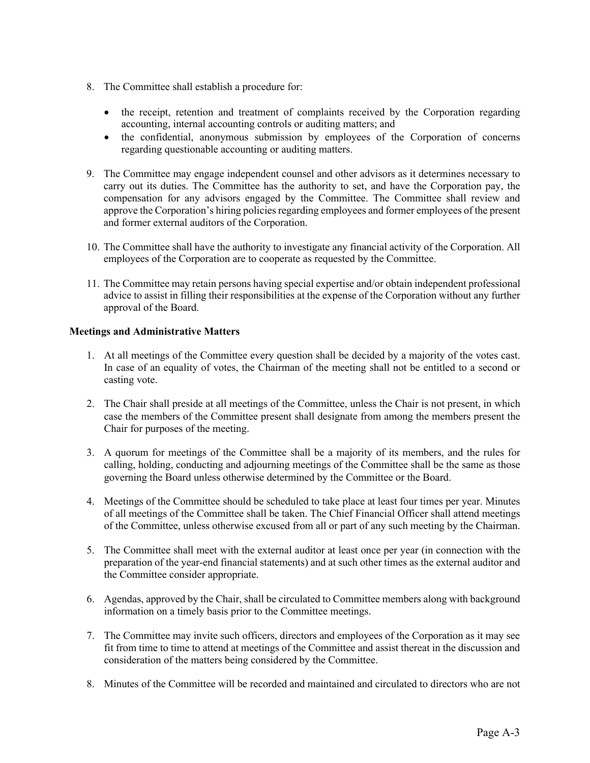8. The Committee shall establish a procedure for:

   - the receipt, retention and treatment of complaints received by the Corporation regarding accounting, internal accounting controls or auditing matters; and
   - the confidential, anonymous submission by employees of the Corporation of concerns regarding questionable accounting or auditing matters.

9. The Committee may engage independent counsel and other advisors as it determines necessary to carry out its duties. The Committee has the authority to set, and have the Corporation pay, the compensation for any advisors engaged by the Committee. The Committee shall review and approve the Corporation's hiring policies regarding employees and former employees of the present and former external auditors of the Corporation.

10. The Committee shall have the authority to investigate any financial activity of the Corporation. All employees of the Corporation are to cooperate as requested by the Committee.

11. The Committee may retain persons having special expertise and/or obtain independent professional advice to assist in filling their responsibilities at the expense of the Corporation without any further approval of the Board.

**Meetings and Administrative Matters**

1. At all meetings of the Committee every question shall be decided by a majority of the votes cast. In case of an equality of votes, the Chairman of the meeting shall not be entitled to a second or casting vote.

2. The Chair shall preside at all meetings of the Committee, unless the Chair is not present, in which case the members of the Committee present shall designate from among the members present the Chair for purposes of the meeting.

3. A quorum for meetings of the Committee shall be a majority of its members, and the rules for calling, holding, conducting and adjourning meetings of the Committee shall be the same as those governing the Board unless otherwise determined by the Committee or the Board.

4. Meetings of the Committee should be scheduled to take place at least four times per year. Minutes of all meetings of the Committee shall be taken. The Chief Financial Officer shall attend meetings of the Committee, unless otherwise excused from all or part of any such meeting by the Chairman.

5. The Committee shall meet with the external auditor at least once per year (in connection with the preparation of the year-end financial statements) and at such other times as the external auditor and the Committee consider appropriate.

6. Agendas, approved by the Chair, shall be circulated to Committee members along with background information on a timely basis prior to the Committee meetings.

7. The Committee may invite such officers, directors and employees of the Corporation as it may see fit from time to time to attend at meetings of the Committee and assist thereat in the discussion and consideration of the matters being considered by the Committee.

8. Minutes of the Committee will be recorded and maintained and circulated to directors who are not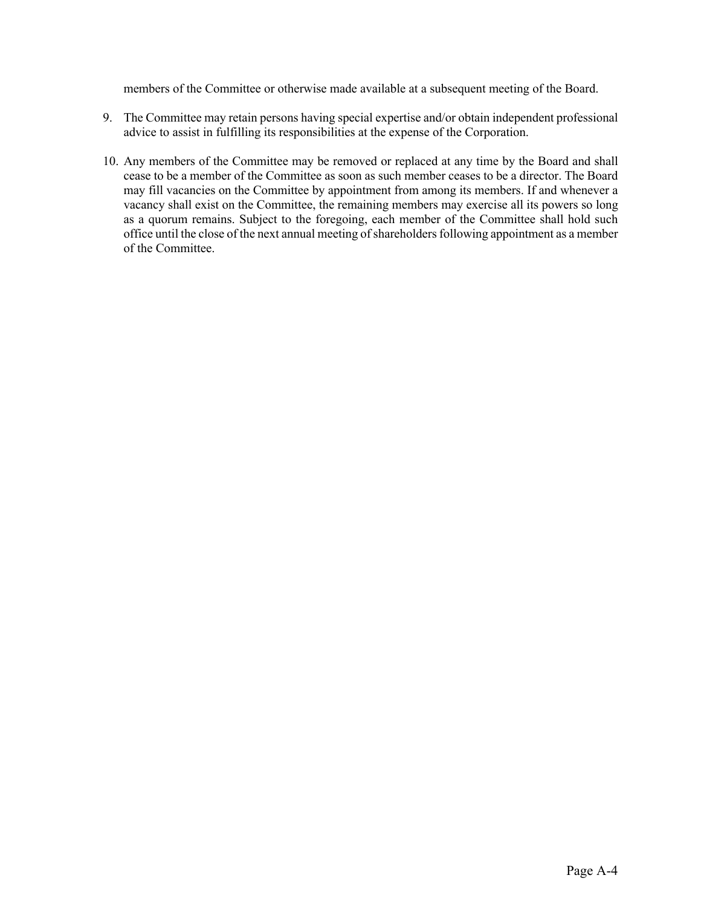members of the Committee or otherwise made available at a subsequent meeting of the Board.

9. The Committee may retain persons having special expertise and/or obtain independent professional advice to assist in fulfilling its responsibilities at the expense of the Corporation.

10. Any members of the Committee may be removed or replaced at any time by the Board and shall cease to be a member of the Committee as soon as such member ceases to be a director. The Board may fill vacancies on the Committee by appointment from among its members. If and whenever a vacancy shall exist on the Committee, the remaining members may exercise all its powers so long as a quorum remains. Subject to the foregoing, each member of the Committee shall hold such office until the close of the next annual meeting of shareholders following appointment as a member of the Committee.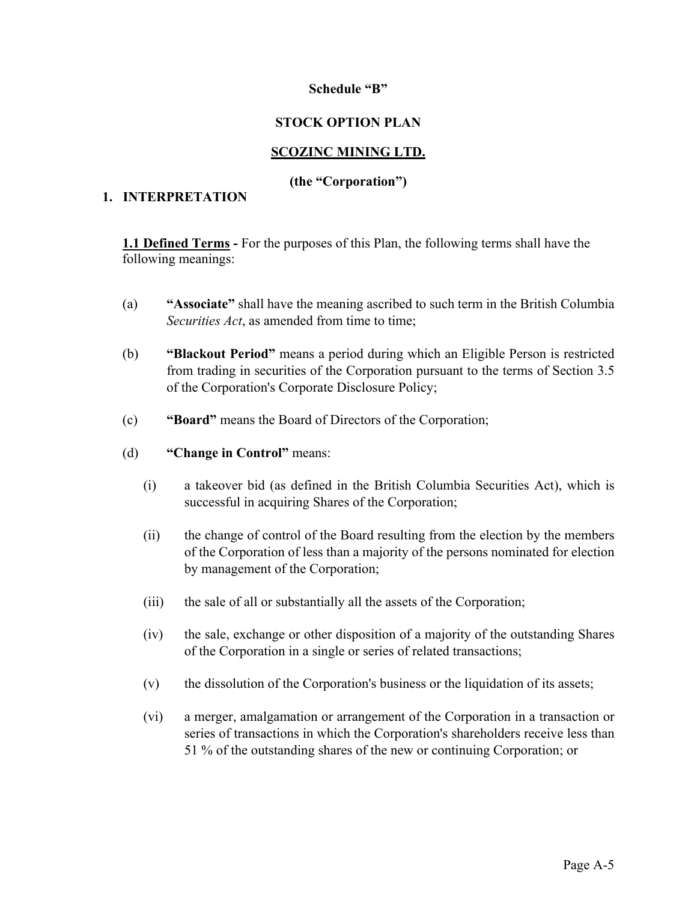**Schedule "B"**

**STOCK OPTION PLAN**

**<u>SCOZINC MINING LTD.</u>**

**(the "Corporation")**

## 1. INTERPRETATION

**<u>1.1 Defined Terms</u> -** For the purposes of this Plan, the following terms shall have the following meanings:

(a) **"Associate"** shall have the meaning ascribed to such term in the British Columbia *Securities Act*, as amended from time to time;

(b) **"Blackout Period"** means a period during which an Eligible Person is restricted from trading in securities of the Corporation pursuant to the terms of Section 3.5 of the Corporation's Corporate Disclosure Policy;

(c) **"Board"** means the Board of Directors of the Corporation;

(d) **"Change in Control"** means:

(i) a takeover bid (as defined in the British Columbia Securities Act), which is successful in acquiring Shares of the Corporation;

(ii) the change of control of the Board resulting from the election by the members of the Corporation of less than a majority of the persons nominated for election by management of the Corporation;

(iii) the sale of all or substantially all the assets of the Corporation;

(iv) the sale, exchange or other disposition of a majority of the outstanding Shares of the Corporation in a single or series of related transactions;

(v) the dissolution of the Corporation's business or the liquidation of its assets;

(vi) a merger, amalgamation or arrangement of the Corporation in a transaction or series of transactions in which the Corporation's shareholders receive less than 51 % of the outstanding shares of the new or continuing Corporation; or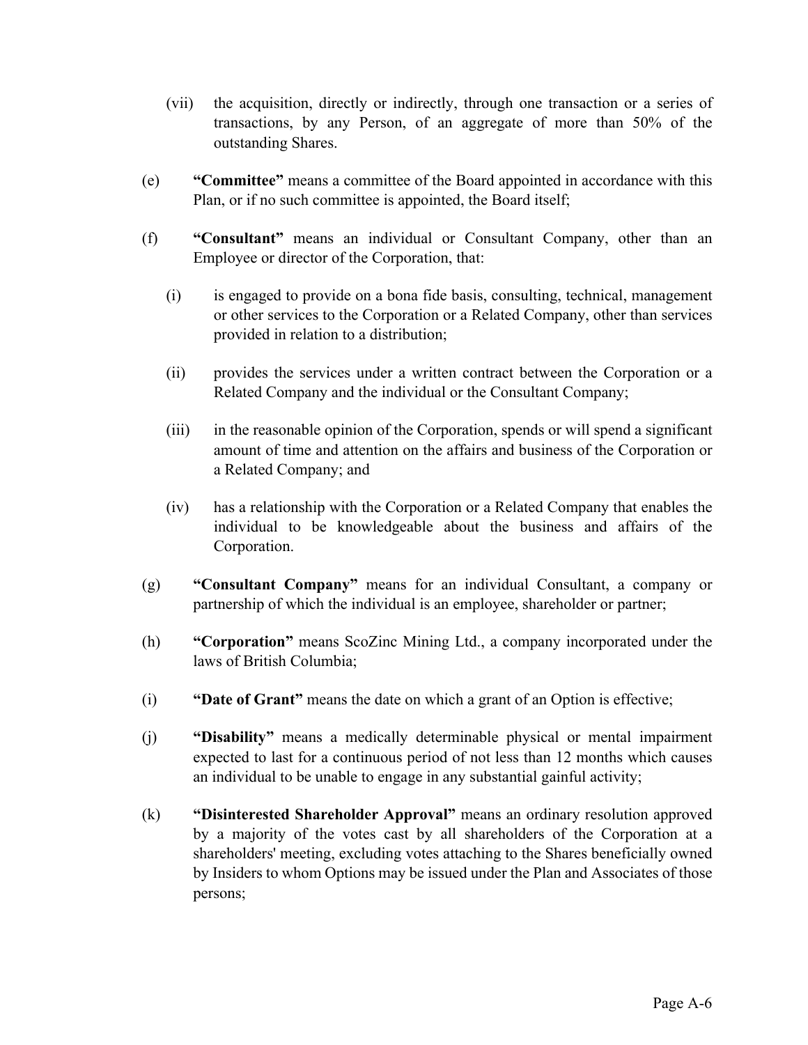(vii) the acquisition, directly or indirectly, through one transaction or a series of transactions, by any Person, of an aggregate of more than 50% of the outstanding Shares.

(e) **"Committee"** means a committee of the Board appointed in accordance with this Plan, or if no such committee is appointed, the Board itself;

(f) **"Consultant"** means an individual or Consultant Company, other than an Employee or director of the Corporation, that:

   (i) is engaged to provide on a bona fide basis, consulting, technical, management or other services to the Corporation or a Related Company, other than services provided in relation to a distribution;

   (ii) provides the services under a written contract between the Corporation or a Related Company and the individual or the Consultant Company;

   (iii) in the reasonable opinion of the Corporation, spends or will spend a significant amount of time and attention on the affairs and business of the Corporation or a Related Company; and

   (iv) has a relationship with the Corporation or a Related Company that enables the individual to be knowledgeable about the business and affairs of the Corporation.

(g) **"Consultant Company"** means for an individual Consultant, a company or partnership of which the individual is an employee, shareholder or partner;

(h) **"Corporation"** means ScoZinc Mining Ltd., a company incorporated under the laws of British Columbia;

(i) **"Date of Grant"** means the date on which a grant of an Option is effective;

(j) **"Disability"** means a medically determinable physical or mental impairment expected to last for a continuous period of not less than 12 months which causes an individual to be unable to engage in any substantial gainful activity;

(k) **"Disinterested Shareholder Approval"** means an ordinary resolution approved by a majority of the votes cast by all shareholders of the Corporation at a shareholders' meeting, excluding votes attaching to the Shares beneficially owned by Insiders to whom Options may be issued under the Plan and Associates of those persons;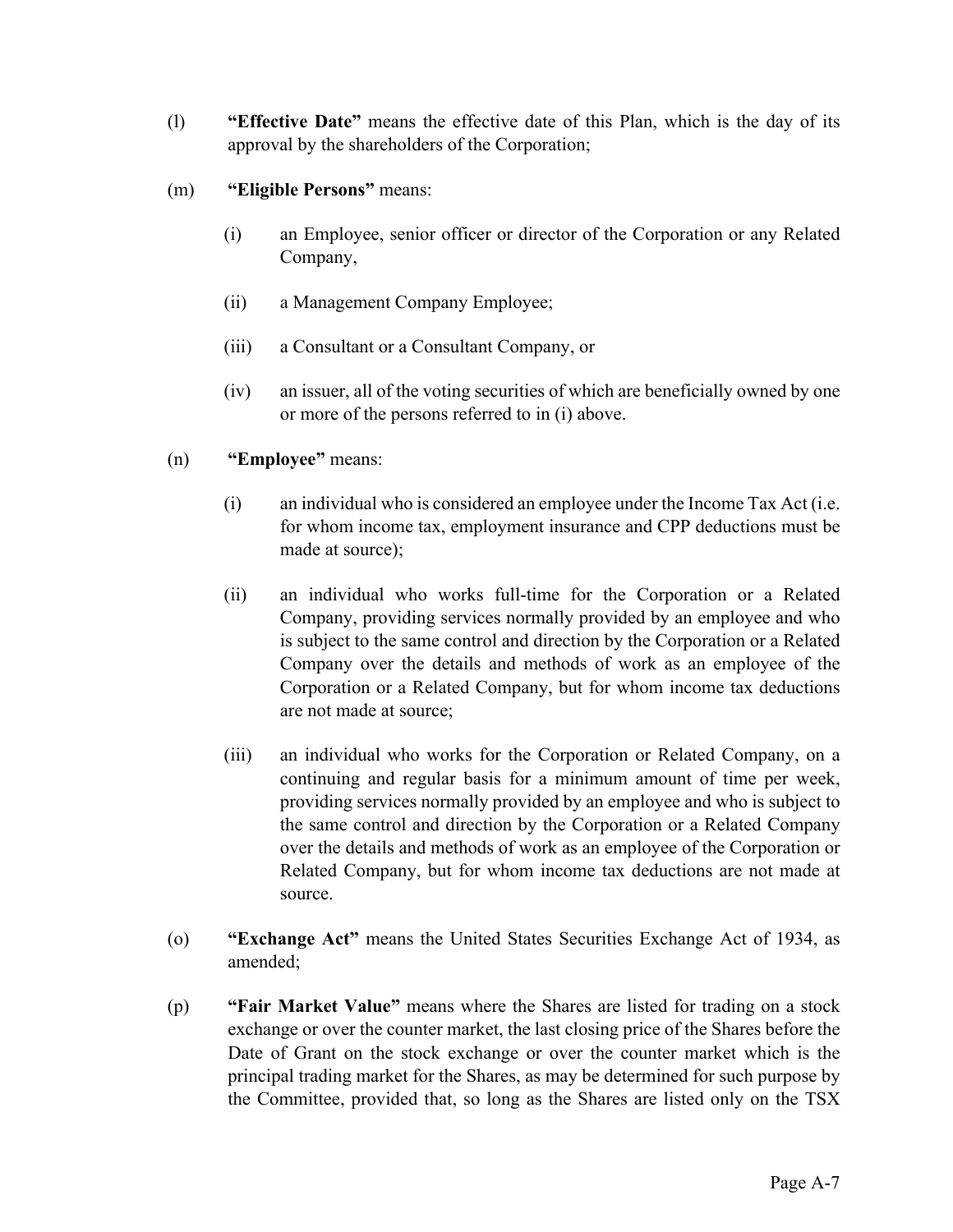(l) **"Effective Date"** means the effective date of this Plan, which is the day of its approval by the shareholders of the Corporation;

(m) **"Eligible Persons"** means:

  (i) an Employee, senior officer or director of the Corporation or any Related Company,

  (ii) a Management Company Employee;

  (iii) a Consultant or a Consultant Company, or

  (iv) an issuer, all of the voting securities of which are beneficially owned by one or more of the persons referred to in (i) above.

(n) **"Employee"** means:

  (i) an individual who is considered an employee under the Income Tax Act (i.e. for whom income tax, employment insurance and CPP deductions must be made at source);

  (ii) an individual who works full-time for the Corporation or a Related Company, providing services normally provided by an employee and who is subject to the same control and direction by the Corporation or a Related Company over the details and methods of work as an employee of the Corporation or a Related Company, but for whom income tax deductions are not made at source;

  (iii) an individual who works for the Corporation or Related Company, on a continuing and regular basis for a minimum amount of time per week, providing services normally provided by an employee and who is subject to the same control and direction by the Corporation or a Related Company over the details and methods of work as an employee of the Corporation or Related Company, but for whom income tax deductions are not made at source.

(o) **"Exchange Act"** means the United States Securities Exchange Act of 1934, as amended;

(p) **"Fair Market Value"** means where the Shares are listed for trading on a stock exchange or over the counter market, the last closing price of the Shares before the Date of Grant on the stock exchange or over the counter market which is the principal trading market for the Shares, as may be determined for such purpose by the Committee, provided that, so long as the Shares are listed only on the TSX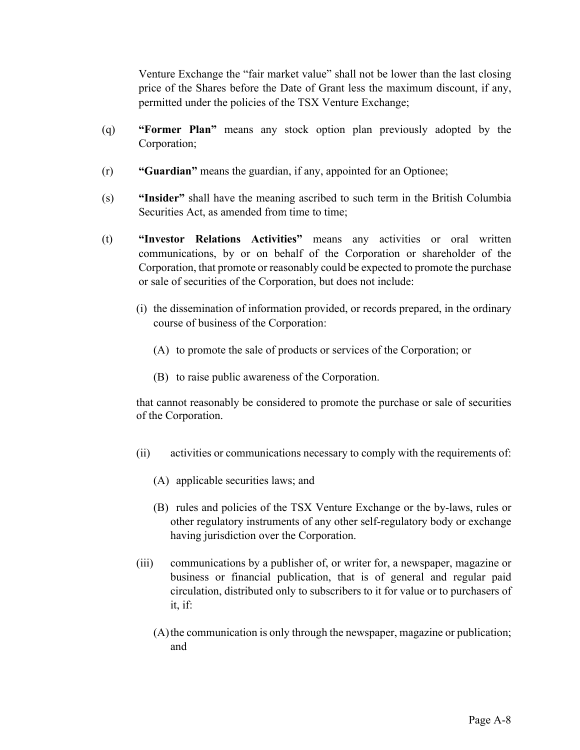Venture Exchange the “fair market value” shall not be lower than the last closing price of the Shares before the Date of Grant less the maximum discount, if any, permitted under the policies of the TSX Venture Exchange;

(q) **“Former Plan”** means any stock option plan previously adopted by the Corporation;

(r) **“Guardian”** means the guardian, if any, appointed for an Optionee;

(s) **“Insider”** shall have the meaning ascribed to such term in the British Columbia Securities Act, as amended from time to time;

(t) **“Investor Relations Activities”** means any activities or oral written communications, by or on behalf of the Corporation or shareholder of the Corporation, that promote or reasonably could be expected to promote the purchase or sale of securities of the Corporation, but does not include:

(i) the dissemination of information provided, or records prepared, in the ordinary course of business of the Corporation:

(A) to promote the sale of products or services of the Corporation; or

(B) to raise public awareness of the Corporation.

that cannot reasonably be considered to promote the purchase or sale of securities of the Corporation.

(ii) activities or communications necessary to comply with the requirements of:

(A) applicable securities laws; and

(B) rules and policies of the TSX Venture Exchange or the by-laws, rules or other regulatory instruments of any other self-regulatory body or exchange having jurisdiction over the Corporation.

(iii) communications by a publisher of, or writer for, a newspaper, magazine or business or financial publication, that is of general and regular paid circulation, distributed only to subscribers to it for value or to purchasers of it, if:

(A) the communication is only through the newspaper, magazine or publication; and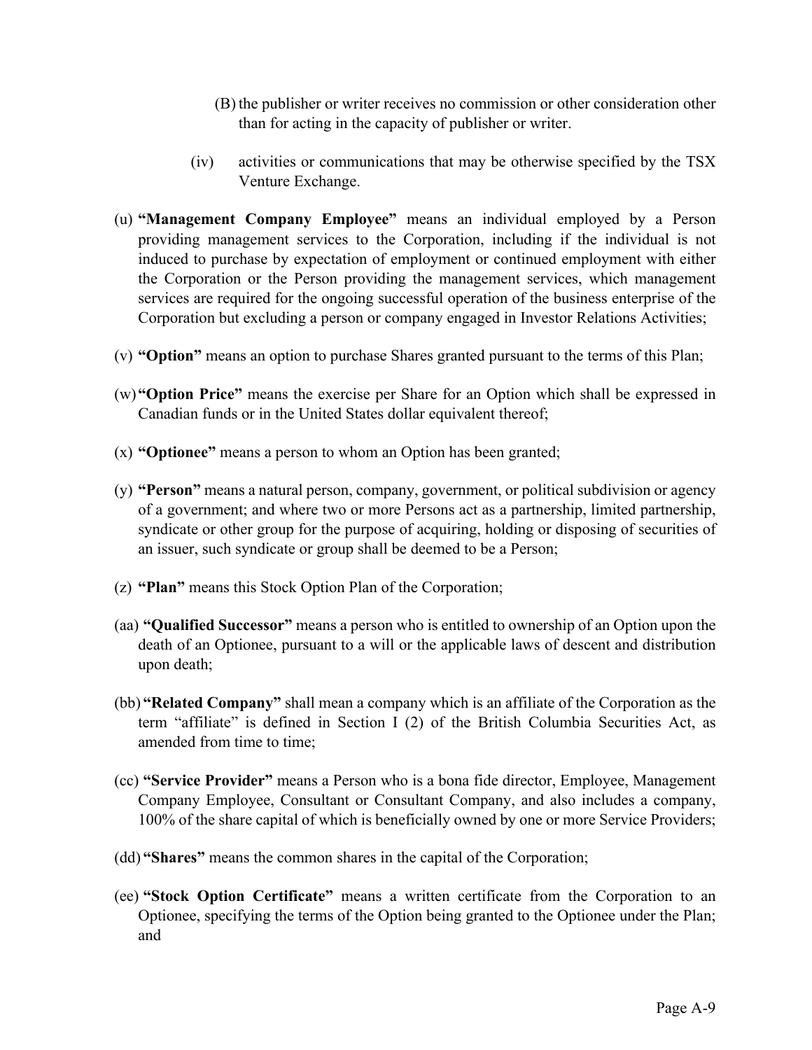(B) the publisher or writer receives no commission or other consideration other than for acting in the capacity of publisher or writer.

(iv) activities or communications that may be otherwise specified by the TSX Venture Exchange.

(u) **"Management Company Employee"** means an individual employed by a Person providing management services to the Corporation, including if the individual is not induced to purchase by expectation of employment or continued employment with either the Corporation or the Person providing the management services, which management services are required for the ongoing successful operation of the business enterprise of the Corporation but excluding a person or company engaged in Investor Relations Activities;

(v) **"Option"** means an option to purchase Shares granted pursuant to the terms of this Plan;

(w) **"Option Price"** means the exercise per Share for an Option which shall be expressed in Canadian funds or in the United States dollar equivalent thereof;

(x) **"Optionee"** means a person to whom an Option has been granted;

(y) **"Person"** means a natural person, company, government, or political subdivision or agency of a government; and where two or more Persons act as a partnership, limited partnership, syndicate or other group for the purpose of acquiring, holding or disposing of securities of an issuer, such syndicate or group shall be deemed to be a Person;

(z) **"Plan"** means this Stock Option Plan of the Corporation;

(aa) **"Qualified Successor"** means a person who is entitled to ownership of an Option upon the death of an Optionee, pursuant to a will or the applicable laws of descent and distribution upon death;

(bb) **"Related Company"** shall mean a company which is an affiliate of the Corporation as the term "affiliate" is defined in Section I (2) of the British Columbia Securities Act, as amended from time to time;

(cc) **"Service Provider"** means a Person who is a bona fide director, Employee, Management Company Employee, Consultant or Consultant Company, and also includes a company, 100% of the share capital of which is beneficially owned by one or more Service Providers;

(dd) **"Shares"** means the common shares in the capital of the Corporation;

(ee) **"Stock Option Certificate"** means a written certificate from the Corporation to an Optionee, specifying the terms of the Option being granted to the Optionee under the Plan; and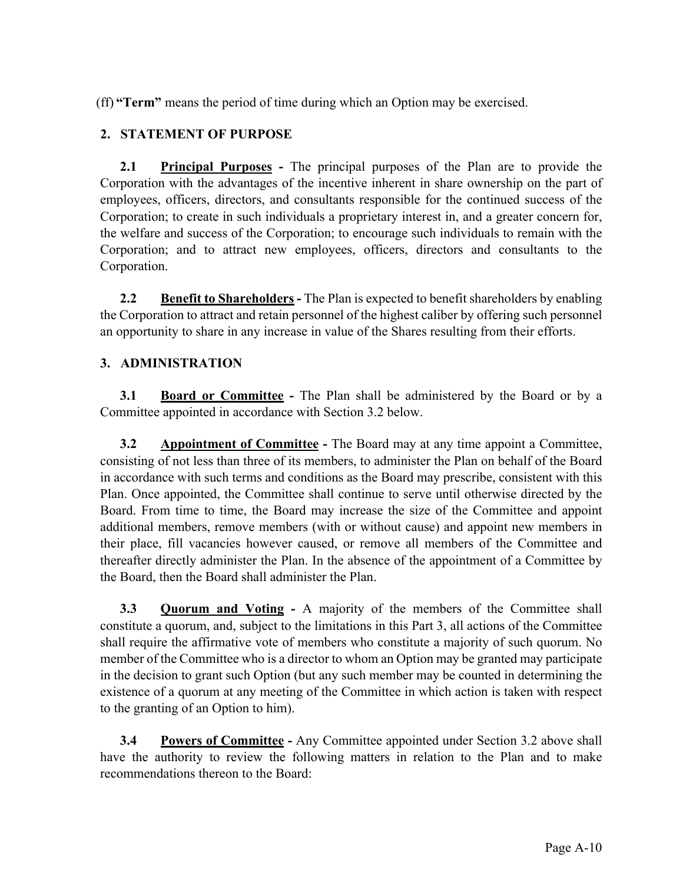(ff) **"Term"** means the period of time during which an Option may be exercised.

## 2. STATEMENT OF PURPOSE

**2.1 Principal Purposes -** The principal purposes of the Plan are to provide the Corporation with the advantages of the incentive inherent in share ownership on the part of employees, officers, directors, and consultants responsible for the continued success of the Corporation; to create in such individuals a proprietary interest in, and a greater concern for, the welfare and success of the Corporation; to encourage such individuals to remain with the Corporation; and to attract new employees, officers, directors and consultants to the Corporation.

**2.2 Benefit to Shareholders -** The Plan is expected to benefit shareholders by enabling the Corporation to attract and retain personnel of the highest caliber by offering such personnel an opportunity to share in any increase in value of the Shares resulting from their efforts.

## 3. ADMINISTRATION

**3.1 Board or Committee -** The Plan shall be administered by the Board or by a Committee appointed in accordance with Section 3.2 below.

**3.2 Appointment of Committee -** The Board may at any time appoint a Committee, consisting of not less than three of its members, to administer the Plan on behalf of the Board in accordance with such terms and conditions as the Board may prescribe, consistent with this Plan. Once appointed, the Committee shall continue to serve until otherwise directed by the Board. From time to time, the Board may increase the size of the Committee and appoint additional members, remove members (with or without cause) and appoint new members in their place, fill vacancies however caused, or remove all members of the Committee and thereafter directly administer the Plan. In the absence of the appointment of a Committee by the Board, then the Board shall administer the Plan.

**3.3 Quorum and Voting -** A majority of the members of the Committee shall constitute a quorum, and, subject to the limitations in this Part 3, all actions of the Committee shall require the affirmative vote of members who constitute a majority of such quorum. No member of the Committee who is a director to whom an Option may be granted may participate in the decision to grant such Option (but any such member may be counted in determining the existence of a quorum at any meeting of the Committee in which action is taken with respect to the granting of an Option to him).

**3.4 Powers of Committee -** Any Committee appointed under Section 3.2 above shall have the authority to review the following matters in relation to the Plan and to make recommendations thereon to the Board: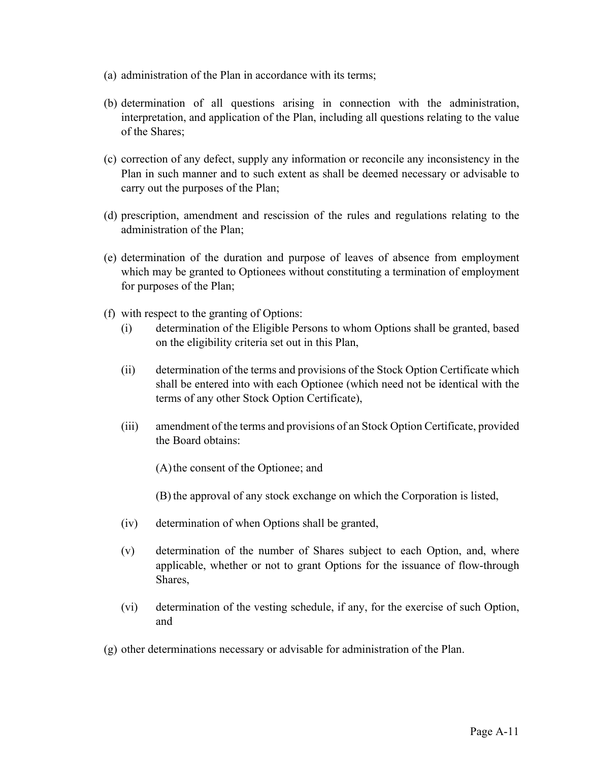(a) administration of the Plan in accordance with its terms;

(b) determination of all questions arising in connection with the administration, interpretation, and application of the Plan, including all questions relating to the value of the Shares;

(c) correction of any defect, supply any information or reconcile any inconsistency in the Plan in such manner and to such extent as shall be deemed necessary or advisable to carry out the purposes of the Plan;

(d) prescription, amendment and rescission of the rules and regulations relating to the administration of the Plan;

(e) determination of the duration and purpose of leaves of absence from employment which may be granted to Optionees without constituting a termination of employment for purposes of the Plan;

(f) with respect to the granting of Options:

  (i) determination of the Eligible Persons to whom Options shall be granted, based on the eligibility criteria set out in this Plan,

  (ii) determination of the terms and provisions of the Stock Option Certificate which shall be entered into with each Optionee (which need not be identical with the terms of any other Stock Option Certificate),

  (iii) amendment of the terms and provisions of an Stock Option Certificate, provided the Board obtains:

    (A) the consent of the Optionee; and

    (B) the approval of any stock exchange on which the Corporation is listed,

  (iv) determination of when Options shall be granted,

  (v) determination of the number of Shares subject to each Option, and, where applicable, whether or not to grant Options for the issuance of flow-through Shares,

  (vi) determination of the vesting schedule, if any, for the exercise of such Option, and

(g) other determinations necessary or advisable for administration of the Plan.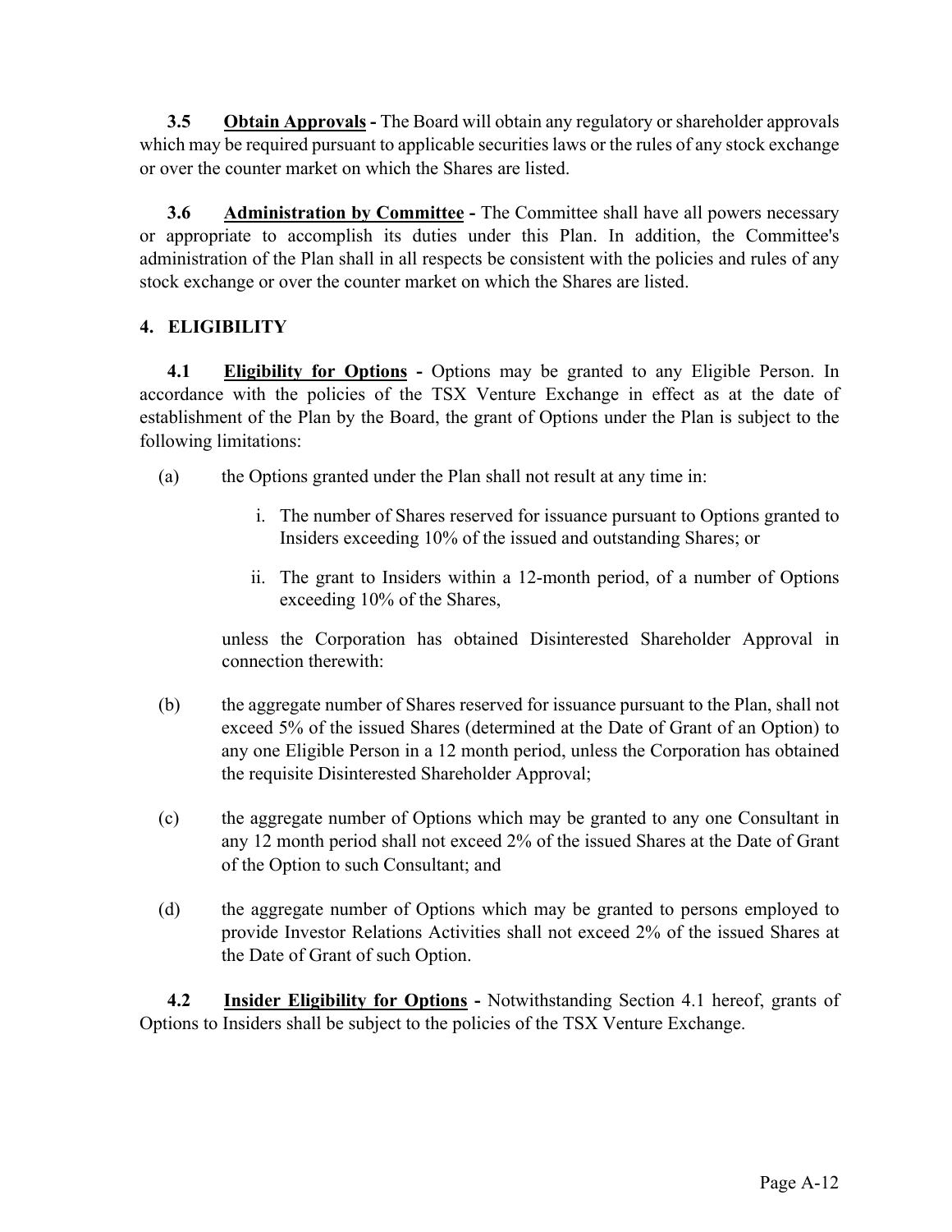**3.5 Obtain Approvals -** The Board will obtain any regulatory or shareholder approvals which may be required pursuant to applicable securities laws or the rules of any stock exchange or over the counter market on which the Shares are listed.

**3.6 Administration by Committee -** The Committee shall have all powers necessary or appropriate to accomplish its duties under this Plan. In addition, the Committee's administration of the Plan shall in all respects be consistent with the policies and rules of any stock exchange or over the counter market on which the Shares are listed.

## 4. ELIGIBILITY

**4.1 Eligibility for Options -** Options may be granted to any Eligible Person. In accordance with the policies of the TSX Venture Exchange in effect as at the date of establishment of the Plan by the Board, the grant of Options under the Plan is subject to the following limitations:

(a) the Options granted under the Plan shall not result at any time in:

  i. The number of Shares reserved for issuance pursuant to Options granted to Insiders exceeding 10% of the issued and outstanding Shares; or

  ii. The grant to Insiders within a 12-month period, of a number of Options exceeding 10% of the Shares,

  unless the Corporation has obtained Disinterested Shareholder Approval in connection therewith:

(b) the aggregate number of Shares reserved for issuance pursuant to the Plan, shall not exceed 5% of the issued Shares (determined at the Date of Grant of an Option) to any one Eligible Person in a 12 month period, unless the Corporation has obtained the requisite Disinterested Shareholder Approval;

(c) the aggregate number of Options which may be granted to any one Consultant in any 12 month period shall not exceed 2% of the issued Shares at the Date of Grant of the Option to such Consultant; and

(d) the aggregate number of Options which may be granted to persons employed to provide Investor Relations Activities shall not exceed 2% of the issued Shares at the Date of Grant of such Option.

**4.2 Insider Eligibility for Options -** Notwithstanding Section 4.1 hereof, grants of Options to Insiders shall be subject to the policies of the TSX Venture Exchange.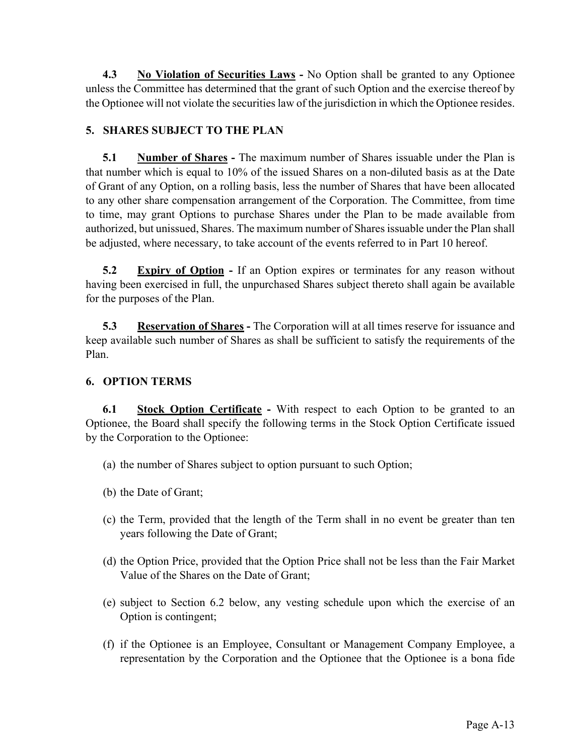**4.3** **No Violation of Securities Laws -** No Option shall be granted to any Optionee unless the Committee has determined that the grant of such Option and the exercise thereof by the Optionee will not violate the securities law of the jurisdiction in which the Optionee resides.

## 5. SHARES SUBJECT TO THE PLAN

**5.1** **Number of Shares -** The maximum number of Shares issuable under the Plan is that number which is equal to 10% of the issued Shares on a non-diluted basis as at the Date of Grant of any Option, on a rolling basis, less the number of Shares that have been allocated to any other share compensation arrangement of the Corporation. The Committee, from time to time, may grant Options to purchase Shares under the Plan to be made available from authorized, but unissued, Shares. The maximum number of Shares issuable under the Plan shall be adjusted, where necessary, to take account of the events referred to in Part 10 hereof.

**5.2** **Expiry of Option -** If an Option expires or terminates for any reason without having been exercised in full, the unpurchased Shares subject thereto shall again be available for the purposes of the Plan.

**5.3** **Reservation of Shares -** The Corporation will at all times reserve for issuance and keep available such number of Shares as shall be sufficient to satisfy the requirements of the Plan.

## 6. OPTION TERMS

**6.1** **Stock Option Certificate -** With respect to each Option to be granted to an Optionee, the Board shall specify the following terms in the Stock Option Certificate issued by the Corporation to the Optionee:

(a) the number of Shares subject to option pursuant to such Option;

(b) the Date of Grant;

(c) the Term, provided that the length of the Term shall in no event be greater than ten years following the Date of Grant;

(d) the Option Price, provided that the Option Price shall not be less than the Fair Market Value of the Shares on the Date of Grant;

(e) subject to Section 6.2 below, any vesting schedule upon which the exercise of an Option is contingent;

(f) if the Optionee is an Employee, Consultant or Management Company Employee, a representation by the Corporation and the Optionee that the Optionee is a bona fide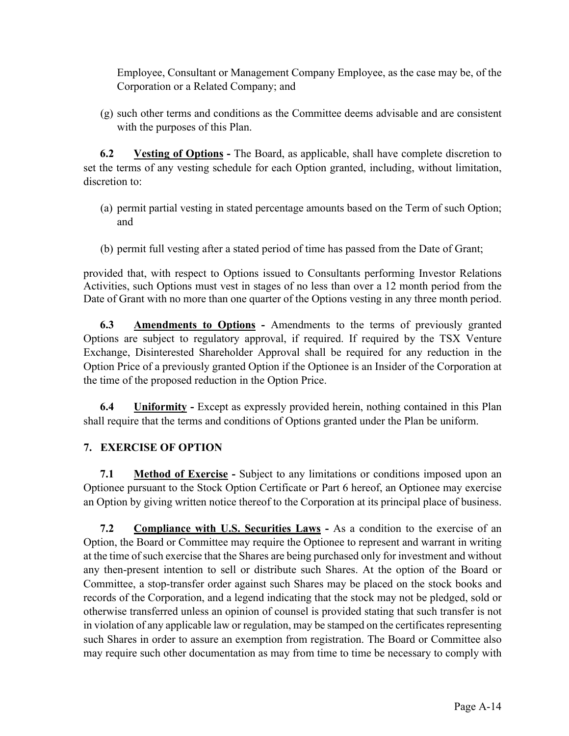Employee, Consultant or Management Company Employee, as the case may be, of the Corporation or a Related Company; and

(g) such other terms and conditions as the Committee deems advisable and are consistent with the purposes of this Plan.

**6.2 Vesting of Options -** The Board, as applicable, shall have complete discretion to set the terms of any vesting schedule for each Option granted, including, without limitation, discretion to:

(a) permit partial vesting in stated percentage amounts based on the Term of such Option; and

(b) permit full vesting after a stated period of time has passed from the Date of Grant;

provided that, with respect to Options issued to Consultants performing Investor Relations Activities, such Options must vest in stages of no less than over a 12 month period from the Date of Grant with no more than one quarter of the Options vesting in any three month period.

**6.3 Amendments to Options -** Amendments to the terms of previously granted Options are subject to regulatory approval, if required. If required by the TSX Venture Exchange, Disinterested Shareholder Approval shall be required for any reduction in the Option Price of a previously granted Option if the Optionee is an Insider of the Corporation at the time of the proposed reduction in the Option Price.

**6.4 Uniformity -** Except as expressly provided herein, nothing contained in this Plan shall require that the terms and conditions of Options granted under the Plan be uniform.

## 7. EXERCISE OF OPTION

**7.1 Method of Exercise -** Subject to any limitations or conditions imposed upon an Optionee pursuant to the Stock Option Certificate or Part 6 hereof, an Optionee may exercise an Option by giving written notice thereof to the Corporation at its principal place of business.

**7.2 Compliance with U.S. Securities Laws -** As a condition to the exercise of an Option, the Board or Committee may require the Optionee to represent and warrant in writing at the time of such exercise that the Shares are being purchased only for investment and without any then-present intention to sell or distribute such Shares. At the option of the Board or Committee, a stop-transfer order against such Shares may be placed on the stock books and records of the Corporation, and a legend indicating that the stock may not be pledged, sold or otherwise transferred unless an opinion of counsel is provided stating that such transfer is not in violation of any applicable law or regulation, may be stamped on the certificates representing such Shares in order to assure an exemption from registration. The Board or Committee also may require such other documentation as may from time to time be necessary to comply with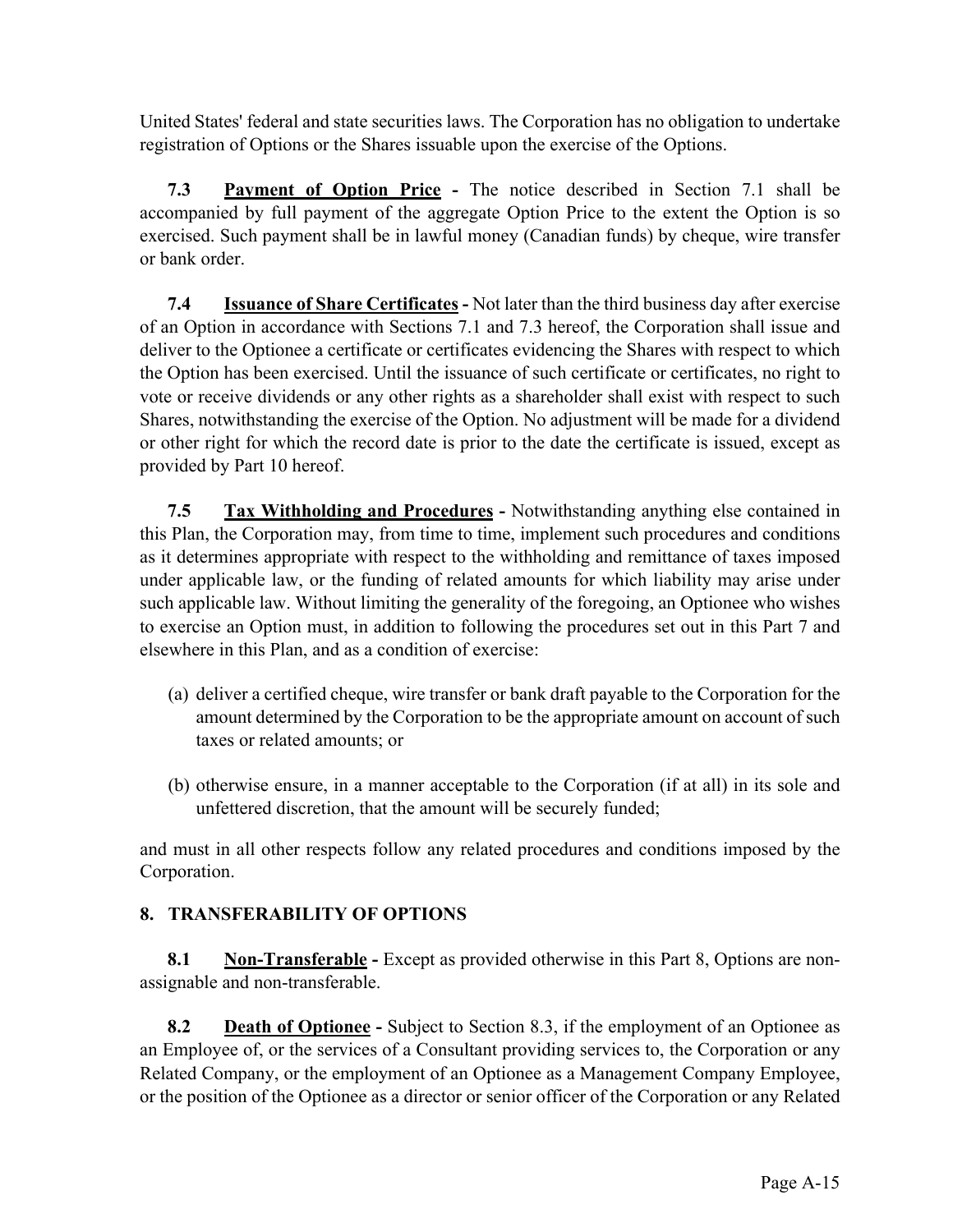United States' federal and state securities laws. The Corporation has no obligation to undertake registration of Options or the Shares issuable upon the exercise of the Options.

**7.3 Payment of Option Price -** The notice described in Section 7.1 shall be accompanied by full payment of the aggregate Option Price to the extent the Option is so exercised. Such payment shall be in lawful money (Canadian funds) by cheque, wire transfer or bank order.

**7.4 Issuance of Share Certificates -** Not later than the third business day after exercise of an Option in accordance with Sections 7.1 and 7.3 hereof, the Corporation shall issue and deliver to the Optionee a certificate or certificates evidencing the Shares with respect to which the Option has been exercised. Until the issuance of such certificate or certificates, no right to vote or receive dividends or any other rights as a shareholder shall exist with respect to such Shares, notwithstanding the exercise of the Option. No adjustment will be made for a dividend or other right for which the record date is prior to the date the certificate is issued, except as provided by Part 10 hereof.

**7.5 Tax Withholding and Procedures -** Notwithstanding anything else contained in this Plan, the Corporation may, from time to time, implement such procedures and conditions as it determines appropriate with respect to the withholding and remittance of taxes imposed under applicable law, or the funding of related amounts for which liability may arise under such applicable law. Without limiting the generality of the foregoing, an Optionee who wishes to exercise an Option must, in addition to following the procedures set out in this Part 7 and elsewhere in this Plan, and as a condition of exercise:

(a) deliver a certified cheque, wire transfer or bank draft payable to the Corporation for the amount determined by the Corporation to be the appropriate amount on account of such taxes or related amounts; or

(b) otherwise ensure, in a manner acceptable to the Corporation (if at all) in its sole and unfettered discretion, that the amount will be securely funded;

and must in all other respects follow any related procedures and conditions imposed by the Corporation.

## 8. TRANSFERABILITY OF OPTIONS

**8.1 Non-Transferable -** Except as provided otherwise in this Part 8, Options are non-assignable and non-transferable.

**8.2 Death of Optionee -** Subject to Section 8.3, if the employment of an Optionee as an Employee of, or the services of a Consultant providing services to, the Corporation or any Related Company, or the employment of an Optionee as a Management Company Employee, or the position of the Optionee as a director or senior officer of the Corporation or any Related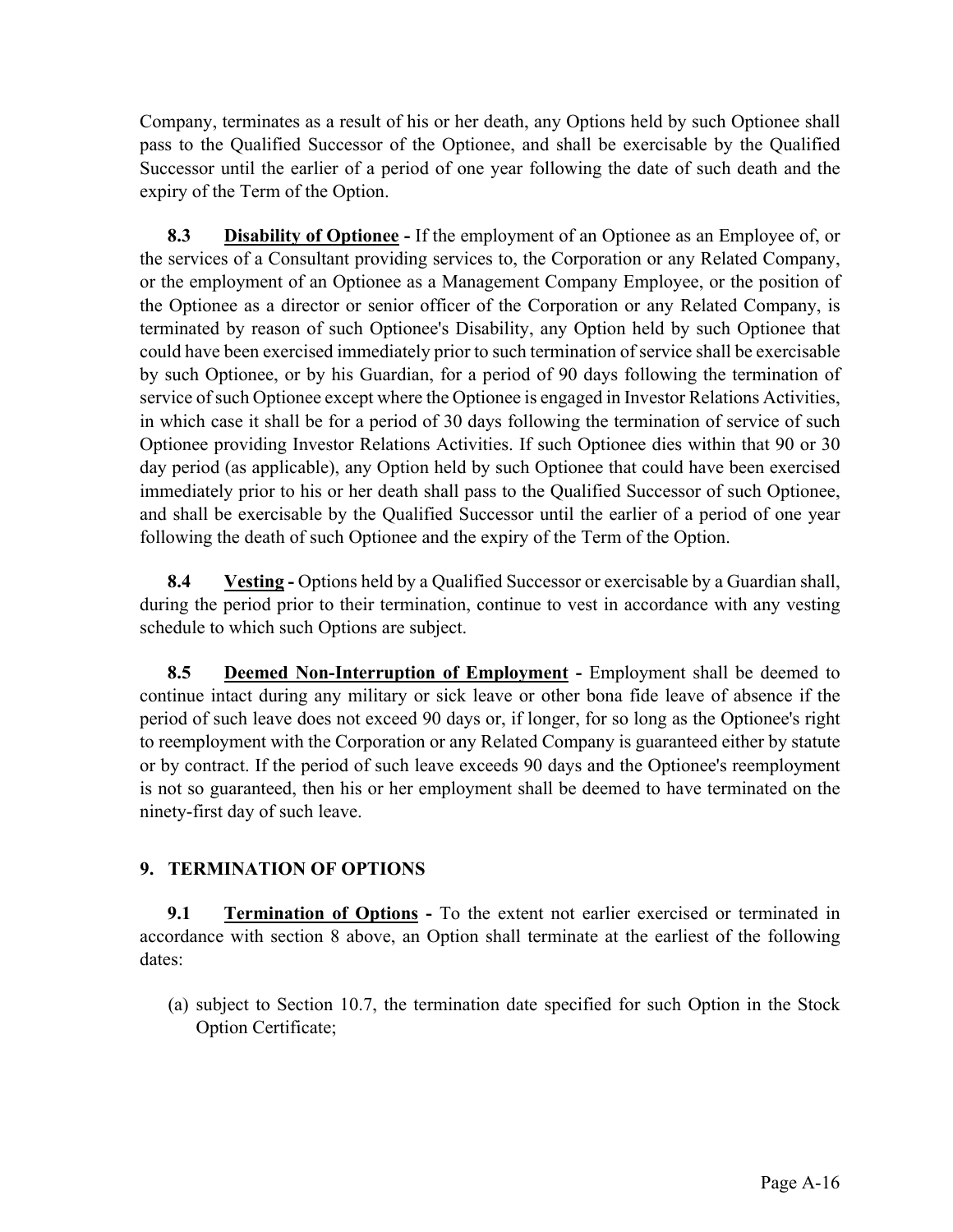Company, terminates as a result of his or her death, any Options held by such Optionee shall pass to the Qualified Successor of the Optionee, and shall be exercisable by the Qualified Successor until the earlier of a period of one year following the date of such death and the expiry of the Term of the Option.

**8.3 Disability of Optionee -** If the employment of an Optionee as an Employee of, or the services of a Consultant providing services to, the Corporation or any Related Company, or the employment of an Optionee as a Management Company Employee, or the position of the Optionee as a director or senior officer of the Corporation or any Related Company, is terminated by reason of such Optionee's Disability, any Option held by such Optionee that could have been exercised immediately prior to such termination of service shall be exercisable by such Optionee, or by his Guardian, for a period of 90 days following the termination of service of such Optionee except where the Optionee is engaged in Investor Relations Activities, in which case it shall be for a period of 30 days following the termination of service of such Optionee providing Investor Relations Activities. If such Optionee dies within that 90 or 30 day period (as applicable), any Option held by such Optionee that could have been exercised immediately prior to his or her death shall pass to the Qualified Successor of such Optionee, and shall be exercisable by the Qualified Successor until the earlier of a period of one year following the death of such Optionee and the expiry of the Term of the Option.

**8.4 Vesting -** Options held by a Qualified Successor or exercisable by a Guardian shall, during the period prior to their termination, continue to vest in accordance with any vesting schedule to which such Options are subject.

**8.5 Deemed Non-Interruption of Employment -** Employment shall be deemed to continue intact during any military or sick leave or other bona fide leave of absence if the period of such leave does not exceed 90 days or, if longer, for so long as the Optionee's right to reemployment with the Corporation or any Related Company is guaranteed either by statute or by contract. If the period of such leave exceeds 90 days and the Optionee's reemployment is not so guaranteed, then his or her employment shall be deemed to have terminated on the ninety-first day of such leave.

## 9. TERMINATION OF OPTIONS

**9.1 Termination of Options -** To the extent not earlier exercised or terminated in accordance with section 8 above, an Option shall terminate at the earliest of the following dates:

(a) subject to Section 10.7, the termination date specified for such Option in the Stock Option Certificate;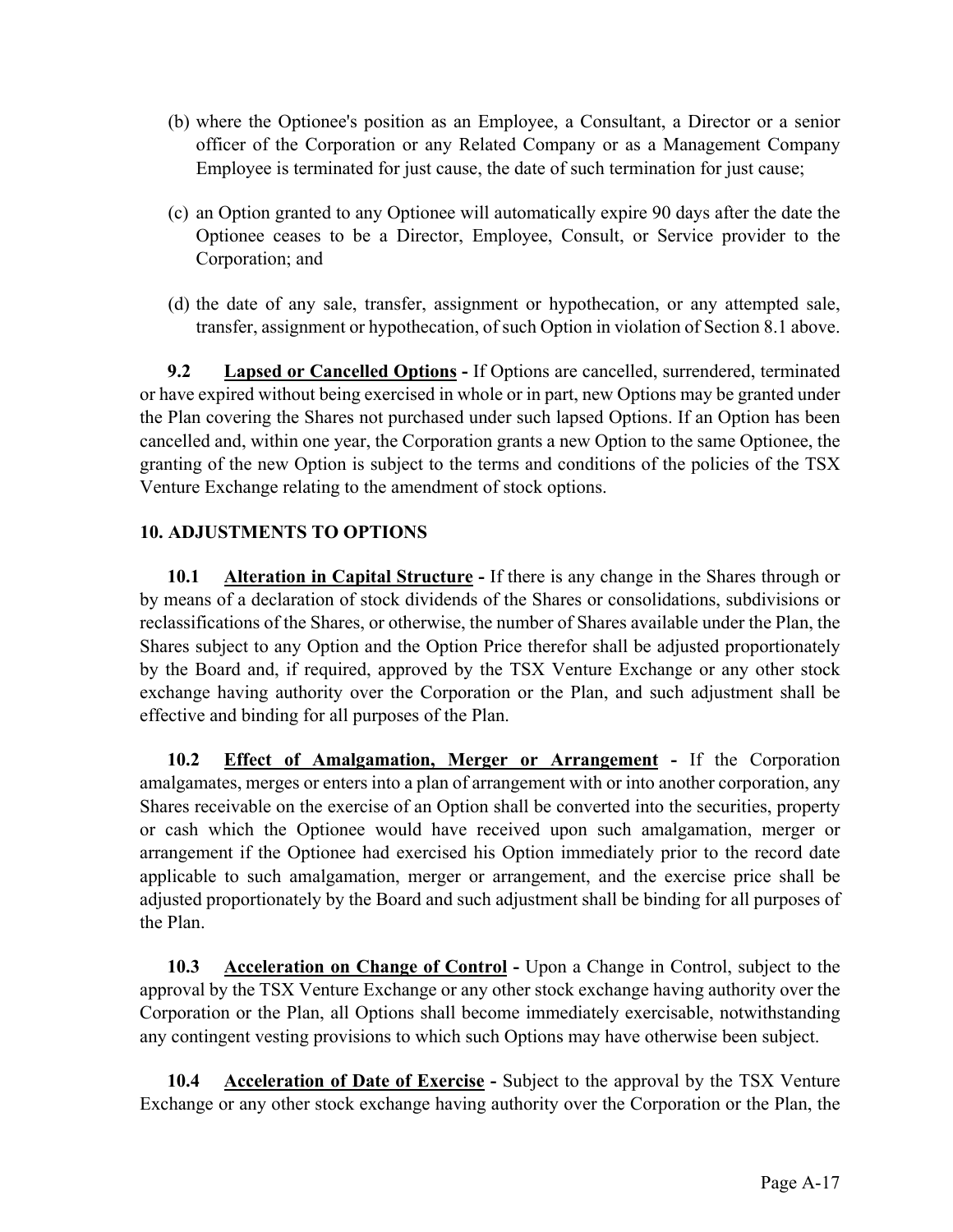(b) where the Optionee's position as an Employee, a Consultant, a Director or a senior officer of the Corporation or any Related Company or as a Management Company Employee is terminated for just cause, the date of such termination for just cause;

(c) an Option granted to any Optionee will automatically expire 90 days after the date the Optionee ceases to be a Director, Employee, Consult, or Service provider to the Corporation; and

(d) the date of any sale, transfer, assignment or hypothecation, or any attempted sale, transfer, assignment or hypothecation, of such Option in violation of Section 8.1 above.

**9.2 Lapsed or Cancelled Options -** If Options are cancelled, surrendered, terminated or have expired without being exercised in whole or in part, new Options may be granted under the Plan covering the Shares not purchased under such lapsed Options. If an Option has been cancelled and, within one year, the Corporation grants a new Option to the same Optionee, the granting of the new Option is subject to the terms and conditions of the policies of the TSX Venture Exchange relating to the amendment of stock options.

## 10. ADJUSTMENTS TO OPTIONS

**10.1 Alteration in Capital Structure -** If there is any change in the Shares through or by means of a declaration of stock dividends of the Shares or consolidations, subdivisions or reclassifications of the Shares, or otherwise, the number of Shares available under the Plan, the Shares subject to any Option and the Option Price therefor shall be adjusted proportionately by the Board and, if required, approved by the TSX Venture Exchange or any other stock exchange having authority over the Corporation or the Plan, and such adjustment shall be effective and binding for all purposes of the Plan.

**10.2 Effect of Amalgamation, Merger or Arrangement -** If the Corporation amalgamates, merges or enters into a plan of arrangement with or into another corporation, any Shares receivable on the exercise of an Option shall be converted into the securities, property or cash which the Optionee would have received upon such amalgamation, merger or arrangement if the Optionee had exercised his Option immediately prior to the record date applicable to such amalgamation, merger or arrangement, and the exercise price shall be adjusted proportionately by the Board and such adjustment shall be binding for all purposes of the Plan.

**10.3 Acceleration on Change of Control -** Upon a Change in Control, subject to the approval by the TSX Venture Exchange or any other stock exchange having authority over the Corporation or the Plan, all Options shall become immediately exercisable, notwithstanding any contingent vesting provisions to which such Options may have otherwise been subject.

**10.4 Acceleration of Date of Exercise -** Subject to the approval by the TSX Venture Exchange or any other stock exchange having authority over the Corporation or the Plan, the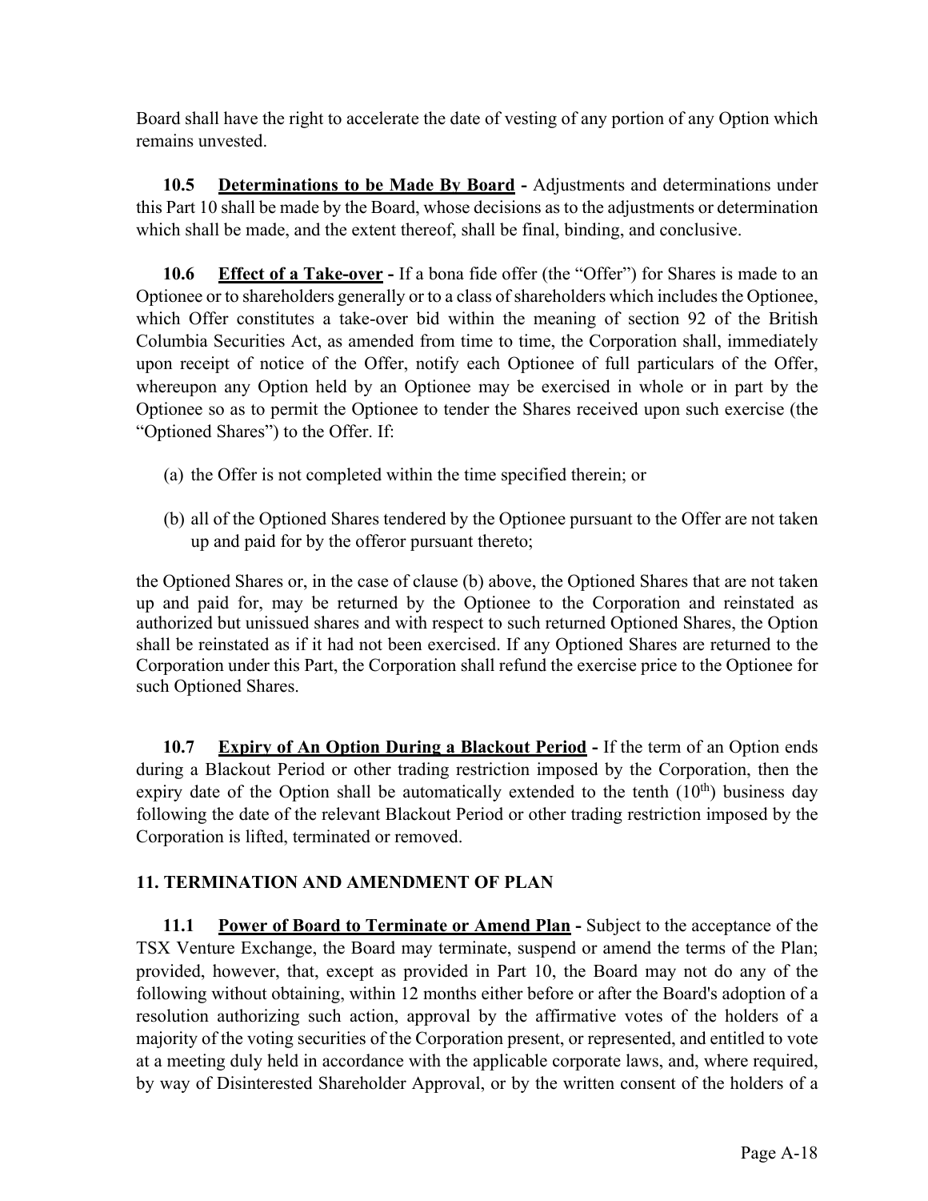Board shall have the right to accelerate the date of vesting of any portion of any Option which remains unvested.

**10.5 Determinations to be Made By Board -** Adjustments and determinations under this Part 10 shall be made by the Board, whose decisions as to the adjustments or determination which shall be made, and the extent thereof, shall be final, binding, and conclusive.

**10.6 Effect of a Take-over -** If a bona fide offer (the "Offer") for Shares is made to an Optionee or to shareholders generally or to a class of shareholders which includes the Optionee, which Offer constitutes a take-over bid within the meaning of section 92 of the British Columbia Securities Act, as amended from time to time, the Corporation shall, immediately upon receipt of notice of the Offer, notify each Optionee of full particulars of the Offer, whereupon any Option held by an Optionee may be exercised in whole or in part by the Optionee so as to permit the Optionee to tender the Shares received upon such exercise (the "Optioned Shares") to the Offer. If:

(a) the Offer is not completed within the time specified therein; or

(b) all of the Optioned Shares tendered by the Optionee pursuant to the Offer are not taken up and paid for by the offeror pursuant thereto;

the Optioned Shares or, in the case of clause (b) above, the Optioned Shares that are not taken up and paid for, may be returned by the Optionee to the Corporation and reinstated as authorized but unissued shares and with respect to such returned Optioned Shares, the Option shall be reinstated as if it had not been exercised. If any Optioned Shares are returned to the Corporation under this Part, the Corporation shall refund the exercise price to the Optionee for such Optioned Shares.

**10.7 Expiry of An Option During a Blackout Period -** If the term of an Option ends during a Blackout Period or other trading restriction imposed by the Corporation, then the expiry date of the Option shall be automatically extended to the tenth (10th) business day following the date of the relevant Blackout Period or other trading restriction imposed by the Corporation is lifted, terminated or removed.

## 11. TERMINATION AND AMENDMENT OF PLAN

**11.1 Power of Board to Terminate or Amend Plan -** Subject to the acceptance of the TSX Venture Exchange, the Board may terminate, suspend or amend the terms of the Plan; provided, however, that, except as provided in Part 10, the Board may not do any of the following without obtaining, within 12 months either before or after the Board's adoption of a resolution authorizing such action, approval by the affirmative votes of the holders of a majority of the voting securities of the Corporation present, or represented, and entitled to vote at a meeting duly held in accordance with the applicable corporate laws, and, where required, by way of Disinterested Shareholder Approval, or by the written consent of the holders of a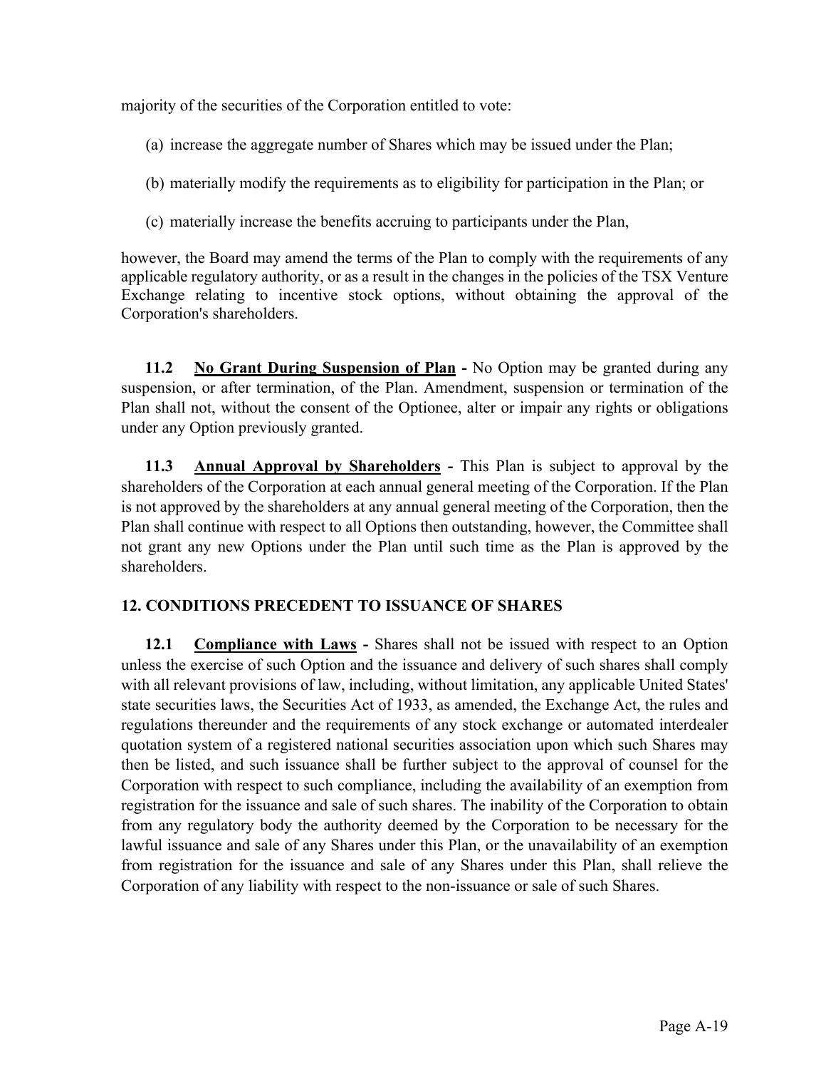majority of the securities of the Corporation entitled to vote:

(a) increase the aggregate number of Shares which may be issued under the Plan;

(b) materially modify the requirements as to eligibility for participation in the Plan; or

(c) materially increase the benefits accruing to participants under the Plan,

however, the Board may amend the terms of the Plan to comply with the requirements of any applicable regulatory authority, or as a result in the changes in the policies of the TSX Venture Exchange relating to incentive stock options, without obtaining the approval of the Corporation's shareholders.

**11.2** **No Grant During Suspension of Plan -** No Option may be granted during any suspension, or after termination, of the Plan. Amendment, suspension or termination of the Plan shall not, without the consent of the Optionee, alter or impair any rights or obligations under any Option previously granted.

**11.3** **Annual Approval by Shareholders -** This Plan is subject to approval by the shareholders of the Corporation at each annual general meeting of the Corporation. If the Plan is not approved by the shareholders at any annual general meeting of the Corporation, then the Plan shall continue with respect to all Options then outstanding, however, the Committee shall not grant any new Options under the Plan until such time as the Plan is approved by the shareholders.

## 12. CONDITIONS PRECEDENT TO ISSUANCE OF SHARES

**12.1** **Compliance with Laws -** Shares shall not be issued with respect to an Option unless the exercise of such Option and the issuance and delivery of such shares shall comply with all relevant provisions of law, including, without limitation, any applicable United States' state securities laws, the Securities Act of 1933, as amended, the Exchange Act, the rules and regulations thereunder and the requirements of any stock exchange or automated interdealer quotation system of a registered national securities association upon which such Shares may then be listed, and such issuance shall be further subject to the approval of counsel for the Corporation with respect to such compliance, including the availability of an exemption from registration for the issuance and sale of such shares. The inability of the Corporation to obtain from any regulatory body the authority deemed by the Corporation to be necessary for the lawful issuance and sale of any Shares under this Plan, or the unavailability of an exemption from registration for the issuance and sale of any Shares under this Plan, shall relieve the Corporation of any liability with respect to the non-issuance or sale of such Shares.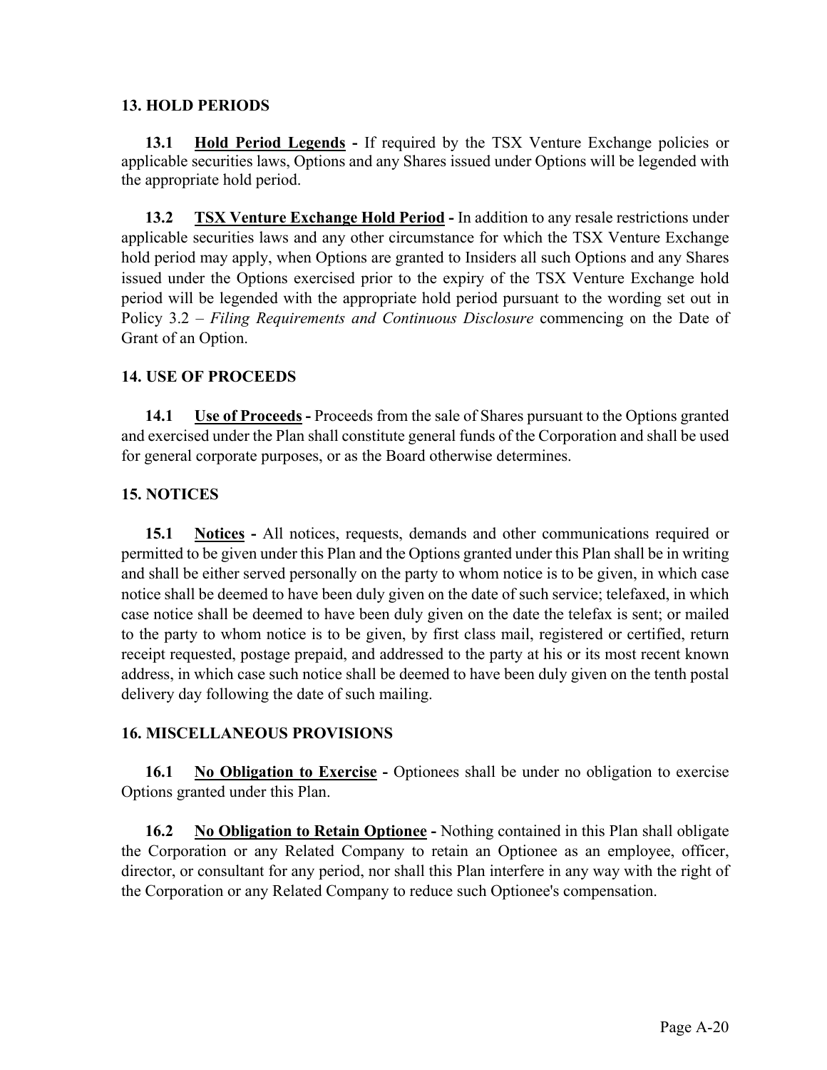## 13. HOLD PERIODS

**13.1 <u>Hold Period Legends</u> -** If required by the TSX Venture Exchange policies or applicable securities laws, Options and any Shares issued under Options will be legended with the appropriate hold period.

**13.2 <u>TSX Venture Exchange Hold Period</u> -** In addition to any resale restrictions under applicable securities laws and any other circumstance for which the TSX Venture Exchange hold period may apply, when Options are granted to Insiders all such Options and any Shares issued under the Options exercised prior to the expiry of the TSX Venture Exchange hold period will be legended with the appropriate hold period pursuant to the wording set out in Policy 3.2 – *Filing Requirements and Continuous Disclosure* commencing on the Date of Grant of an Option.

## 14. USE OF PROCEEDS

**14.1 <u>Use of Proceeds</u> -** Proceeds from the sale of Shares pursuant to the Options granted and exercised under the Plan shall constitute general funds of the Corporation and shall be used for general corporate purposes, or as the Board otherwise determines.

## 15. NOTICES

**15.1 <u>Notices</u> -** All notices, requests, demands and other communications required or permitted to be given under this Plan and the Options granted under this Plan shall be in writing and shall be either served personally on the party to whom notice is to be given, in which case notice shall be deemed to have been duly given on the date of such service; telefaxed, in which case notice shall be deemed to have been duly given on the date the telefax is sent; or mailed to the party to whom notice is to be given, by first class mail, registered or certified, return receipt requested, postage prepaid, and addressed to the party at his or its most recent known address, in which case such notice shall be deemed to have been duly given on the tenth postal delivery day following the date of such mailing.

## 16. MISCELLANEOUS PROVISIONS

**16.1 <u>No Obligation to Exercise</u> -** Optionees shall be under no obligation to exercise Options granted under this Plan.

**16.2 <u>No Obligation to Retain Optionee</u> -** Nothing contained in this Plan shall obligate the Corporation or any Related Company to retain an Optionee as an employee, officer, director, or consultant for any period, nor shall this Plan interfere in any way with the right of the Corporation or any Related Company to reduce such Optionee's compensation.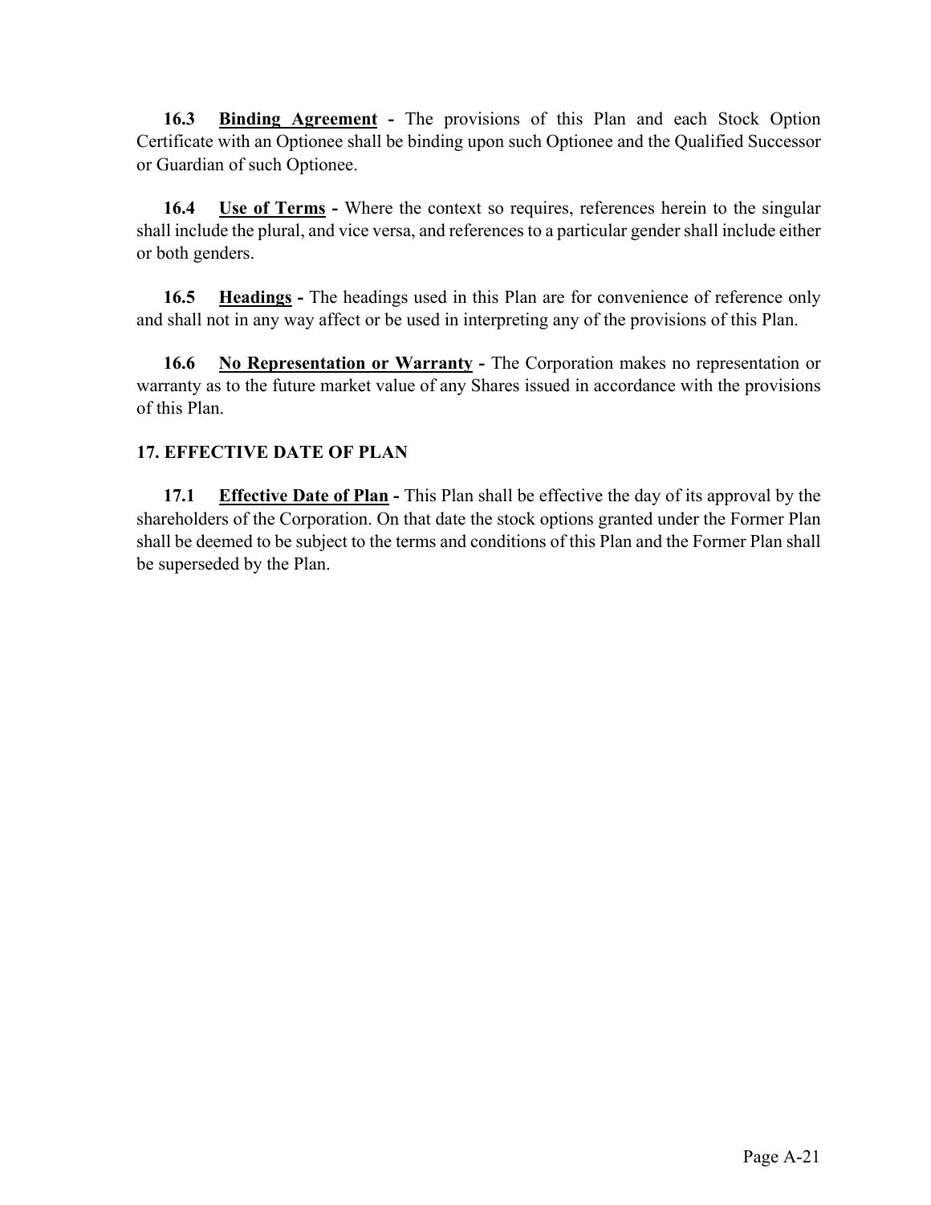**16.3 Binding Agreement -** The provisions of this Plan and each Stock Option Certificate with an Optionee shall be binding upon such Optionee and the Qualified Successor or Guardian of such Optionee.

**16.4 Use of Terms -** Where the context so requires, references herein to the singular shall include the plural, and vice versa, and references to a particular gender shall include either or both genders.

**16.5 Headings -** The headings used in this Plan are for convenience of reference only and shall not in any way affect or be used in interpreting any of the provisions of this Plan.

**16.6 No Representation or Warranty -** The Corporation makes no representation or warranty as to the future market value of any Shares issued in accordance with the provisions of this Plan.

## 17. EFFECTIVE DATE OF PLAN

**17.1 Effective Date of Plan -** This Plan shall be effective the day of its approval by the shareholders of the Corporation. On that date the stock options granted under the Former Plan shall be deemed to be subject to the terms and conditions of this Plan and the Former Plan shall be superseded by the Plan.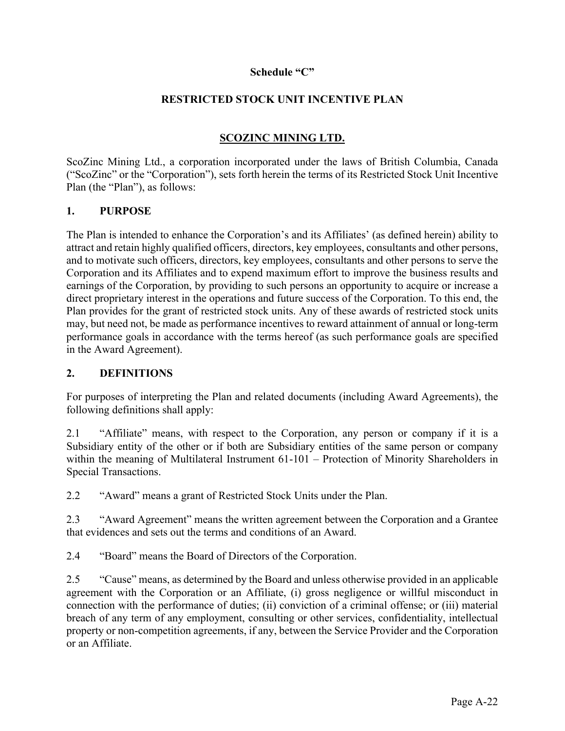**Schedule "C"**

**RESTRICTED STOCK UNIT INCENTIVE PLAN**

**SCOZINC MINING LTD.**

ScoZinc Mining Ltd., a corporation incorporated under the laws of British Columbia, Canada ("ScoZinc" or the "Corporation"), sets forth herein the terms of its Restricted Stock Unit Incentive Plan (the "Plan"), as follows:

## 1. PURPOSE

The Plan is intended to enhance the Corporation's and its Affiliates' (as defined herein) ability to attract and retain highly qualified officers, directors, key employees, consultants and other persons, and to motivate such officers, directors, key employees, consultants and other persons to serve the Corporation and its Affiliates and to expend maximum effort to improve the business results and earnings of the Corporation, by providing to such persons an opportunity to acquire or increase a direct proprietary interest in the operations and future success of the Corporation. To this end, the Plan provides for the grant of restricted stock units. Any of these awards of restricted stock units may, but need not, be made as performance incentives to reward attainment of annual or long-term performance goals in accordance with the terms hereof (as such performance goals are specified in the Award Agreement).

## 2. DEFINITIONS

For purposes of interpreting the Plan and related documents (including Award Agreements), the following definitions shall apply:

2.1 "Affiliate" means, with respect to the Corporation, any person or company if it is a Subsidiary entity of the other or if both are Subsidiary entities of the same person or company within the meaning of Multilateral Instrument 61-101 – Protection of Minority Shareholders in Special Transactions.

2.2 "Award" means a grant of Restricted Stock Units under the Plan.

2.3 "Award Agreement" means the written agreement between the Corporation and a Grantee that evidences and sets out the terms and conditions of an Award.

2.4 "Board" means the Board of Directors of the Corporation.

2.5 "Cause" means, as determined by the Board and unless otherwise provided in an applicable agreement with the Corporation or an Affiliate, (i) gross negligence or willful misconduct in connection with the performance of duties; (ii) conviction of a criminal offense; or (iii) material breach of any term of any employment, consulting or other services, confidentiality, intellectual property or non-competition agreements, if any, between the Service Provider and the Corporation or an Affiliate.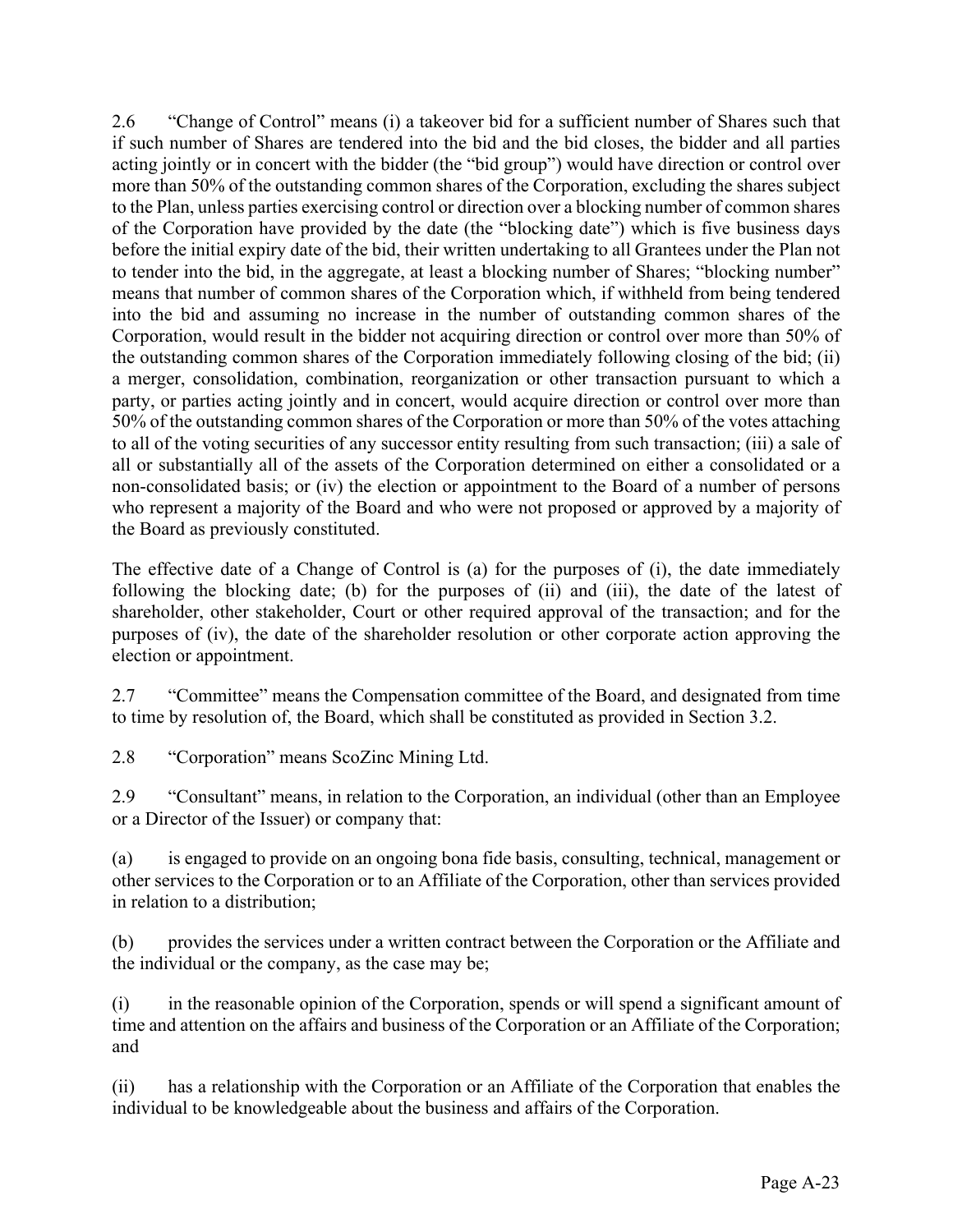2.6 "Change of Control" means (i) a takeover bid for a sufficient number of Shares such that if such number of Shares are tendered into the bid and the bid closes, the bidder and all parties acting jointly or in concert with the bidder (the "bid group") would have direction or control over more than 50% of the outstanding common shares of the Corporation, excluding the shares subject to the Plan, unless parties exercising control or direction over a blocking number of common shares of the Corporation have provided by the date (the "blocking date") which is five business days before the initial expiry date of the bid, their written undertaking to all Grantees under the Plan not to tender into the bid, in the aggregate, at least a blocking number of Shares; "blocking number" means that number of common shares of the Corporation which, if withheld from being tendered into the bid and assuming no increase in the number of outstanding common shares of the Corporation, would result in the bidder not acquiring direction or control over more than 50% of the outstanding common shares of the Corporation immediately following closing of the bid; (ii) a merger, consolidation, combination, reorganization or other transaction pursuant to which a party, or parties acting jointly and in concert, would acquire direction or control over more than 50% of the outstanding common shares of the Corporation or more than 50% of the votes attaching to all of the voting securities of any successor entity resulting from such transaction; (iii) a sale of all or substantially all of the assets of the Corporation determined on either a consolidated or a non-consolidated basis; or (iv) the election or appointment to the Board of a number of persons who represent a majority of the Board and who were not proposed or approved by a majority of the Board as previously constituted.

The effective date of a Change of Control is (a) for the purposes of (i), the date immediately following the blocking date; (b) for the purposes of (ii) and (iii), the date of the latest of shareholder, other stakeholder, Court or other required approval of the transaction; and for the purposes of (iv), the date of the shareholder resolution or other corporate action approving the election or appointment.

2.7 "Committee" means the Compensation committee of the Board, and designated from time to time by resolution of, the Board, which shall be constituted as provided in Section 3.2.

2.8 "Corporation" means ScoZinc Mining Ltd.

2.9 "Consultant" means, in relation to the Corporation, an individual (other than an Employee or a Director of the Issuer) or company that:

(a) is engaged to provide on an ongoing bona fide basis, consulting, technical, management or other services to the Corporation or to an Affiliate of the Corporation, other than services provided in relation to a distribution;

(b) provides the services under a written contract between the Corporation or the Affiliate and the individual or the company, as the case may be;

(i) in the reasonable opinion of the Corporation, spends or will spend a significant amount of time and attention on the affairs and business of the Corporation or an Affiliate of the Corporation; and

(ii) has a relationship with the Corporation or an Affiliate of the Corporation that enables the individual to be knowledgeable about the business and affairs of the Corporation.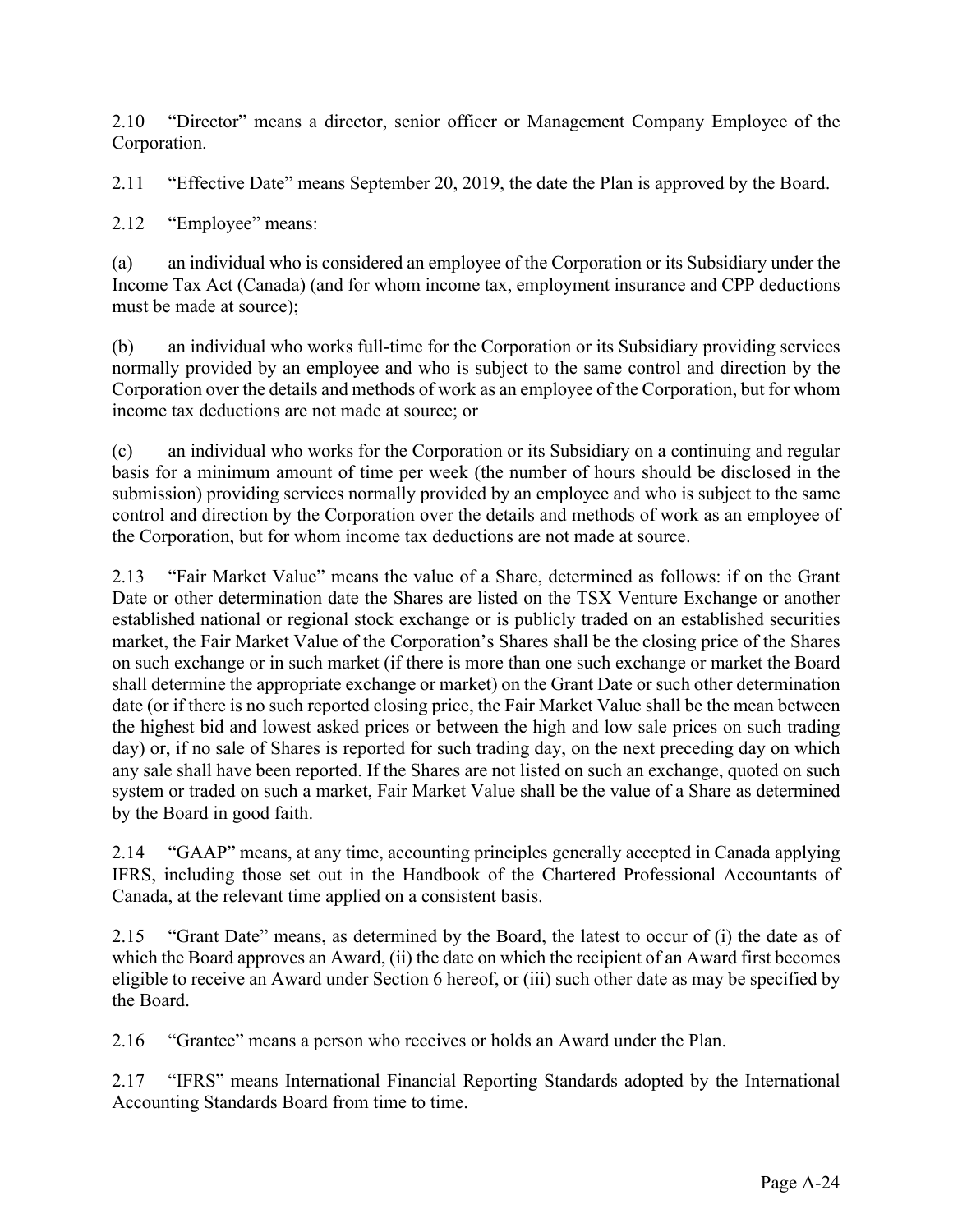2.10 “Director” means a director, senior officer or Management Company Employee of the Corporation.

2.11 “Effective Date” means September 20, 2019, the date the Plan is approved by the Board.

2.12 “Employee” means:

(a) an individual who is considered an employee of the Corporation or its Subsidiary under the Income Tax Act (Canada) (and for whom income tax, employment insurance and CPP deductions must be made at source);

(b) an individual who works full-time for the Corporation or its Subsidiary providing services normally provided by an employee and who is subject to the same control and direction by the Corporation over the details and methods of work as an employee of the Corporation, but for whom income tax deductions are not made at source; or

(c) an individual who works for the Corporation or its Subsidiary on a continuing and regular basis for a minimum amount of time per week (the number of hours should be disclosed in the submission) providing services normally provided by an employee and who is subject to the same control and direction by the Corporation over the details and methods of work as an employee of the Corporation, but for whom income tax deductions are not made at source.

2.13 “Fair Market Value” means the value of a Share, determined as follows: if on the Grant Date or other determination date the Shares are listed on the TSX Venture Exchange or another established national or regional stock exchange or is publicly traded on an established securities market, the Fair Market Value of the Corporation’s Shares shall be the closing price of the Shares on such exchange or in such market (if there is more than one such exchange or market the Board shall determine the appropriate exchange or market) on the Grant Date or such other determination date (or if there is no such reported closing price, the Fair Market Value shall be the mean between the highest bid and lowest asked prices or between the high and low sale prices on such trading day) or, if no sale of Shares is reported for such trading day, on the next preceding day on which any sale shall have been reported. If the Shares are not listed on such an exchange, quoted on such system or traded on such a market, Fair Market Value shall be the value of a Share as determined by the Board in good faith.

2.14 “GAAP” means, at any time, accounting principles generally accepted in Canada applying IFRS, including those set out in the Handbook of the Chartered Professional Accountants of Canada, at the relevant time applied on a consistent basis.

2.15 “Grant Date” means, as determined by the Board, the latest to occur of (i) the date as of which the Board approves an Award, (ii) the date on which the recipient of an Award first becomes eligible to receive an Award under Section 6 hereof, or (iii) such other date as may be specified by the Board.

2.16 “Grantee” means a person who receives or holds an Award under the Plan.

2.17 “IFRS” means International Financial Reporting Standards adopted by the International Accounting Standards Board from time to time.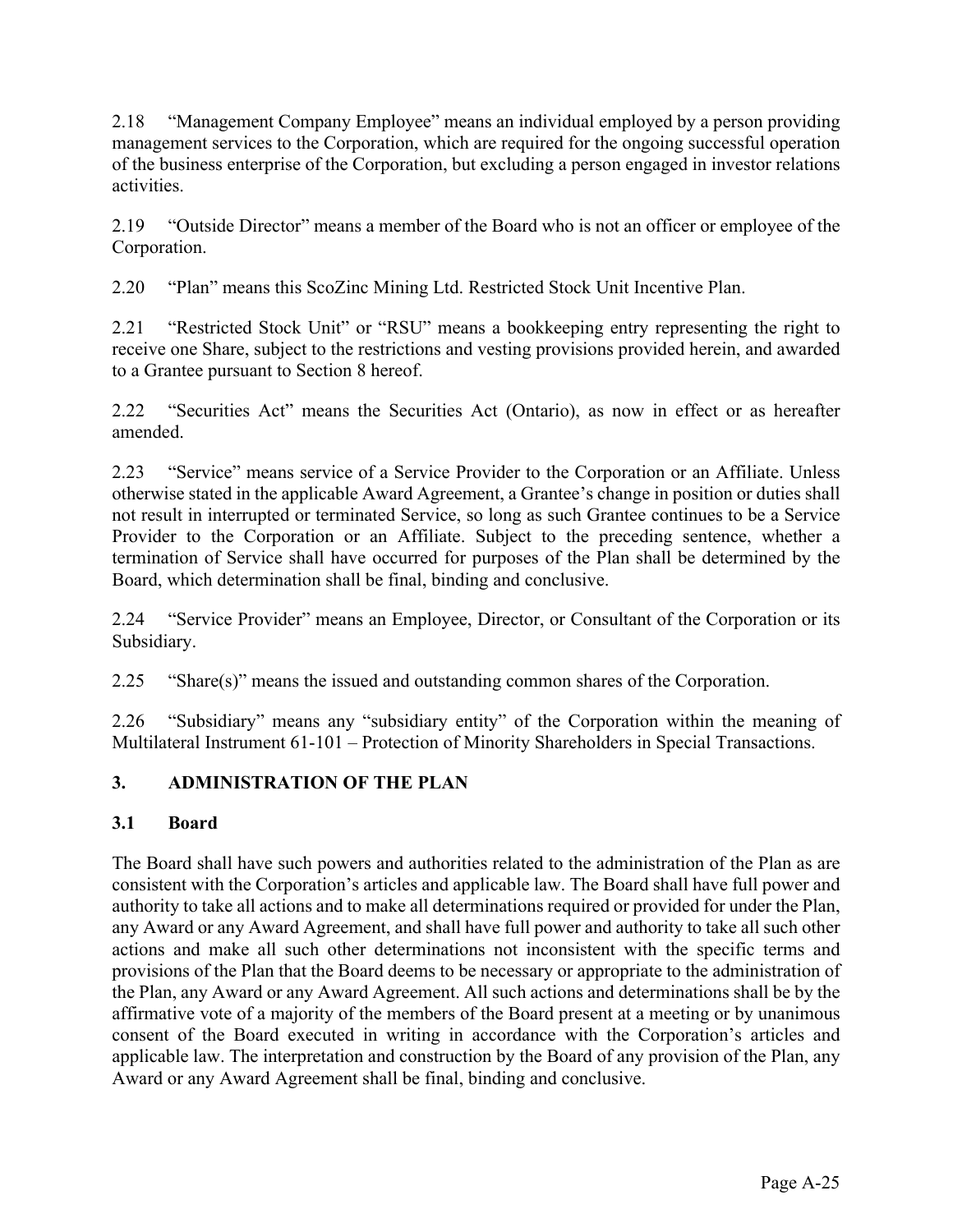2.18 “Management Company Employee” means an individual employed by a person providing management services to the Corporation, which are required for the ongoing successful operation of the business enterprise of the Corporation, but excluding a person engaged in investor relations activities.

2.19 “Outside Director” means a member of the Board who is not an officer or employee of the Corporation.

2.20 “Plan” means this ScoZinc Mining Ltd. Restricted Stock Unit Incentive Plan.

2.21 “Restricted Stock Unit” or “RSU” means a bookkeeping entry representing the right to receive one Share, subject to the restrictions and vesting provisions provided herein, and awarded to a Grantee pursuant to Section 8 hereof.

2.22 “Securities Act” means the Securities Act (Ontario), as now in effect or as hereafter amended.

2.23 “Service” means service of a Service Provider to the Corporation or an Affiliate. Unless otherwise stated in the applicable Award Agreement, a Grantee’s change in position or duties shall not result in interrupted or terminated Service, so long as such Grantee continues to be a Service Provider to the Corporation or an Affiliate. Subject to the preceding sentence, whether a termination of Service shall have occurred for purposes of the Plan shall be determined by the Board, which determination shall be final, binding and conclusive.

2.24 “Service Provider” means an Employee, Director, or Consultant of the Corporation or its Subsidiary.

2.25 “Share(s)” means the issued and outstanding common shares of the Corporation.

2.26 “Subsidiary” means any “subsidiary entity” of the Corporation within the meaning of Multilateral Instrument 61-101 – Protection of Minority Shareholders in Special Transactions.

## 3. ADMINISTRATION OF THE PLAN

### 3.1 Board

The Board shall have such powers and authorities related to the administration of the Plan as are consistent with the Corporation’s articles and applicable law. The Board shall have full power and authority to take all actions and to make all determinations required or provided for under the Plan, any Award or any Award Agreement, and shall have full power and authority to take all such other actions and make all such other determinations not inconsistent with the specific terms and provisions of the Plan that the Board deems to be necessary or appropriate to the administration of the Plan, any Award or any Award Agreement. All such actions and determinations shall be by the affirmative vote of a majority of the members of the Board present at a meeting or by unanimous consent of the Board executed in writing in accordance with the Corporation’s articles and applicable law. The interpretation and construction by the Board of any provision of the Plan, any Award or any Award Agreement shall be final, binding and conclusive.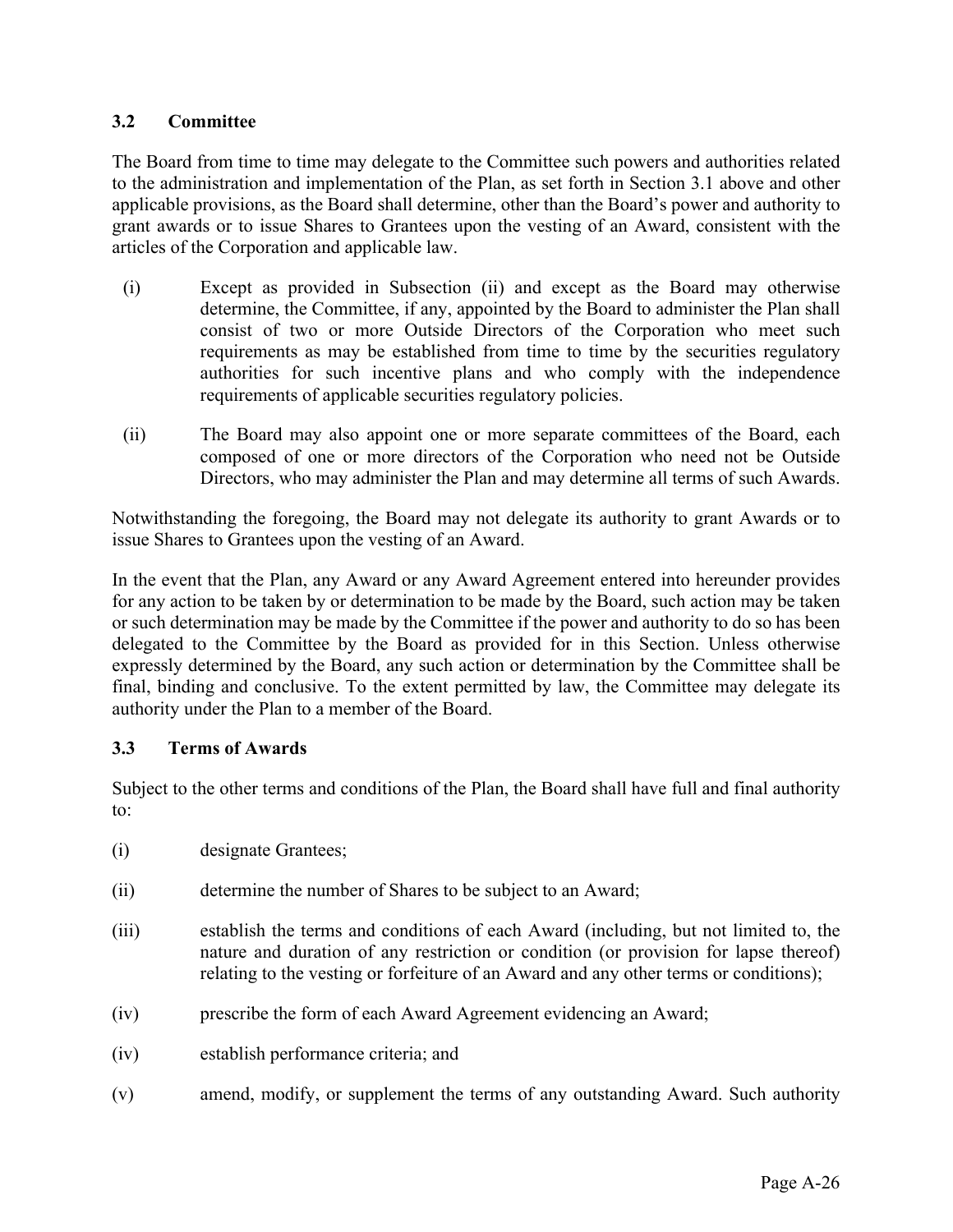### 3.2 Committee

The Board from time to time may delegate to the Committee such powers and authorities related to the administration and implementation of the Plan, as set forth in Section 3.1 above and other applicable provisions, as the Board shall determine, other than the Board's power and authority to grant awards or to issue Shares to Grantees upon the vesting of an Award, consistent with the articles of the Corporation and applicable law.

(i) Except as provided in Subsection (ii) and except as the Board may otherwise determine, the Committee, if any, appointed by the Board to administer the Plan shall consist of two or more Outside Directors of the Corporation who meet such requirements as may be established from time to time by the securities regulatory authorities for such incentive plans and who comply with the independence requirements of applicable securities regulatory policies.

(ii) The Board may also appoint one or more separate committees of the Board, each composed of one or more directors of the Corporation who need not be Outside Directors, who may administer the Plan and may determine all terms of such Awards.

Notwithstanding the foregoing, the Board may not delegate its authority to grant Awards or to issue Shares to Grantees upon the vesting of an Award.

In the event that the Plan, any Award or any Award Agreement entered into hereunder provides for any action to be taken by or determination to be made by the Board, such action may be taken or such determination may be made by the Committee if the power and authority to do so has been delegated to the Committee by the Board as provided for in this Section. Unless otherwise expressly determined by the Board, any such action or determination by the Committee shall be final, binding and conclusive. To the extent permitted by law, the Committee may delegate its authority under the Plan to a member of the Board.

### 3.3 Terms of Awards

Subject to the other terms and conditions of the Plan, the Board shall have full and final authority to:

(i) designate Grantees;

(ii) determine the number of Shares to be subject to an Award;

(iii) establish the terms and conditions of each Award (including, but not limited to, the nature and duration of any restriction or condition (or provision for lapse thereof) relating to the vesting or forfeiture of an Award and any other terms or conditions);

(iv) prescribe the form of each Award Agreement evidencing an Award;

(iv) establish performance criteria; and

(v) amend, modify, or supplement the terms of any outstanding Award. Such authority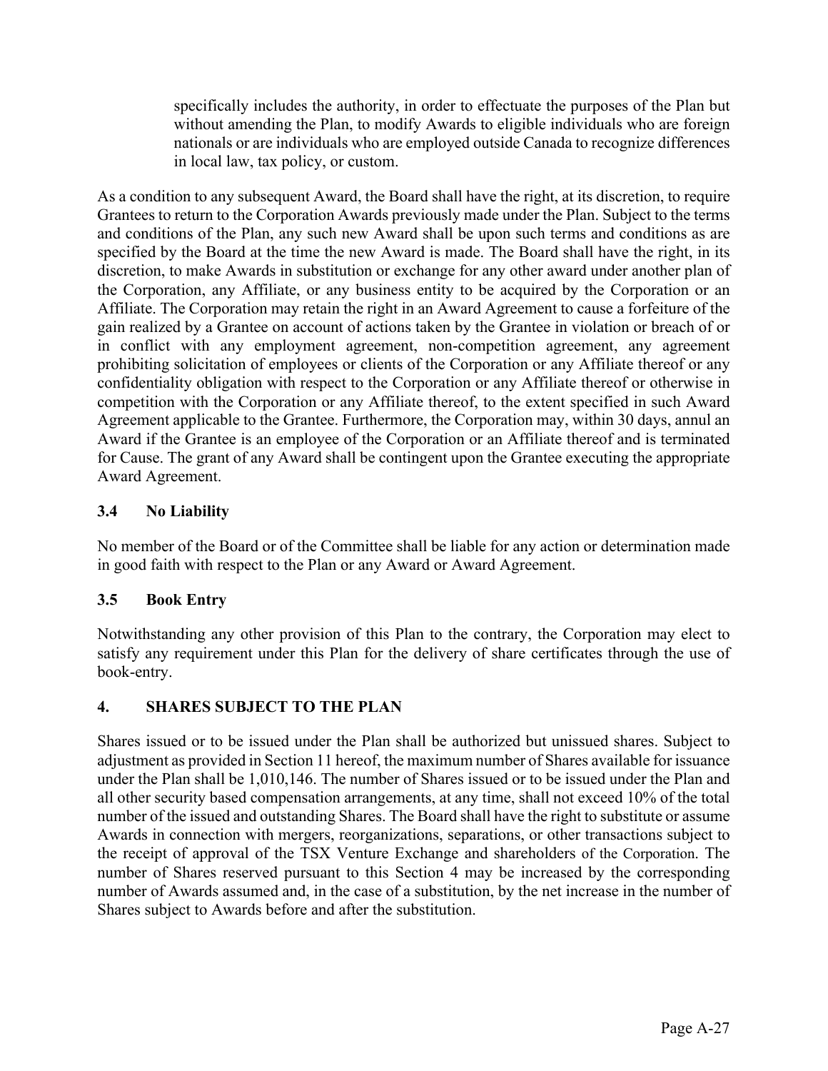specifically includes the authority, in order to effectuate the purposes of the Plan but without amending the Plan, to modify Awards to eligible individuals who are foreign nationals or are individuals who are employed outside Canada to recognize differences in local law, tax policy, or custom.

As a condition to any subsequent Award, the Board shall have the right, at its discretion, to require Grantees to return to the Corporation Awards previously made under the Plan. Subject to the terms and conditions of the Plan, any such new Award shall be upon such terms and conditions as are specified by the Board at the time the new Award is made. The Board shall have the right, in its discretion, to make Awards in substitution or exchange for any other award under another plan of the Corporation, any Affiliate, or any business entity to be acquired by the Corporation or an Affiliate. The Corporation may retain the right in an Award Agreement to cause a forfeiture of the gain realized by a Grantee on account of actions taken by the Grantee in violation or breach of or in conflict with any employment agreement, non-competition agreement, any agreement prohibiting solicitation of employees or clients of the Corporation or any Affiliate thereof or any confidentiality obligation with respect to the Corporation or any Affiliate thereof or otherwise in competition with the Corporation or any Affiliate thereof, to the extent specified in such Award Agreement applicable to the Grantee. Furthermore, the Corporation may, within 30 days, annul an Award if the Grantee is an employee of the Corporation or an Affiliate thereof and is terminated for Cause. The grant of any Award shall be contingent upon the Grantee executing the appropriate Award Agreement.

### 3.4 No Liability

No member of the Board or of the Committee shall be liable for any action or determination made in good faith with respect to the Plan or any Award or Award Agreement.

### 3.5 Book Entry

Notwithstanding any other provision of this Plan to the contrary, the Corporation may elect to satisfy any requirement under this Plan for the delivery of share certificates through the use of book-entry.

## 4. SHARES SUBJECT TO THE PLAN

Shares issued or to be issued under the Plan shall be authorized but unissued shares. Subject to adjustment as provided in Section 11 hereof, the maximum number of Shares available for issuance under the Plan shall be 1,010,146. The number of Shares issued or to be issued under the Plan and all other security based compensation arrangements, at any time, shall not exceed 10% of the total number of the issued and outstanding Shares. The Board shall have the right to substitute or assume Awards in connection with mergers, reorganizations, separations, or other transactions subject to the receipt of approval of the TSX Venture Exchange and shareholders of the Corporation. The number of Shares reserved pursuant to this Section 4 may be increased by the corresponding number of Awards assumed and, in the case of a substitution, by the net increase in the number of Shares subject to Awards before and after the substitution.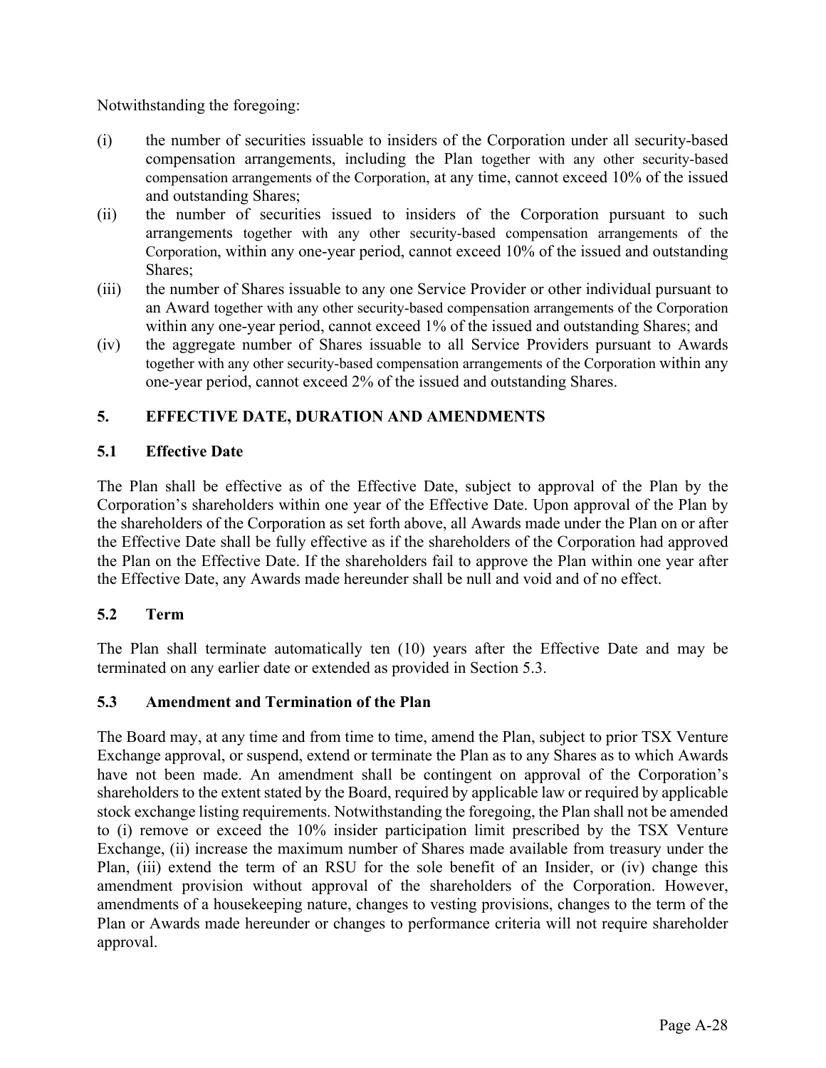Notwithstanding the foregoing:

(i) the number of securities issuable to insiders of the Corporation under all security-based compensation arrangements, including the Plan together with any other security-based compensation arrangements of the Corporation, at any time, cannot exceed 10% of the issued and outstanding Shares;

(ii) the number of securities issued to insiders of the Corporation pursuant to such arrangements together with any other security-based compensation arrangements of the Corporation, within any one-year period, cannot exceed 10% of the issued and outstanding Shares;

(iii) the number of Shares issuable to any one Service Provider or other individual pursuant to an Award together with any other security-based compensation arrangements of the Corporation within any one-year period, cannot exceed 1% of the issued and outstanding Shares; and

(iv) the aggregate number of Shares issuable to all Service Providers pursuant to Awards together with any other security-based compensation arrangements of the Corporation within any one-year period, cannot exceed 2% of the issued and outstanding Shares.

## 5. EFFECTIVE DATE, DURATION AND AMENDMENTS

### 5.1 Effective Date

The Plan shall be effective as of the Effective Date, subject to approval of the Plan by the Corporation's shareholders within one year of the Effective Date. Upon approval of the Plan by the shareholders of the Corporation as set forth above, all Awards made under the Plan on or after the Effective Date shall be fully effective as if the shareholders of the Corporation had approved the Plan on the Effective Date. If the shareholders fail to approve the Plan within one year after the Effective Date, any Awards made hereunder shall be null and void and of no effect.

### 5.2 Term

The Plan shall terminate automatically ten (10) years after the Effective Date and may be terminated on any earlier date or extended as provided in Section 5.3.

### 5.3 Amendment and Termination of the Plan

The Board may, at any time and from time to time, amend the Plan, subject to prior TSX Venture Exchange approval, or suspend, extend or terminate the Plan as to any Shares as to which Awards have not been made. An amendment shall be contingent on approval of the Corporation's shareholders to the extent stated by the Board, required by applicable law or required by applicable stock exchange listing requirements. Notwithstanding the foregoing, the Plan shall not be amended to (i) remove or exceed the 10% insider participation limit prescribed by the TSX Venture Exchange, (ii) increase the maximum number of Shares made available from treasury under the Plan, (iii) extend the term of an RSU for the sole benefit of an Insider, or (iv) change this amendment provision without approval of the shareholders of the Corporation. However, amendments of a housekeeping nature, changes to vesting provisions, changes to the term of the Plan or Awards made hereunder or changes to performance criteria will not require shareholder approval.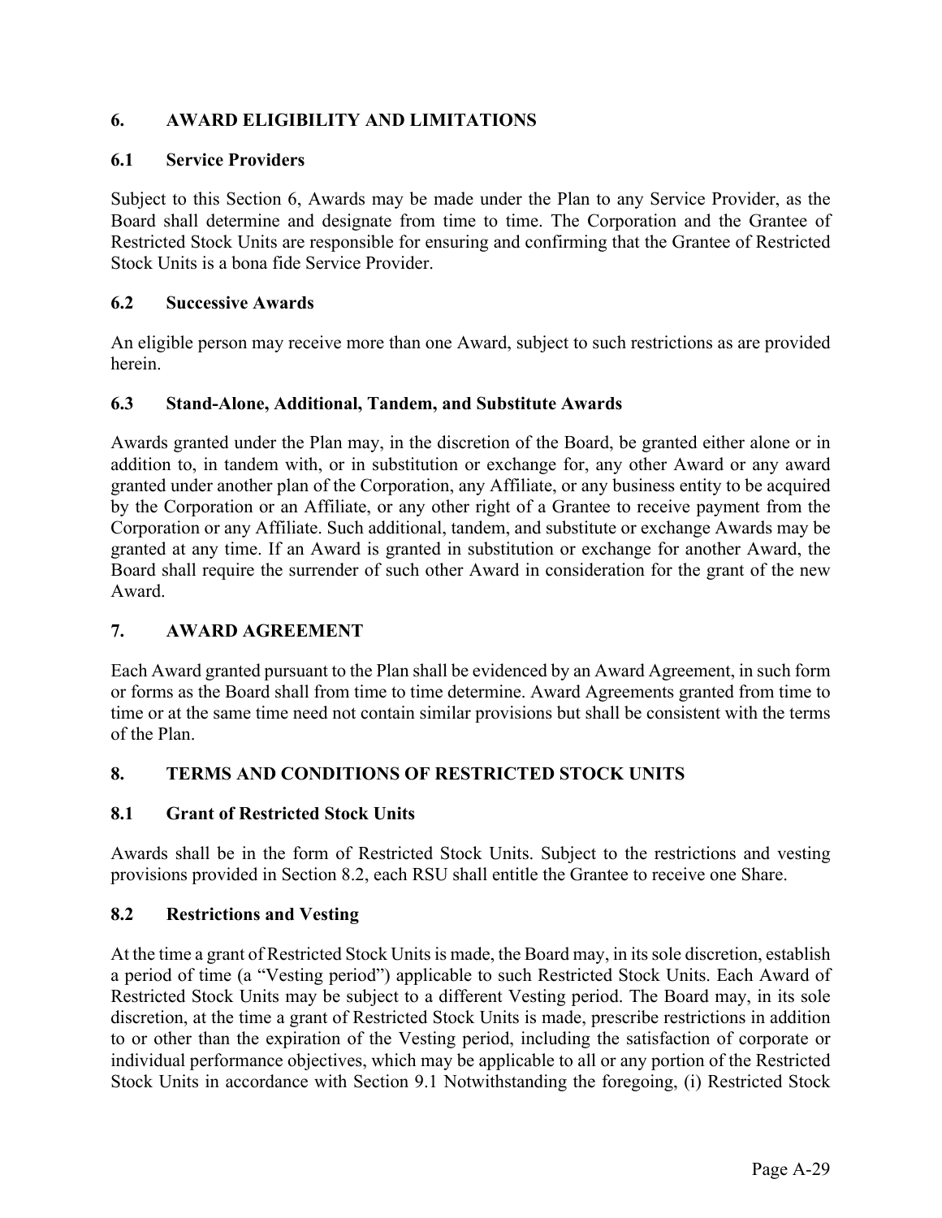## 6. AWARD ELIGIBILITY AND LIMITATIONS

### 6.1 Service Providers

Subject to this Section 6, Awards may be made under the Plan to any Service Provider, as the Board shall determine and designate from time to time. The Corporation and the Grantee of Restricted Stock Units are responsible for ensuring and confirming that the Grantee of Restricted Stock Units is a bona fide Service Provider.

### 6.2 Successive Awards

An eligible person may receive more than one Award, subject to such restrictions as are provided herein.

### 6.3 Stand-Alone, Additional, Tandem, and Substitute Awards

Awards granted under the Plan may, in the discretion of the Board, be granted either alone or in addition to, in tandem with, or in substitution or exchange for, any other Award or any award granted under another plan of the Corporation, any Affiliate, or any business entity to be acquired by the Corporation or an Affiliate, or any other right of a Grantee to receive payment from the Corporation or any Affiliate. Such additional, tandem, and substitute or exchange Awards may be granted at any time. If an Award is granted in substitution or exchange for another Award, the Board shall require the surrender of such other Award in consideration for the grant of the new Award.

## 7. AWARD AGREEMENT

Each Award granted pursuant to the Plan shall be evidenced by an Award Agreement, in such form or forms as the Board shall from time to time determine. Award Agreements granted from time to time or at the same time need not contain similar provisions but shall be consistent with the terms of the Plan.

## 8. TERMS AND CONDITIONS OF RESTRICTED STOCK UNITS

### 8.1 Grant of Restricted Stock Units

Awards shall be in the form of Restricted Stock Units. Subject to the restrictions and vesting provisions provided in Section 8.2, each RSU shall entitle the Grantee to receive one Share.

### 8.2 Restrictions and Vesting

At the time a grant of Restricted Stock Units is made, the Board may, in its sole discretion, establish a period of time (a "Vesting period") applicable to such Restricted Stock Units. Each Award of Restricted Stock Units may be subject to a different Vesting period. The Board may, in its sole discretion, at the time a grant of Restricted Stock Units is made, prescribe restrictions in addition to or other than the expiration of the Vesting period, including the satisfaction of corporate or individual performance objectives, which may be applicable to all or any portion of the Restricted Stock Units in accordance with Section 9.1 Notwithstanding the foregoing, (i) Restricted Stock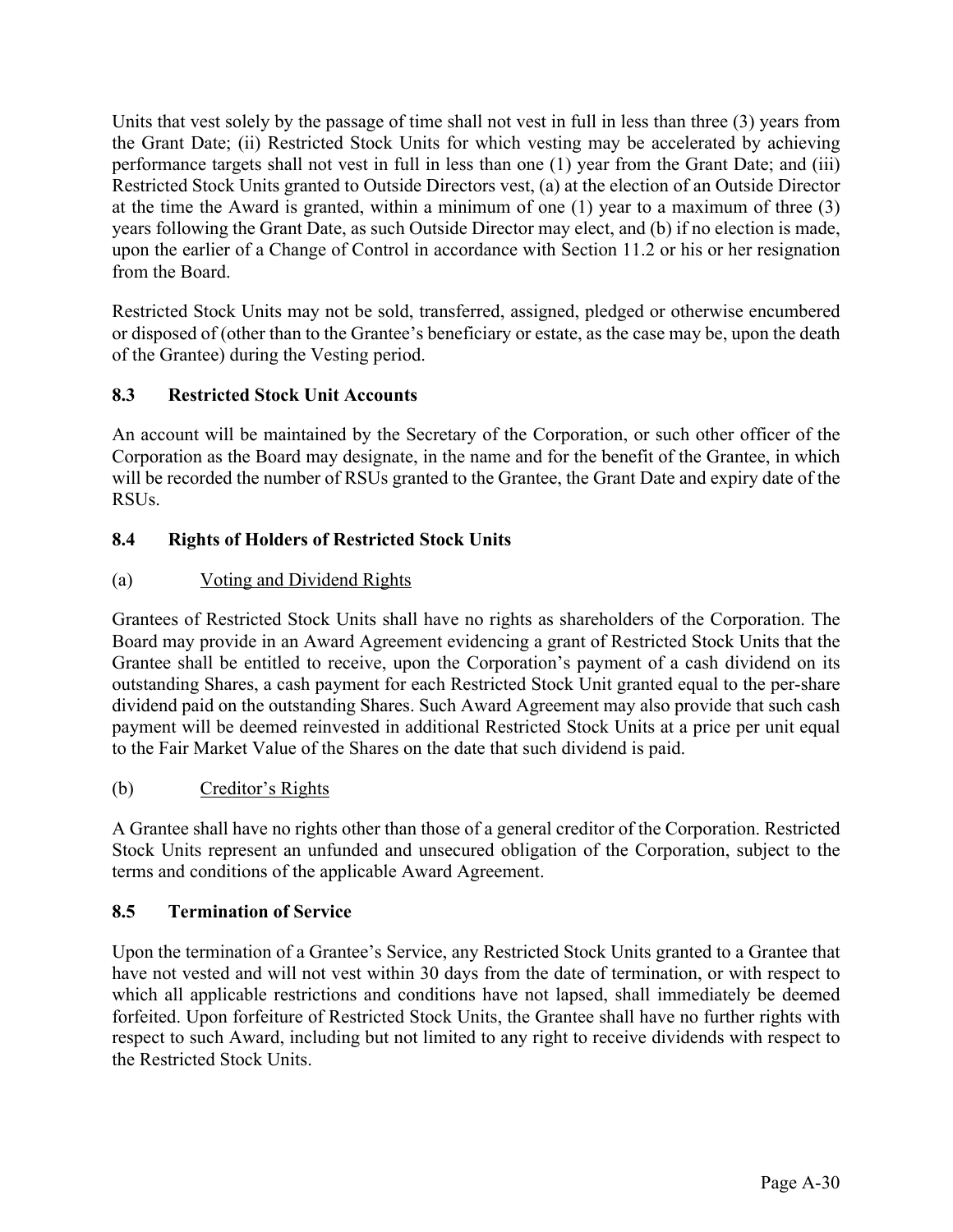Units that vest solely by the passage of time shall not vest in full in less than three (3) years from the Grant Date; (ii) Restricted Stock Units for which vesting may be accelerated by achieving performance targets shall not vest in full in less than one (1) year from the Grant Date; and (iii) Restricted Stock Units granted to Outside Directors vest, (a) at the election of an Outside Director at the time the Award is granted, within a minimum of one (1) year to a maximum of three (3) years following the Grant Date, as such Outside Director may elect, and (b) if no election is made, upon the earlier of a Change of Control in accordance with Section 11.2 or his or her resignation from the Board.

Restricted Stock Units may not be sold, transferred, assigned, pledged or otherwise encumbered or disposed of (other than to the Grantee's beneficiary or estate, as the case may be, upon the death of the Grantee) during the Vesting period.

### 8.3 Restricted Stock Unit Accounts

An account will be maintained by the Secretary of the Corporation, or such other officer of the Corporation as the Board may designate, in the name and for the benefit of the Grantee, in which will be recorded the number of RSUs granted to the Grantee, the Grant Date and expiry date of the RSUs.

### 8.4 Rights of Holders of Restricted Stock Units

(a) Voting and Dividend Rights

Grantees of Restricted Stock Units shall have no rights as shareholders of the Corporation. The Board may provide in an Award Agreement evidencing a grant of Restricted Stock Units that the Grantee shall be entitled to receive, upon the Corporation's payment of a cash dividend on its outstanding Shares, a cash payment for each Restricted Stock Unit granted equal to the per-share dividend paid on the outstanding Shares. Such Award Agreement may also provide that such cash payment will be deemed reinvested in additional Restricted Stock Units at a price per unit equal to the Fair Market Value of the Shares on the date that such dividend is paid.

(b) Creditor's Rights

A Grantee shall have no rights other than those of a general creditor of the Corporation. Restricted Stock Units represent an unfunded and unsecured obligation of the Corporation, subject to the terms and conditions of the applicable Award Agreement.

### 8.5 Termination of Service

Upon the termination of a Grantee's Service, any Restricted Stock Units granted to a Grantee that have not vested and will not vest within 30 days from the date of termination, or with respect to which all applicable restrictions and conditions have not lapsed, shall immediately be deemed forfeited. Upon forfeiture of Restricted Stock Units, the Grantee shall have no further rights with respect to such Award, including but not limited to any right to receive dividends with respect to the Restricted Stock Units.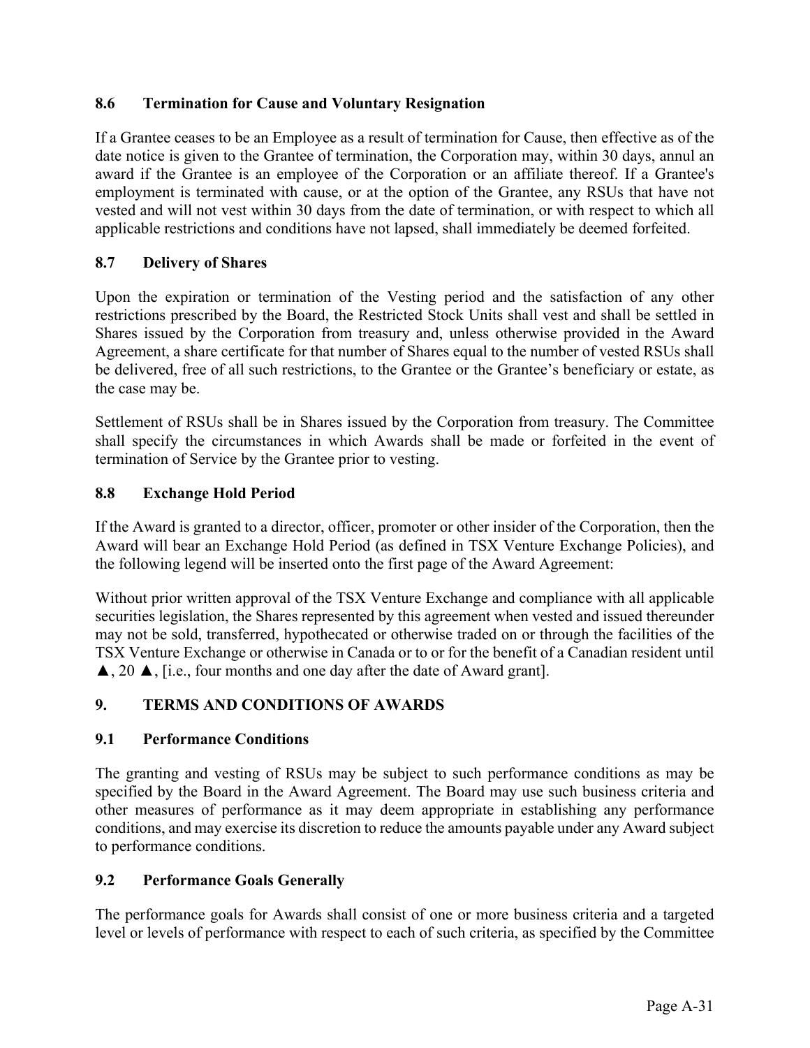### 8.6 Termination for Cause and Voluntary Resignation

If a Grantee ceases to be an Employee as a result of termination for Cause, then effective as of the date notice is given to the Grantee of termination, the Corporation may, within 30 days, annul an award if the Grantee is an employee of the Corporation or an affiliate thereof. If a Grantee's employment is terminated with cause, or at the option of the Grantee, any RSUs that have not vested and will not vest within 30 days from the date of termination, or with respect to which all applicable restrictions and conditions have not lapsed, shall immediately be deemed forfeited.

### 8.7 Delivery of Shares

Upon the expiration or termination of the Vesting period and the satisfaction of any other restrictions prescribed by the Board, the Restricted Stock Units shall vest and shall be settled in Shares issued by the Corporation from treasury and, unless otherwise provided in the Award Agreement, a share certificate for that number of Shares equal to the number of vested RSUs shall be delivered, free of all such restrictions, to the Grantee or the Grantee's beneficiary or estate, as the case may be.

Settlement of RSUs shall be in Shares issued by the Corporation from treasury. The Committee shall specify the circumstances in which Awards shall be made or forfeited in the event of termination of Service by the Grantee prior to vesting.

### 8.8 Exchange Hold Period

If the Award is granted to a director, officer, promoter or other insider of the Corporation, then the Award will bear an Exchange Hold Period (as defined in TSX Venture Exchange Policies), and the following legend will be inserted onto the first page of the Award Agreement:

Without prior written approval of the TSX Venture Exchange and compliance with all applicable securities legislation, the Shares represented by this agreement when vested and issued thereunder may not be sold, transferred, hypothecated or otherwise traded on or through the facilities of the TSX Venture Exchange or otherwise in Canada or to or for the benefit of a Canadian resident until ▲, 20 ▲, [i.e., four months and one day after the date of Award grant].

## 9. TERMS AND CONDITIONS OF AWARDS

### 9.1 Performance Conditions

The granting and vesting of RSUs may be subject to such performance conditions as may be specified by the Board in the Award Agreement. The Board may use such business criteria and other measures of performance as it may deem appropriate in establishing any performance conditions, and may exercise its discretion to reduce the amounts payable under any Award subject to performance conditions.

### 9.2 Performance Goals Generally

The performance goals for Awards shall consist of one or more business criteria and a targeted level or levels of performance with respect to each of such criteria, as specified by the Committee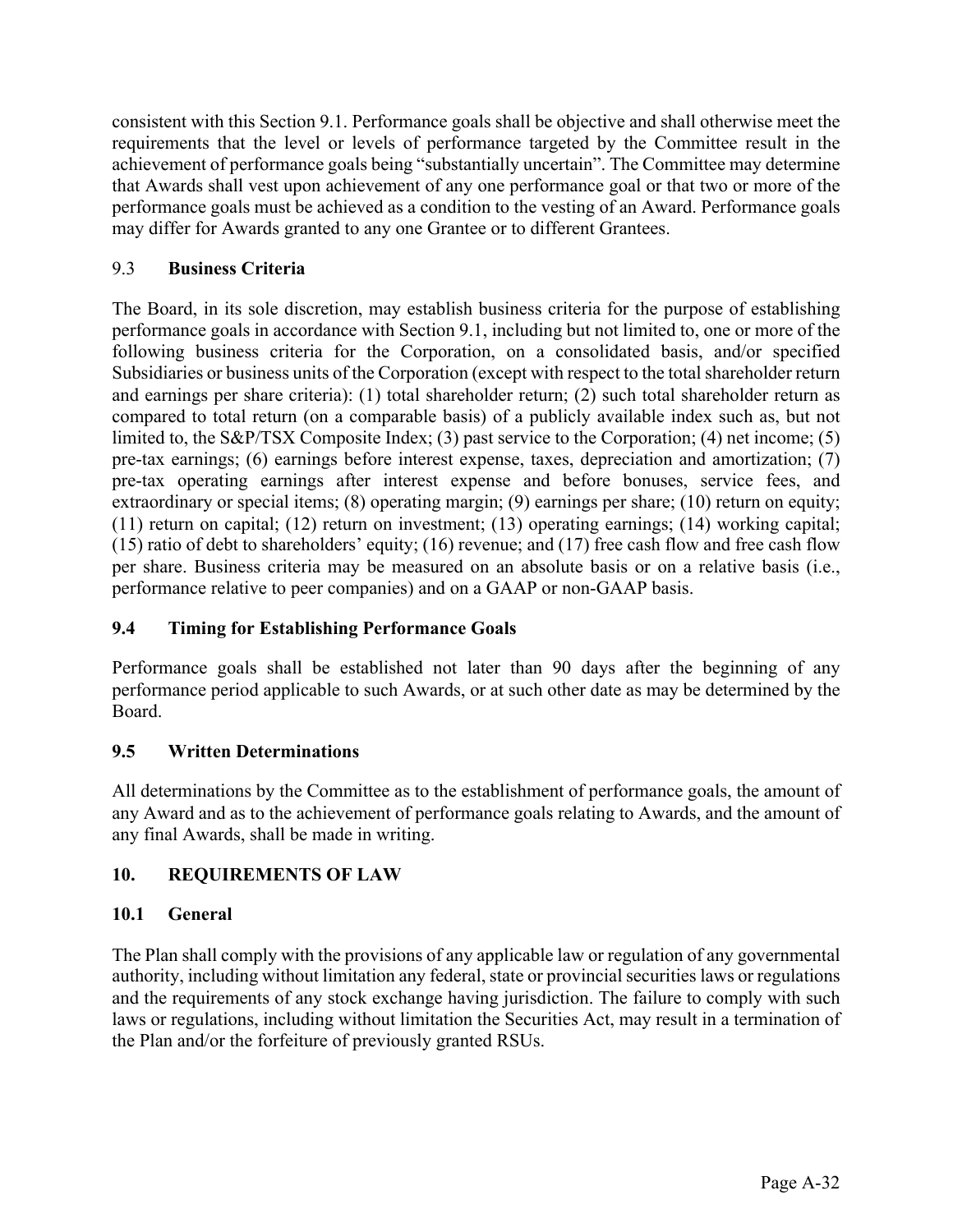consistent with this Section 9.1. Performance goals shall be objective and shall otherwise meet the requirements that the level or levels of performance targeted by the Committee result in the achievement of performance goals being "substantially uncertain". The Committee may determine that Awards shall vest upon achievement of any one performance goal or that two or more of the performance goals must be achieved as a condition to the vesting of an Award. Performance goals may differ for Awards granted to any one Grantee or to different Grantees.

### 9.3 Business Criteria

The Board, in its sole discretion, may establish business criteria for the purpose of establishing performance goals in accordance with Section 9.1, including but not limited to, one or more of the following business criteria for the Corporation, on a consolidated basis, and/or specified Subsidiaries or business units of the Corporation (except with respect to the total shareholder return and earnings per share criteria): (1) total shareholder return; (2) such total shareholder return as compared to total return (on a comparable basis) of a publicly available index such as, but not limited to, the S&P/TSX Composite Index; (3) past service to the Corporation; (4) net income; (5) pre-tax earnings; (6) earnings before interest expense, taxes, depreciation and amortization; (7) pre-tax operating earnings after interest expense and before bonuses, service fees, and extraordinary or special items; (8) operating margin; (9) earnings per share; (10) return on equity; (11) return on capital; (12) return on investment; (13) operating earnings; (14) working capital; (15) ratio of debt to shareholders' equity; (16) revenue; and (17) free cash flow and free cash flow per share. Business criteria may be measured on an absolute basis or on a relative basis (i.e., performance relative to peer companies) and on a GAAP or non-GAAP basis.

### 9.4 Timing for Establishing Performance Goals

Performance goals shall be established not later than 90 days after the beginning of any performance period applicable to such Awards, or at such other date as may be determined by the Board.

### 9.5 Written Determinations

All determinations by the Committee as to the establishment of performance goals, the amount of any Award and as to the achievement of performance goals relating to Awards, and the amount of any final Awards, shall be made in writing.

## 10. REQUIREMENTS OF LAW

### 10.1 General

The Plan shall comply with the provisions of any applicable law or regulation of any governmental authority, including without limitation any federal, state or provincial securities laws or regulations and the requirements of any stock exchange having jurisdiction. The failure to comply with such laws or regulations, including without limitation the Securities Act, may result in a termination of the Plan and/or the forfeiture of previously granted RSUs.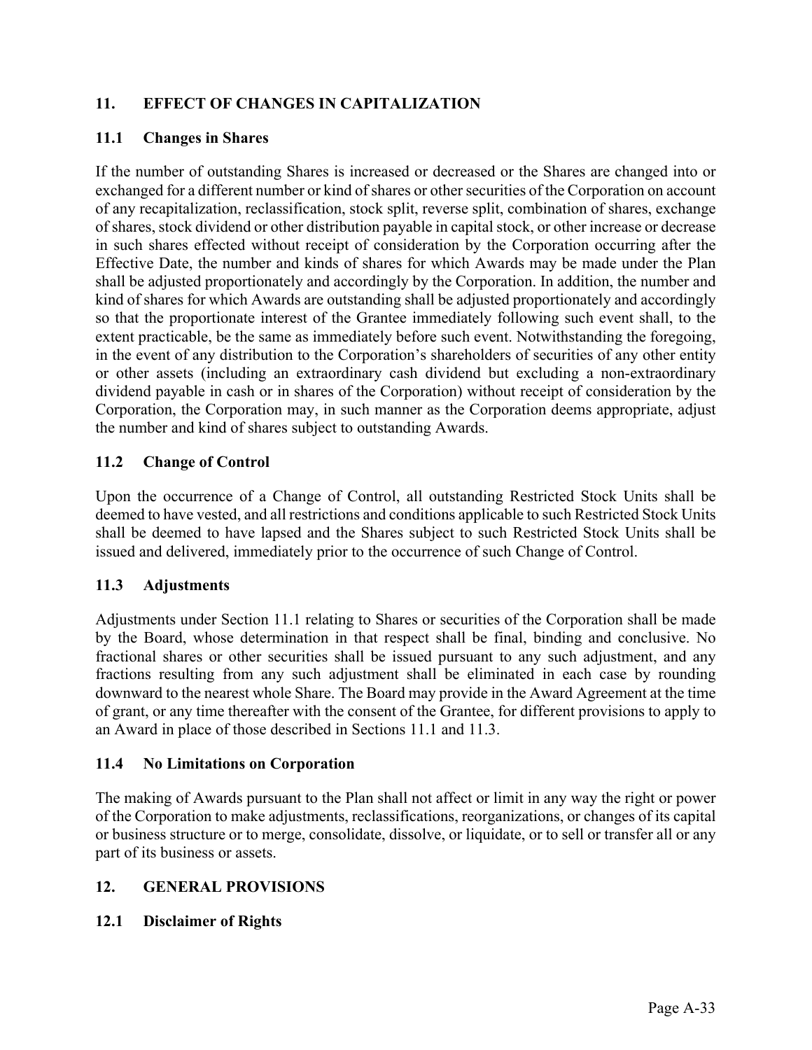## 11. EFFECT OF CHANGES IN CAPITALIZATION

### 11.1 Changes in Shares

If the number of outstanding Shares is increased or decreased or the Shares are changed into or exchanged for a different number or kind of shares or other securities of the Corporation on account of any recapitalization, reclassification, stock split, reverse split, combination of shares, exchange of shares, stock dividend or other distribution payable in capital stock, or other increase or decrease in such shares effected without receipt of consideration by the Corporation occurring after the Effective Date, the number and kinds of shares for which Awards may be made under the Plan shall be adjusted proportionately and accordingly by the Corporation. In addition, the number and kind of shares for which Awards are outstanding shall be adjusted proportionately and accordingly so that the proportionate interest of the Grantee immediately following such event shall, to the extent practicable, be the same as immediately before such event. Notwithstanding the foregoing, in the event of any distribution to the Corporation's shareholders of securities of any other entity or other assets (including an extraordinary cash dividend but excluding a non-extraordinary dividend payable in cash or in shares of the Corporation) without receipt of consideration by the Corporation, the Corporation may, in such manner as the Corporation deems appropriate, adjust the number and kind of shares subject to outstanding Awards.

### 11.2 Change of Control

Upon the occurrence of a Change of Control, all outstanding Restricted Stock Units shall be deemed to have vested, and all restrictions and conditions applicable to such Restricted Stock Units shall be deemed to have lapsed and the Shares subject to such Restricted Stock Units shall be issued and delivered, immediately prior to the occurrence of such Change of Control.

### 11.3 Adjustments

Adjustments under Section 11.1 relating to Shares or securities of the Corporation shall be made by the Board, whose determination in that respect shall be final, binding and conclusive. No fractional shares or other securities shall be issued pursuant to any such adjustment, and any fractions resulting from any such adjustment shall be eliminated in each case by rounding downward to the nearest whole Share. The Board may provide in the Award Agreement at the time of grant, or any time thereafter with the consent of the Grantee, for different provisions to apply to an Award in place of those described in Sections 11.1 and 11.3.

### 11.4 No Limitations on Corporation

The making of Awards pursuant to the Plan shall not affect or limit in any way the right or power of the Corporation to make adjustments, reclassifications, reorganizations, or changes of its capital or business structure or to merge, consolidate, dissolve, or liquidate, or to sell or transfer all or any part of its business or assets.

## 12. GENERAL PROVISIONS

### 12.1 Disclaimer of Rights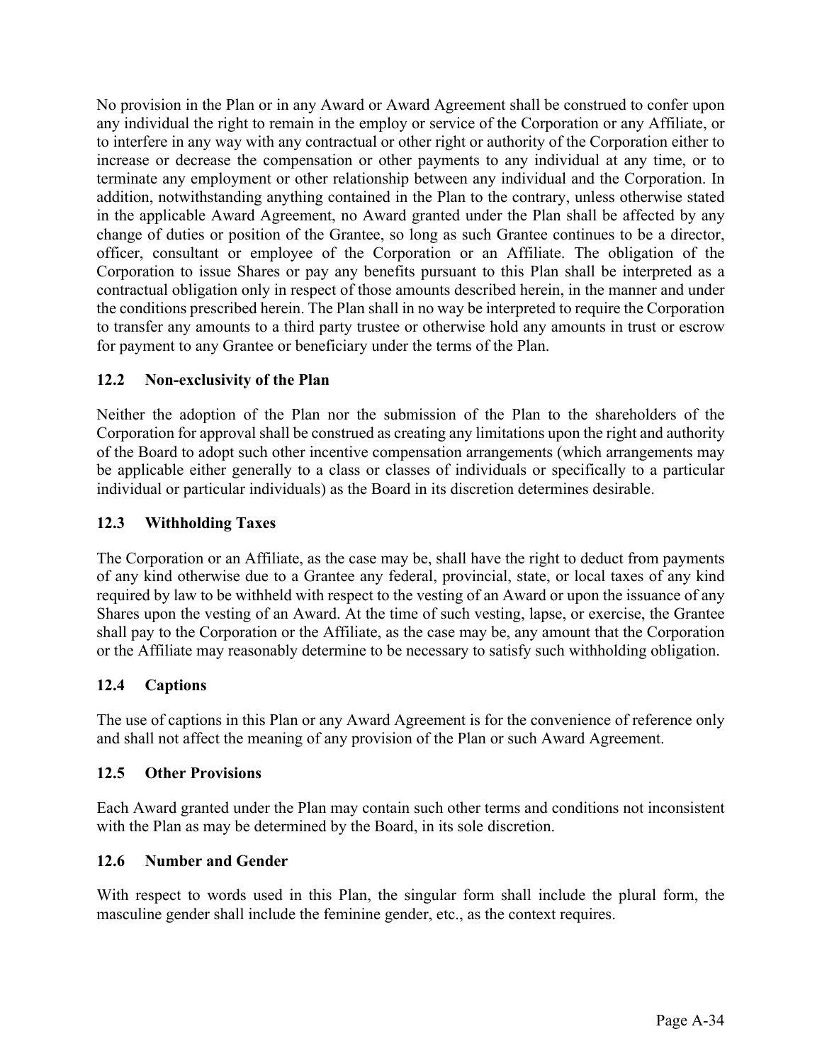No provision in the Plan or in any Award or Award Agreement shall be construed to confer upon any individual the right to remain in the employ or service of the Corporation or any Affiliate, or to interfere in any way with any contractual or other right or authority of the Corporation either to increase or decrease the compensation or other payments to any individual at any time, or to terminate any employment or other relationship between any individual and the Corporation. In addition, notwithstanding anything contained in the Plan to the contrary, unless otherwise stated in the applicable Award Agreement, no Award granted under the Plan shall be affected by any change of duties or position of the Grantee, so long as such Grantee continues to be a director, officer, consultant or employee of the Corporation or an Affiliate. The obligation of the Corporation to issue Shares or pay any benefits pursuant to this Plan shall be interpreted as a contractual obligation only in respect of those amounts described herein, in the manner and under the conditions prescribed herein. The Plan shall in no way be interpreted to require the Corporation to transfer any amounts to a third party trustee or otherwise hold any amounts in trust or escrow for payment to any Grantee or beneficiary under the terms of the Plan.

### 12.2 Non-exclusivity of the Plan

Neither the adoption of the Plan nor the submission of the Plan to the shareholders of the Corporation for approval shall be construed as creating any limitations upon the right and authority of the Board to adopt such other incentive compensation arrangements (which arrangements may be applicable either generally to a class or classes of individuals or specifically to a particular individual or particular individuals) as the Board in its discretion determines desirable.

### 12.3 Withholding Taxes

The Corporation or an Affiliate, as the case may be, shall have the right to deduct from payments of any kind otherwise due to a Grantee any federal, provincial, state, or local taxes of any kind required by law to be withheld with respect to the vesting of an Award or upon the issuance of any Shares upon the vesting of an Award. At the time of such vesting, lapse, or exercise, the Grantee shall pay to the Corporation or the Affiliate, as the case may be, any amount that the Corporation or the Affiliate may reasonably determine to be necessary to satisfy such withholding obligation.

### 12.4 Captions

The use of captions in this Plan or any Award Agreement is for the convenience of reference only and shall not affect the meaning of any provision of the Plan or such Award Agreement.

### 12.5 Other Provisions

Each Award granted under the Plan may contain such other terms and conditions not inconsistent with the Plan as may be determined by the Board, in its sole discretion.

### 12.6 Number and Gender

With respect to words used in this Plan, the singular form shall include the plural form, the masculine gender shall include the feminine gender, etc., as the context requires.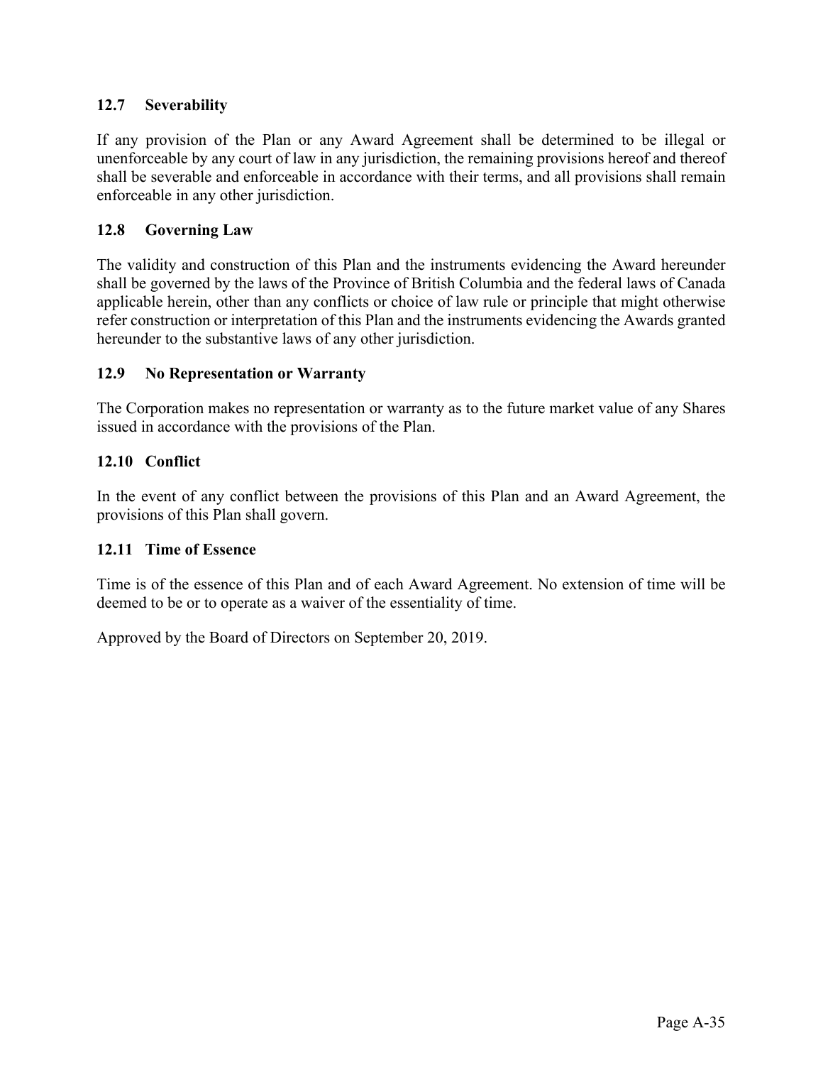### 12.7 Severability

If any provision of the Plan or any Award Agreement shall be determined to be illegal or unenforceable by any court of law in any jurisdiction, the remaining provisions hereof and thereof shall be severable and enforceable in accordance with their terms, and all provisions shall remain enforceable in any other jurisdiction.

### 12.8 Governing Law

The validity and construction of this Plan and the instruments evidencing the Award hereunder shall be governed by the laws of the Province of British Columbia and the federal laws of Canada applicable herein, other than any conflicts or choice of law rule or principle that might otherwise refer construction or interpretation of this Plan and the instruments evidencing the Awards granted hereunder to the substantive laws of any other jurisdiction.

### 12.9 No Representation or Warranty

The Corporation makes no representation or warranty as to the future market value of any Shares issued in accordance with the provisions of the Plan.

### 12.10 Conflict

In the event of any conflict between the provisions of this Plan and an Award Agreement, the provisions of this Plan shall govern.

### 12.11 Time of Essence

Time is of the essence of this Plan and of each Award Agreement. No extension of time will be deemed to be or to operate as a waiver of the essentiality of time.

Approved by the Board of Directors on September 20, 2019.